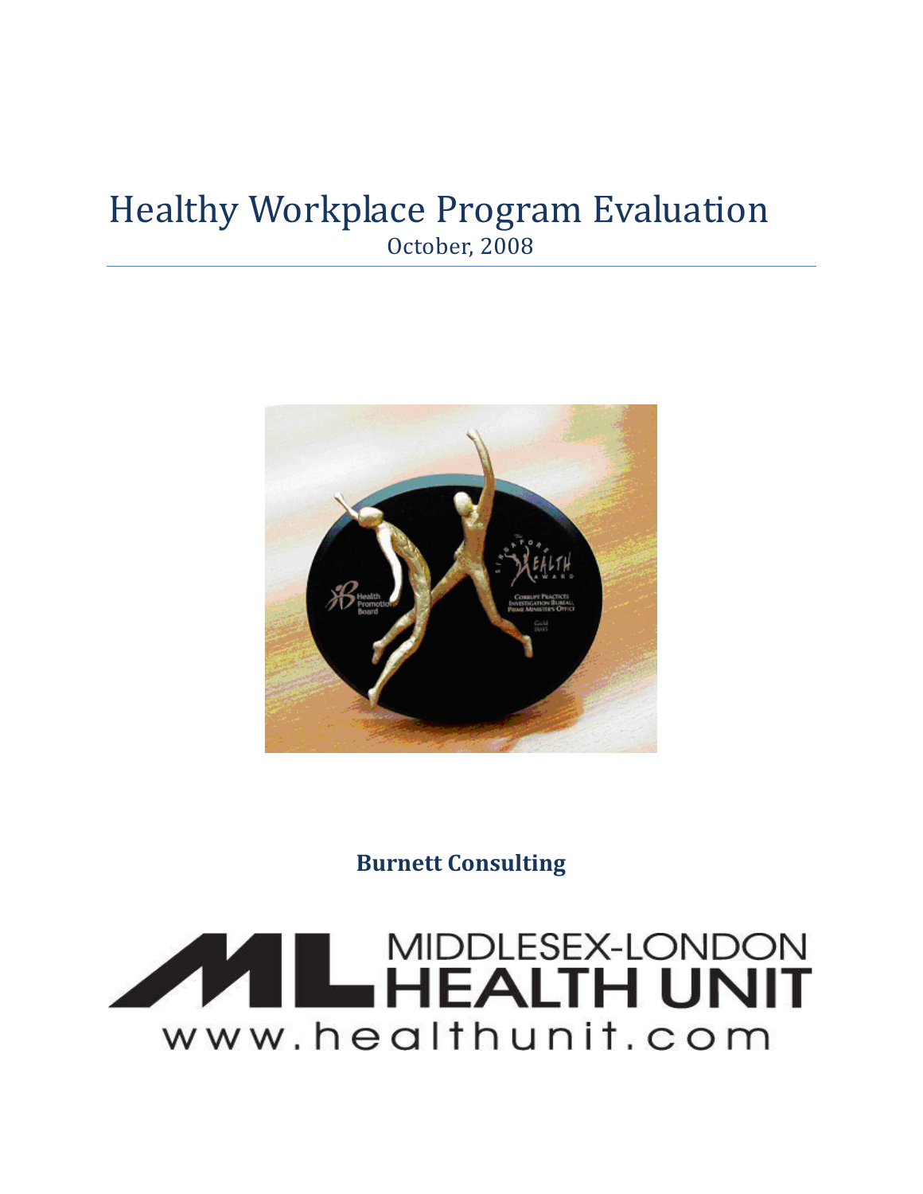# Healthy Workplace Program Evaluation

October, 2008

**Burnett Consulting**

MIDDLESEX-LONDON HEALTH UNIT

www.healthunit.com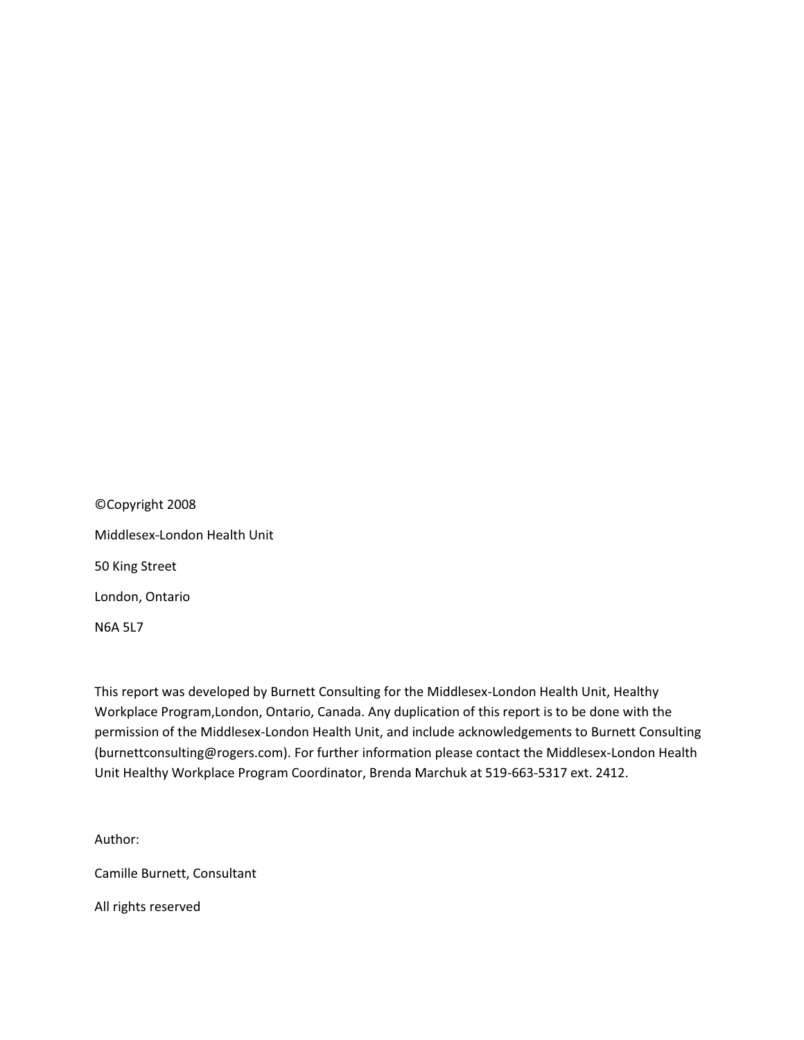©Copyright 2008

Middlesex-London Health Unit

50 King Street

London, Ontario

N6A 5L7

This report was developed by Burnett Consulting for the Middlesex-London Health Unit, Healthy Workplace Program,London, Ontario, Canada. Any duplication of this report is to be done with the permission of the Middlesex-London Health Unit, and include acknowledgements to Burnett Consulting (burnettconsulting@rogers.com). For further information please contact the Middlesex-London Health Unit Healthy Workplace Program Coordinator, Brenda Marchuk at 519-663-5317 ext. 2412.

Author:

Camille Burnett, Consultant

All rights reserved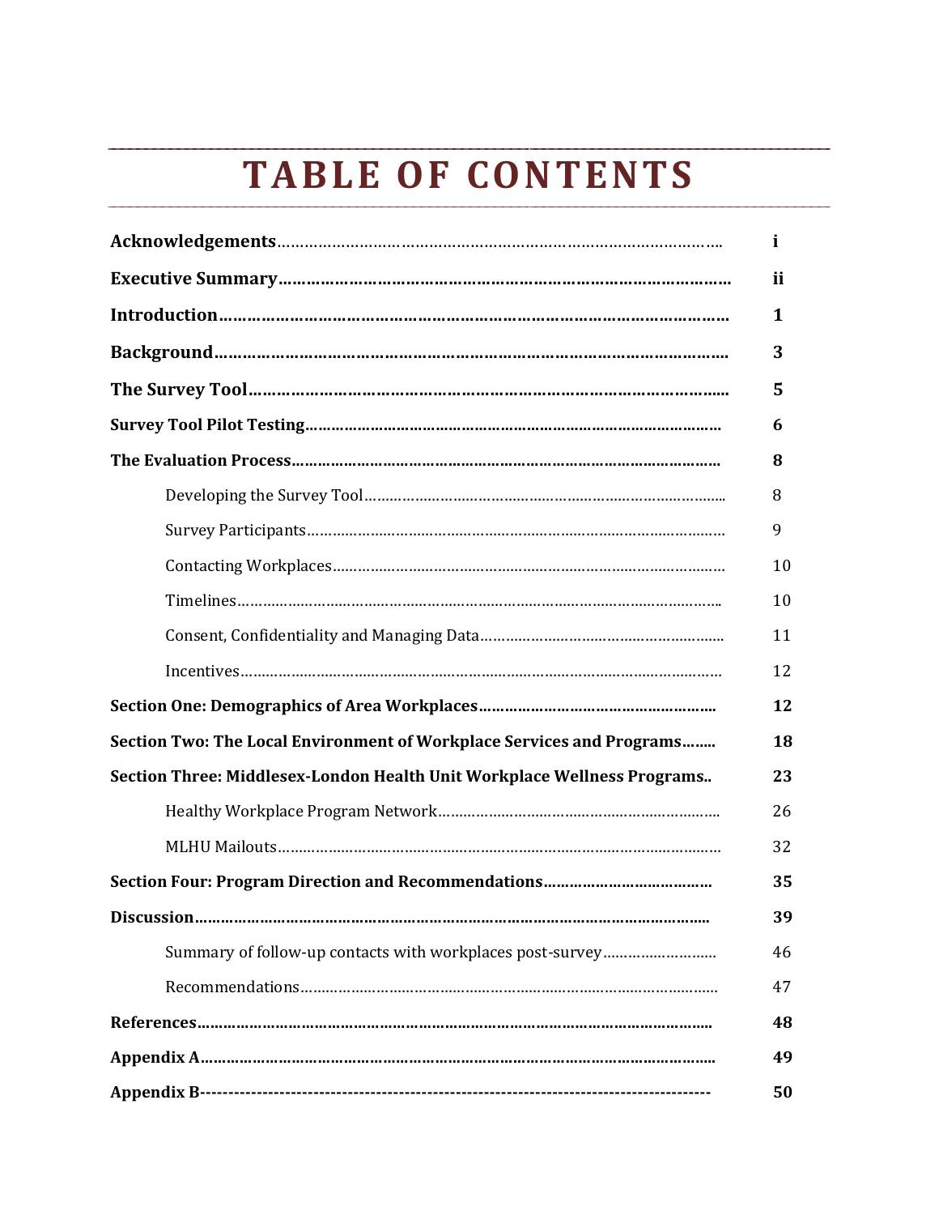# TABLE OF CONTENTS

| | |
|---|---|
| **Acknowledgements** | **i** |
| **Executive Summary** | **ii** |
| **Introduction** | **1** |
| **Background** | **3** |
| **The Survey Tool** | **5** |
| **Survey Tool Pilot Testing** | **6** |
| **The Evaluation Process** | **8** |
| Developing the Survey Tool | 8 |
| Survey Participants | 9 |
| Contacting Workplaces | 10 |
| Timelines | 10 |
| Consent, Confidentiality and Managing Data | 11 |
| Incentives | 12 |
| **Section One: Demographics of Area Workplaces** | **12** |
| **Section Two: The Local Environment of Workplace Services and Programs** | **18** |
| **Section Three: Middlesex-London Health Unit Workplace Wellness Programs** | **23** |
| Healthy Workplace Program Network | 26 |
| MLHU Mailouts | 32 |
| **Section Four: Program Direction and Recommendations** | **35** |
| **Discussion** | **39** |
| Summary of follow-up contacts with workplaces post-survey | 46 |
| Recommendations | 47 |
| **References** | **48** |
| **Appendix A** | **49** |
| **Appendix B** | **50** |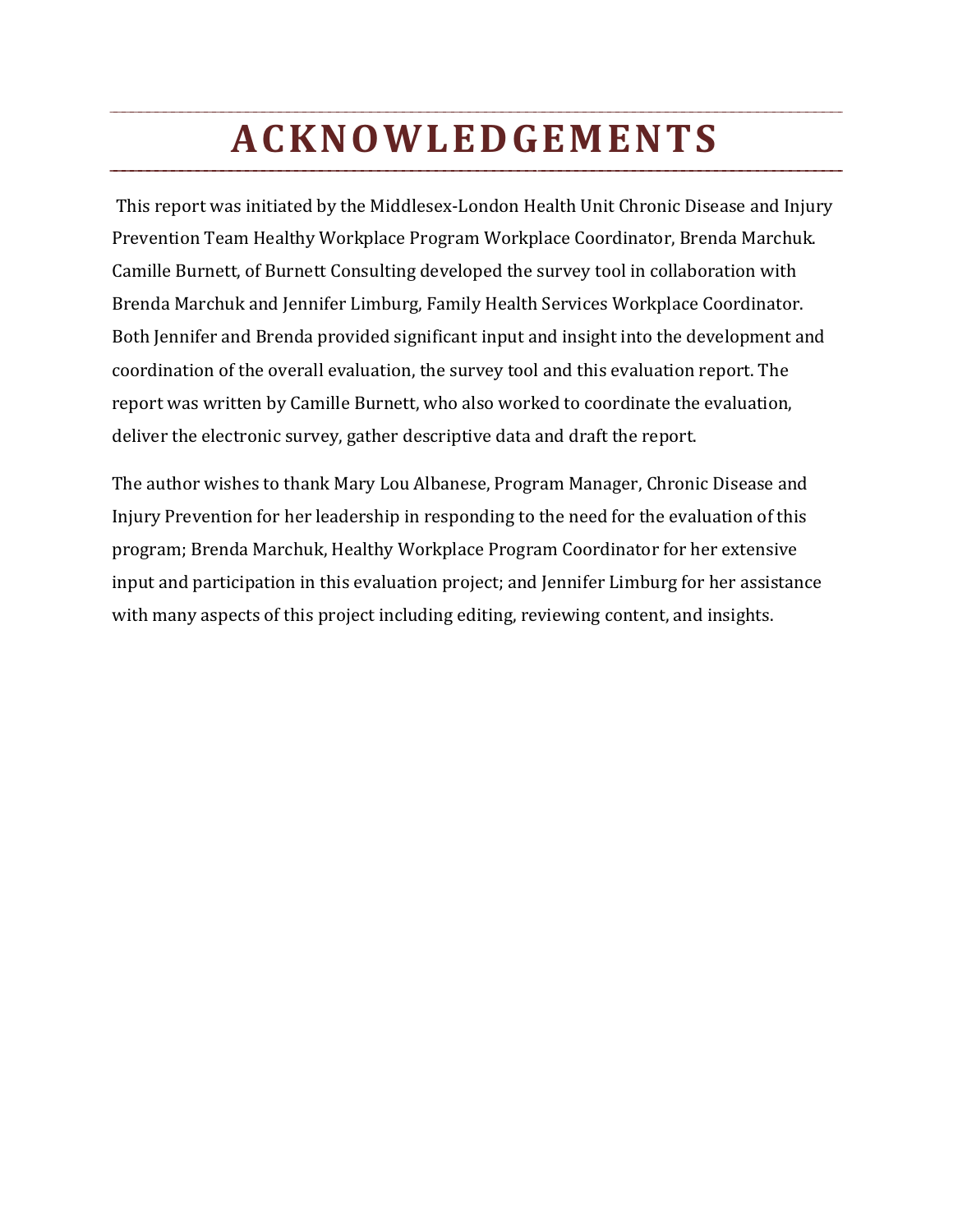# ACKNOWLEDGEMENTS

This report was initiated by the Middlesex-London Health Unit Chronic Disease and Injury Prevention Team Healthy Workplace Program Workplace Coordinator, Brenda Marchuk. Camille Burnett, of Burnett Consulting developed the survey tool in collaboration with Brenda Marchuk and Jennifer Limburg, Family Health Services Workplace Coordinator. Both Jennifer and Brenda provided significant input and insight into the development and coordination of the overall evaluation, the survey tool and this evaluation report. The report was written by Camille Burnett, who also worked to coordinate the evaluation, deliver the electronic survey, gather descriptive data and draft the report.

The author wishes to thank Mary Lou Albanese, Program Manager, Chronic Disease and Injury Prevention for her leadership in responding to the need for the evaluation of this program; Brenda Marchuk, Healthy Workplace Program Coordinator for her extensive input and participation in this evaluation project; and Jennifer Limburg for her assistance with many aspects of this project including editing, reviewing content, and insights.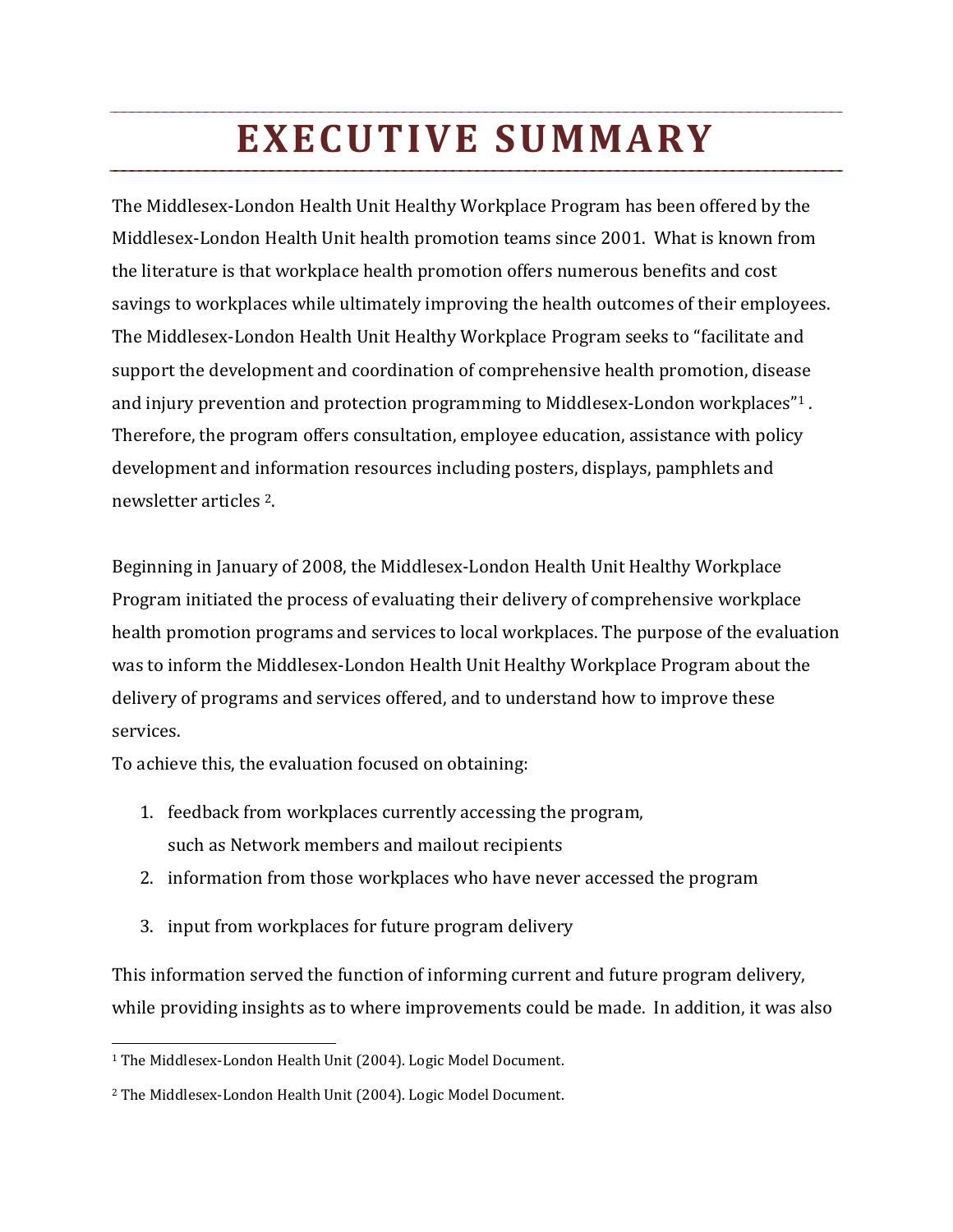# EXECUTIVE SUMMARY

The Middlesex-London Health Unit Healthy Workplace Program has been offered by the Middlesex-London Health Unit health promotion teams since 2001. What is known from the literature is that workplace health promotion offers numerous benefits and cost savings to workplaces while ultimately improving the health outcomes of their employees. The Middlesex-London Health Unit Healthy Workplace Program seeks to "facilitate and support the development and coordination of comprehensive health promotion, disease and injury prevention and protection programming to Middlesex-London workplaces"[1] . Therefore, the program offers consultation, employee education, assistance with policy development and information resources including posters, displays, pamphlets and newsletter articles [2].

Beginning in January of 2008, the Middlesex-London Health Unit Healthy Workplace Program initiated the process of evaluating their delivery of comprehensive workplace health promotion programs and services to local workplaces. The purpose of the evaluation was to inform the Middlesex-London Health Unit Healthy Workplace Program about the delivery of programs and services offered, and to understand how to improve these services.

To achieve this, the evaluation focused on obtaining:

1. feedback from workplaces currently accessing the program, such as Network members and mailout recipients
2. information from those workplaces who have never accessed the program
3. input from workplaces for future program delivery

This information served the function of informing current and future program delivery, while providing insights as to where improvements could be made. In addition, it was also

[1] The Middlesex-London Health Unit (2004). Logic Model Document.

[2] The Middlesex-London Health Unit (2004). Logic Model Document.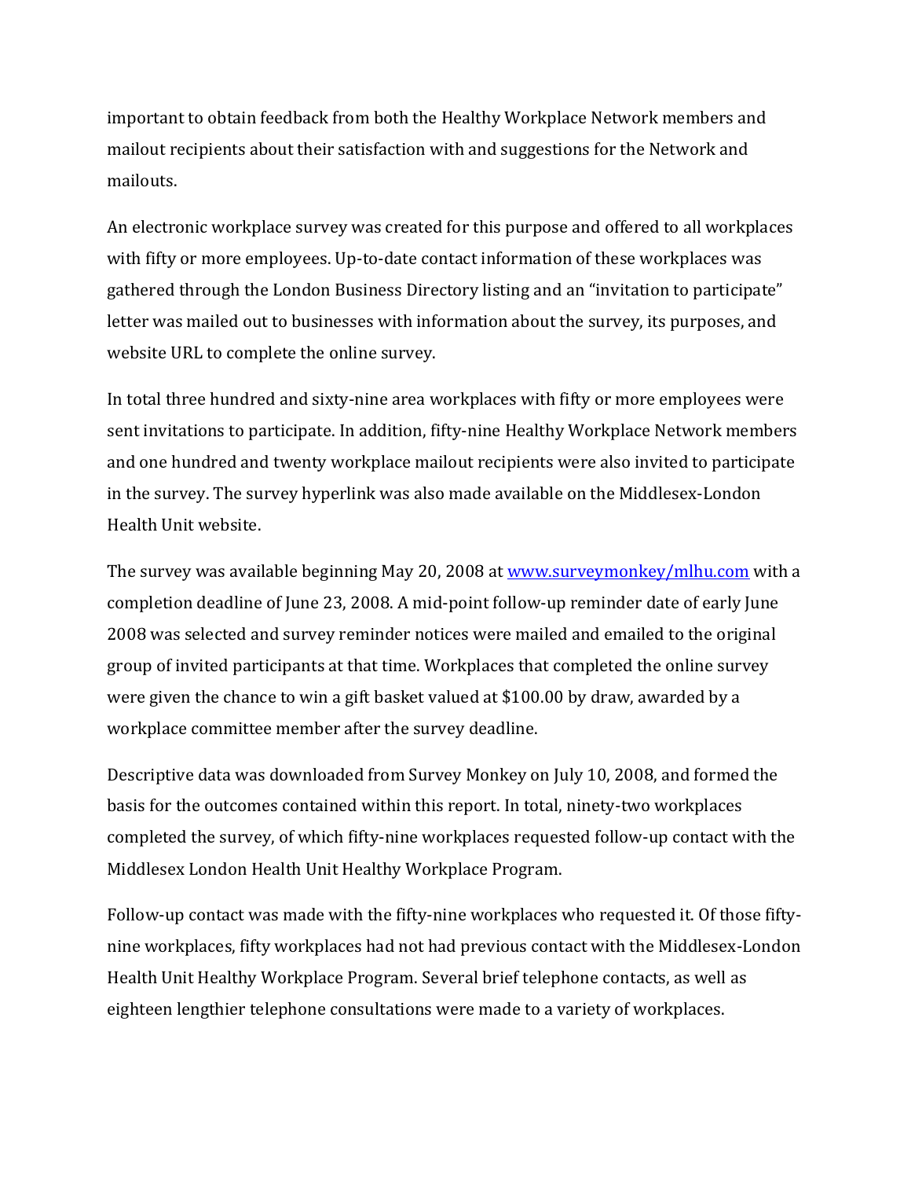important to obtain feedback from both the Healthy Workplace Network members and mailout recipients about their satisfaction with and suggestions for the Network and mailouts.

An electronic workplace survey was created for this purpose and offered to all workplaces with fifty or more employees. Up-to-date contact information of these workplaces was gathered through the London Business Directory listing and an "invitation to participate" letter was mailed out to businesses with information about the survey, its purposes, and website URL to complete the online survey.

In total three hundred and sixty-nine area workplaces with fifty or more employees were sent invitations to participate. In addition, fifty-nine Healthy Workplace Network members and one hundred and twenty workplace mailout recipients were also invited to participate in the survey. The survey hyperlink was also made available on the Middlesex-London Health Unit website.

The survey was available beginning May 20, 2008 at [www.surveymonkey/mlhu.com](www.surveymonkey/mlhu.com) with a completion deadline of June 23, 2008. A mid-point follow-up reminder date of early June 2008 was selected and survey reminder notices were mailed and emailed to the original group of invited participants at that time. Workplaces that completed the online survey were given the chance to win a gift basket valued at $100.00 by draw, awarded by a workplace committee member after the survey deadline.

Descriptive data was downloaded from Survey Monkey on July 10, 2008, and formed the basis for the outcomes contained within this report. In total, ninety-two workplaces completed the survey, of which fifty-nine workplaces requested follow-up contact with the Middlesex London Health Unit Healthy Workplace Program.

Follow-up contact was made with the fifty-nine workplaces who requested it. Of those fifty-nine workplaces, fifty workplaces had not had previous contact with the Middlesex-London Health Unit Healthy Workplace Program. Several brief telephone contacts, as well as eighteen lengthier telephone consultations were made to a variety of workplaces.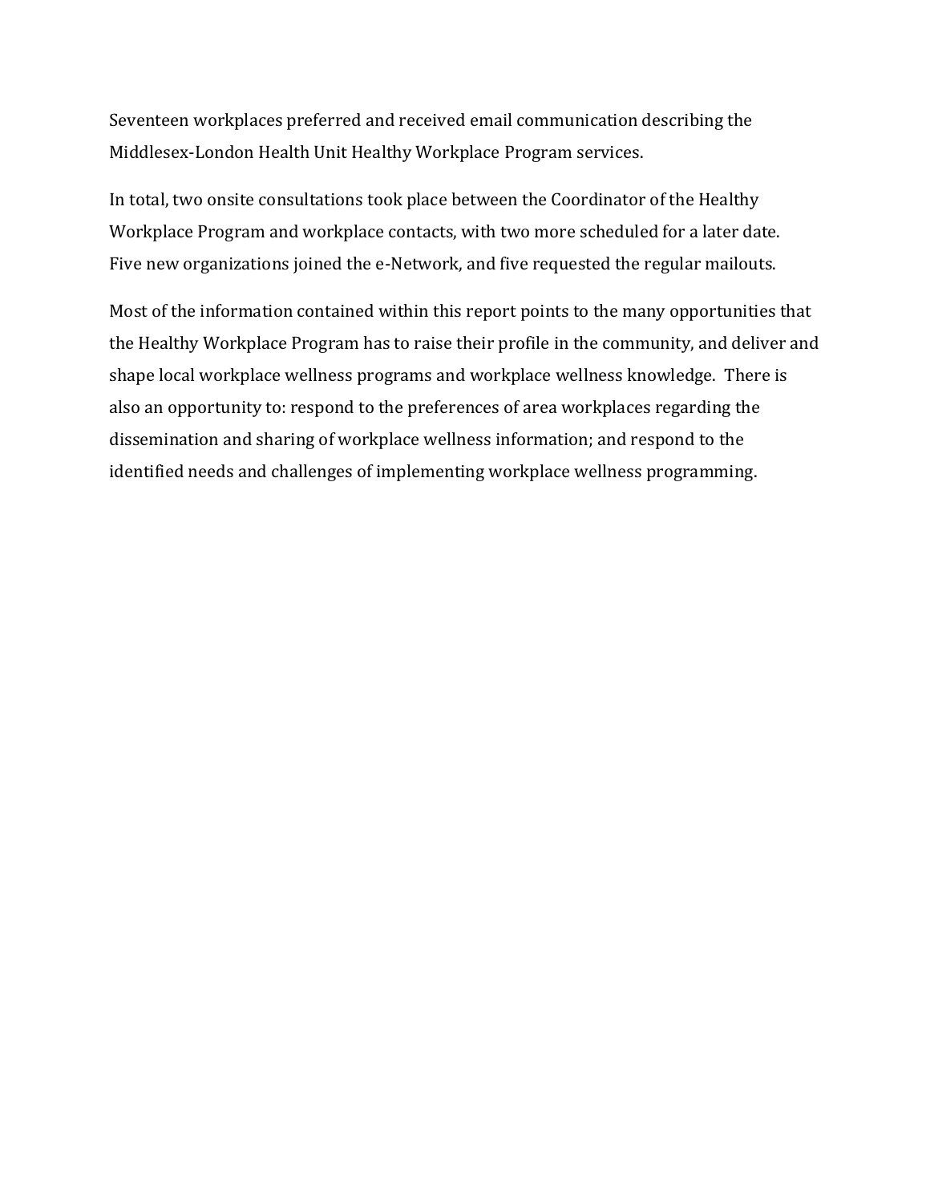Seventeen workplaces preferred and received email communication describing the Middlesex-London Health Unit Healthy Workplace Program services.

In total, two onsite consultations took place between the Coordinator of the Healthy Workplace Program and workplace contacts, with two more scheduled for a later date. Five new organizations joined the e-Network, and five requested the regular mailouts.

Most of the information contained within this report points to the many opportunities that the Healthy Workplace Program has to raise their profile in the community, and deliver and shape local workplace wellness programs and workplace wellness knowledge. There is also an opportunity to: respond to the preferences of area workplaces regarding the dissemination and sharing of workplace wellness information; and respond to the identified needs and challenges of implementing workplace wellness programming.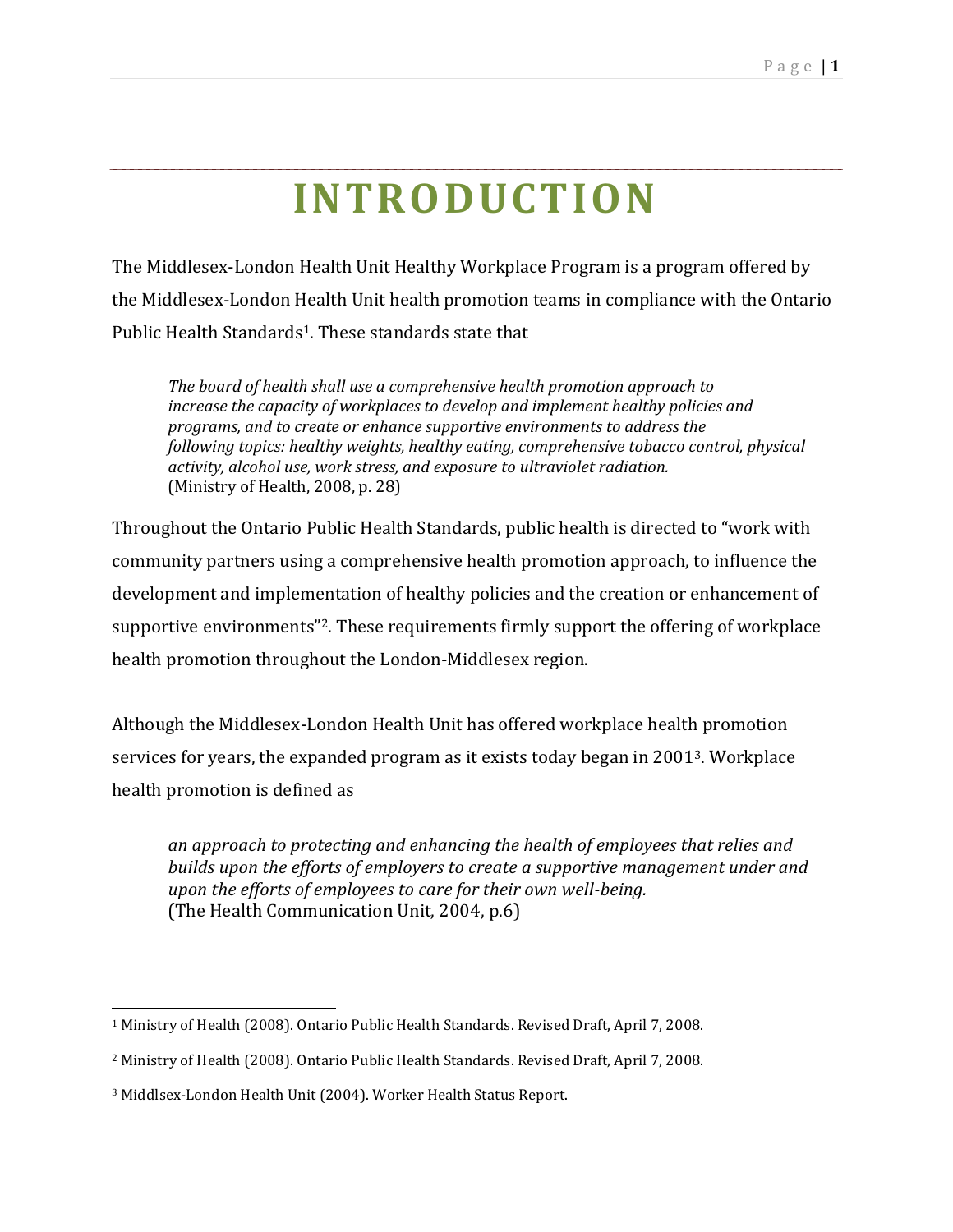# INTRODUCTION

The Middlesex-London Health Unit Healthy Workplace Program is a program offered by the Middlesex-London Health Unit health promotion teams in compliance with the Ontario Public Health Standards[1]. These standards state that

> *The board of health shall use a comprehensive health promotion approach to increase the capacity of workplaces to develop and implement healthy policies and programs, and to create or enhance supportive environments to address the following topics: healthy weights, healthy eating, comprehensive tobacco control, physical activity, alcohol use, work stress, and exposure to ultraviolet radiation.*
> (Ministry of Health, 2008, p. 28)

Throughout the Ontario Public Health Standards, public health is directed to "work with community partners using a comprehensive health promotion approach, to influence the development and implementation of healthy policies and the creation or enhancement of supportive environments"[2]. These requirements firmly support the offering of workplace health promotion throughout the London-Middlesex region.

Although the Middlesex-London Health Unit has offered workplace health promotion services for years, the expanded program as it exists today began in 2001[3]. Workplace health promotion is defined as

> *an approach to protecting and enhancing the health of employees that relies and builds upon the efforts of employers to create a supportive management under and upon the efforts of employees to care for their own well-being.*
> (The Health Communication Unit, 2004, p.6)

---

[1] Ministry of Health (2008). Ontario Public Health Standards. Revised Draft, April 7, 2008.

[2] Ministry of Health (2008). Ontario Public Health Standards. Revised Draft, April 7, 2008.

[3] Middlsex-London Health Unit (2004). Worker Health Status Report.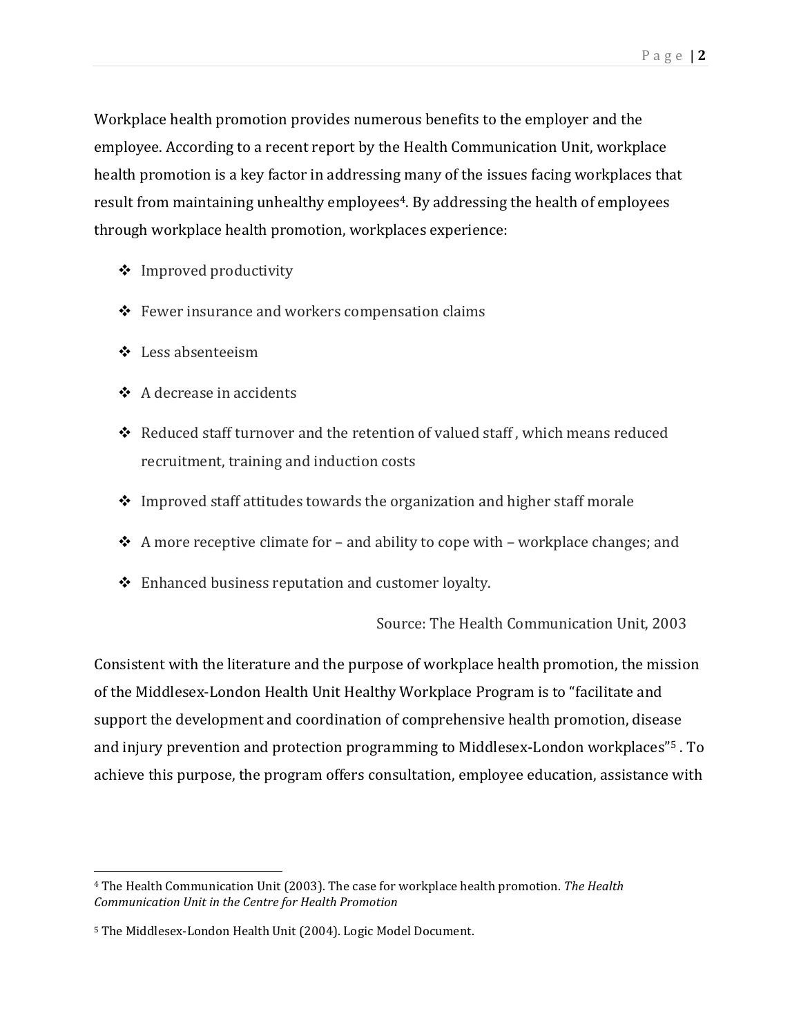Workplace health promotion provides numerous benefits to the employer and the employee. According to a recent report by the Health Communication Unit, workplace health promotion is a key factor in addressing many of the issues facing workplaces that result from maintaining unhealthy employees[4]. By addressing the health of employees through workplace health promotion, workplaces experience:

- Improved productivity
- Fewer insurance and workers compensation claims
- Less absenteeism
- A decrease in accidents
- Reduced staff turnover and the retention of valued staff , which means reduced recruitment, training and induction costs
- Improved staff attitudes towards the organization and higher staff morale
- A more receptive climate for – and ability to cope with – workplace changes; and
- Enhanced business reputation and customer loyalty.

Source: The Health Communication Unit, 2003

Consistent with the literature and the purpose of workplace health promotion, the mission of the Middlesex-London Health Unit Healthy Workplace Program is to "facilitate and support the development and coordination of comprehensive health promotion, disease and injury prevention and protection programming to Middlesex-London workplaces"[5] . To achieve this purpose, the program offers consultation, employee education, assistance with

---

[4] The Health Communication Unit (2003). The case for workplace health promotion. *The Health Communication Unit in the Centre for Health Promotion*

[5] The Middlesex-London Health Unit (2004). Logic Model Document.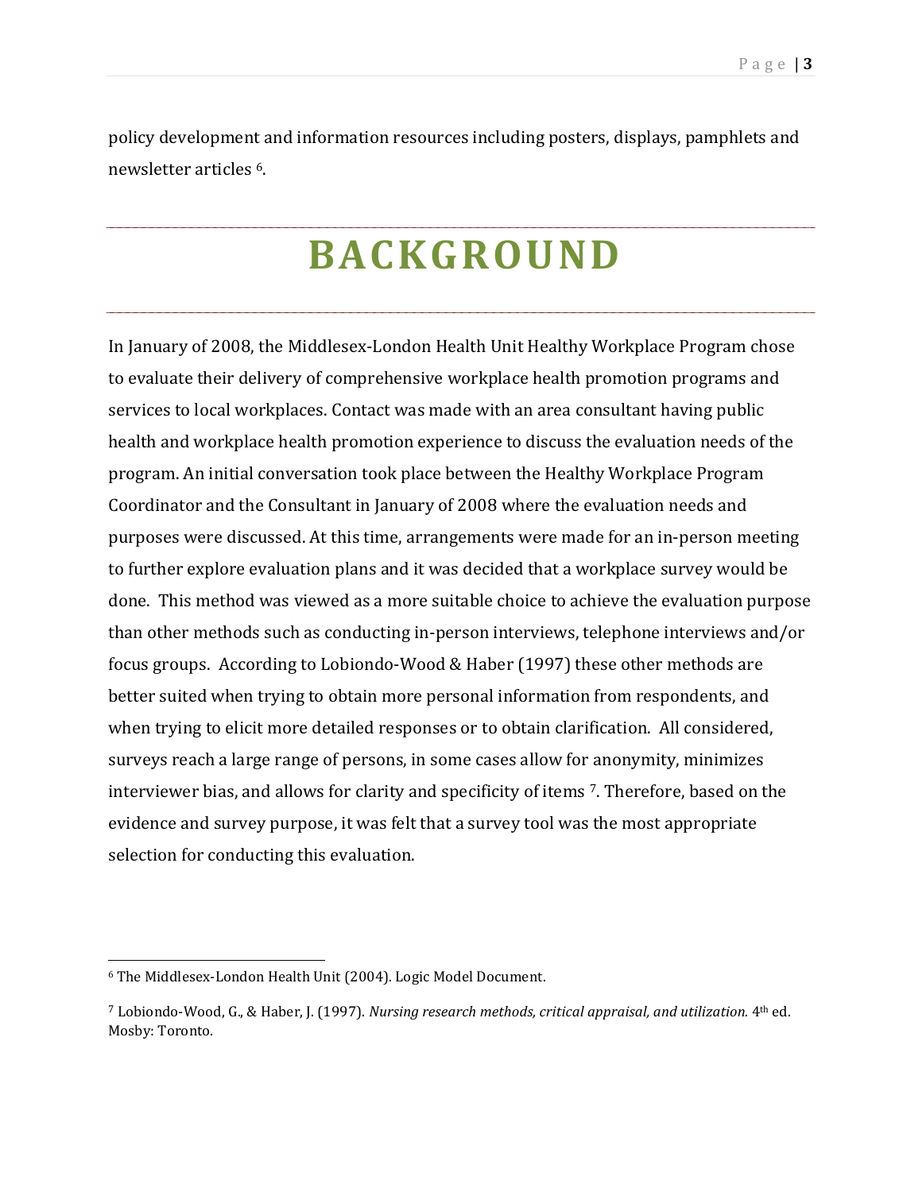policy development and information resources including posters, displays, pamphlets and newsletter articles [6].

# BACKGROUND

In January of 2008, the Middlesex-London Health Unit Healthy Workplace Program chose to evaluate their delivery of comprehensive workplace health promotion programs and services to local workplaces. Contact was made with an area consultant having public health and workplace health promotion experience to discuss the evaluation needs of the program. An initial conversation took place between the Healthy Workplace Program Coordinator and the Consultant in January of 2008 where the evaluation needs and purposes were discussed. At this time, arrangements were made for an in-person meeting to further explore evaluation plans and it was decided that a workplace survey would be done. This method was viewed as a more suitable choice to achieve the evaluation purpose than other methods such as conducting in-person interviews, telephone interviews and/or focus groups. According to Lobiondo-Wood & Haber (1997) these other methods are better suited when trying to obtain more personal information from respondents, and when trying to elicit more detailed responses or to obtain clarification. All considered, surveys reach a large range of persons, in some cases allow for anonymity, minimizes interviewer bias, and allows for clarity and specificity of items [7]. Therefore, based on the evidence and survey purpose, it was felt that a survey tool was the most appropriate selection for conducting this evaluation.

---

[6] The Middlesex-London Health Unit (2004). Logic Model Document.

[7] Lobiondo-Wood, G., & Haber, J. (1997). *Nursing research methods, critical appraisal, and utilization.* 4th ed. Mosby: Toronto.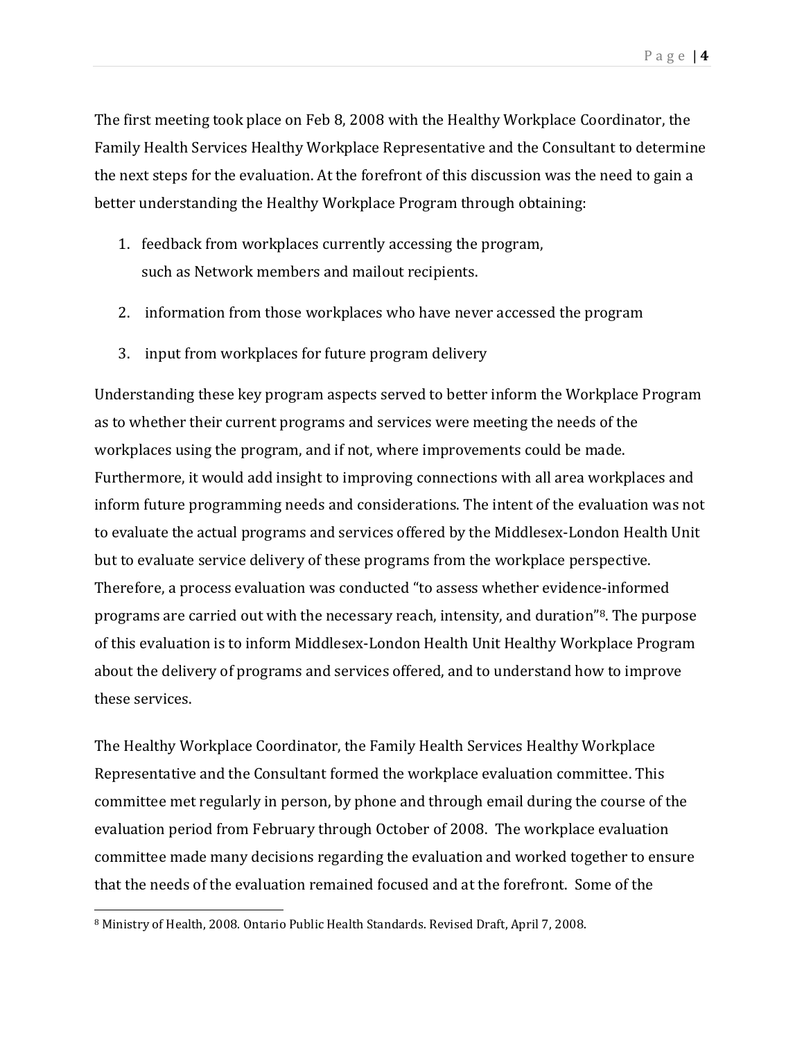The first meeting took place on Feb 8, 2008 with the Healthy Workplace Coordinator, the Family Health Services Healthy Workplace Representative and the Consultant to determine the next steps for the evaluation. At the forefront of this discussion was the need to gain a better understanding the Healthy Workplace Program through obtaining:

1. feedback from workplaces currently accessing the program, such as Network members and mailout recipients.
2. information from those workplaces who have never accessed the program
3. input from workplaces for future program delivery

Understanding these key program aspects served to better inform the Workplace Program as to whether their current programs and services were meeting the needs of the workplaces using the program, and if not, where improvements could be made. Furthermore, it would add insight to improving connections with all area workplaces and inform future programming needs and considerations. The intent of the evaluation was not to evaluate the actual programs and services offered by the Middlesex-London Health Unit but to evaluate service delivery of these programs from the workplace perspective. Therefore, a process evaluation was conducted "to assess whether evidence-informed programs are carried out with the necessary reach, intensity, and duration"[8]. The purpose of this evaluation is to inform Middlesex-London Health Unit Healthy Workplace Program about the delivery of programs and services offered, and to understand how to improve these services.

The Healthy Workplace Coordinator, the Family Health Services Healthy Workplace Representative and the Consultant formed the workplace evaluation committee. This committee met regularly in person, by phone and through email during the course of the evaluation period from February through October of 2008. The workplace evaluation committee made many decisions regarding the evaluation and worked together to ensure that the needs of the evaluation remained focused and at the forefront. Some of the

[8] Ministry of Health, 2008. Ontario Public Health Standards. Revised Draft, April 7, 2008.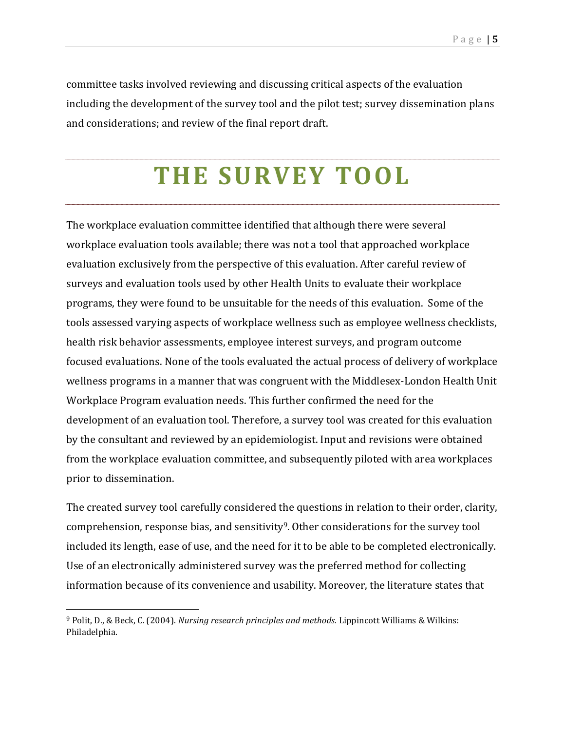committee tasks involved reviewing and discussing critical aspects of the evaluation including the development of the survey tool and the pilot test; survey dissemination plans and considerations; and review of the final report draft.

# THE SURVEY TOOL

The workplace evaluation committee identified that although there were several workplace evaluation tools available; there was not a tool that approached workplace evaluation exclusively from the perspective of this evaluation. After careful review of surveys and evaluation tools used by other Health Units to evaluate their workplace programs, they were found to be unsuitable for the needs of this evaluation. Some of the tools assessed varying aspects of workplace wellness such as employee wellness checklists, health risk behavior assessments, employee interest surveys, and program outcome focused evaluations. None of the tools evaluated the actual process of delivery of workplace wellness programs in a manner that was congruent with the Middlesex-London Health Unit Workplace Program evaluation needs. This further confirmed the need for the development of an evaluation tool. Therefore, a survey tool was created for this evaluation by the consultant and reviewed by an epidemiologist. Input and revisions were obtained from the workplace evaluation committee, and subsequently piloted with area workplaces prior to dissemination.

The created survey tool carefully considered the questions in relation to their order, clarity, comprehension, response bias, and sensitivity[9]. Other considerations for the survey tool included its length, ease of use, and the need for it to be able to be completed electronically. Use of an electronically administered survey was the preferred method for collecting information because of its convenience and usability. Moreover, the literature states that

[9] Polit, D., & Beck, C. (2004). *Nursing research principles and methods.* Lippincott Williams & Wilkins: Philadelphia.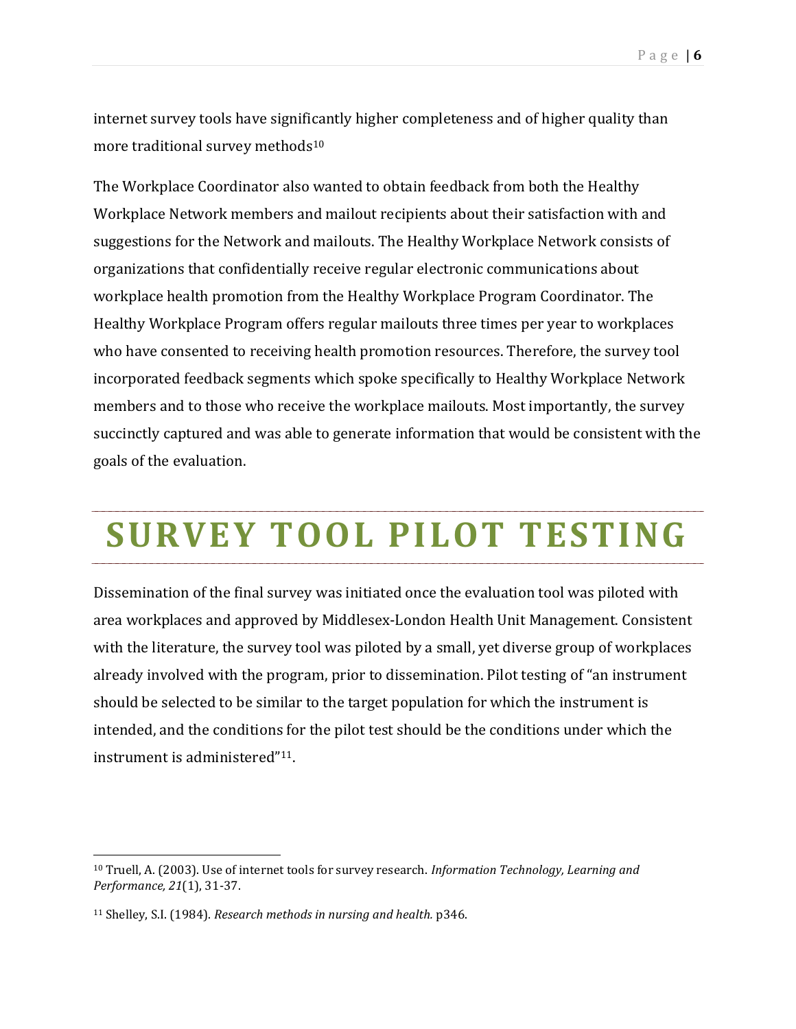internet survey tools have significantly higher completeness and of higher quality than more traditional survey methods[10]

The Workplace Coordinator also wanted to obtain feedback from both the Healthy Workplace Network members and mailout recipients about their satisfaction with and suggestions for the Network and mailouts. The Healthy Workplace Network consists of organizations that confidentially receive regular electronic communications about workplace health promotion from the Healthy Workplace Program Coordinator. The Healthy Workplace Program offers regular mailouts three times per year to workplaces who have consented to receiving health promotion resources. Therefore, the survey tool incorporated feedback segments which spoke specifically to Healthy Workplace Network members and to those who receive the workplace mailouts. Most importantly, the survey succinctly captured and was able to generate information that would be consistent with the goals of the evaluation.

# SURVEY TOOL PILOT TESTING

Dissemination of the final survey was initiated once the evaluation tool was piloted with area workplaces and approved by Middlesex-London Health Unit Management. Consistent with the literature, the survey tool was piloted by a small, yet diverse group of workplaces already involved with the program, prior to dissemination. Pilot testing of "an instrument should be selected to be similar to the target population for which the instrument is intended, and the conditions for the pilot test should be the conditions under which the instrument is administered"[11].

---

[10] Truell, A. (2003). Use of internet tools for survey research. *Information Technology, Learning and Performance, 21*(1), 31-37.

[11] Shelley, S.I. (1984). *Research methods in nursing and health.* p346.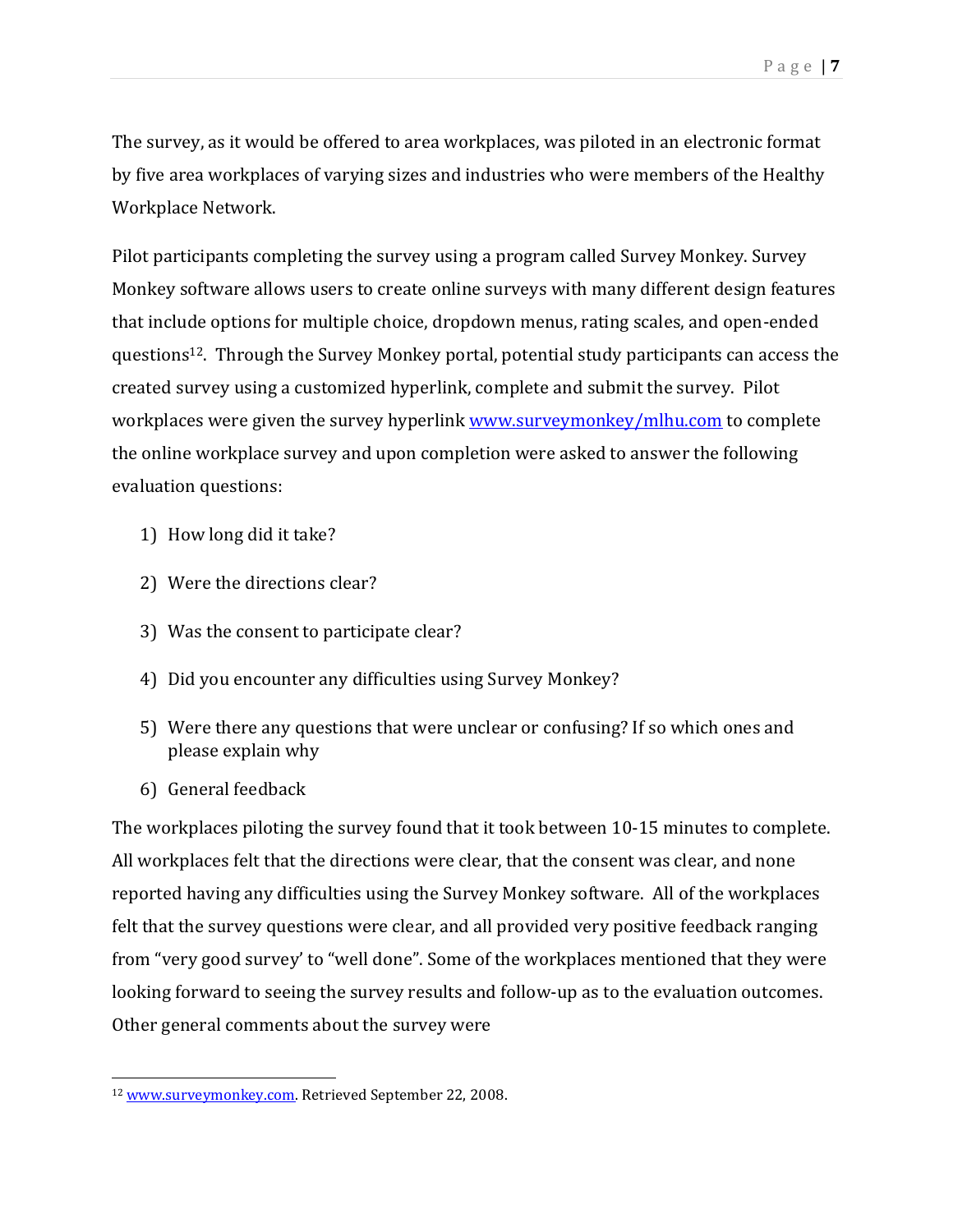The survey, as it would be offered to area workplaces, was piloted in an electronic format by five area workplaces of varying sizes and industries who were members of the Healthy Workplace Network.

Pilot participants completing the survey using a program called Survey Monkey. Survey Monkey software allows users to create online surveys with many different design features that include options for multiple choice, dropdown menus, rating scales, and open-ended questions[12]. Through the Survey Monkey portal, potential study participants can access the created survey using a customized hyperlink, complete and submit the survey. Pilot workplaces were given the survey hyperlink www.surveymonkey/mlhu.com to complete the online workplace survey and upon completion were asked to answer the following evaluation questions:

1) How long did it take?
2) Were the directions clear?
3) Was the consent to participate clear?
4) Did you encounter any difficulties using Survey Monkey?
5) Were there any questions that were unclear or confusing? If so which ones and please explain why
6) General feedback

The workplaces piloting the survey found that it took between 10-15 minutes to complete. All workplaces felt that the directions were clear, that the consent was clear, and none reported having any difficulties using the Survey Monkey software. All of the workplaces felt that the survey questions were clear, and all provided very positive feedback ranging from "very good survey' to "well done". Some of the workplaces mentioned that they were looking forward to seeing the survey results and follow-up as to the evaluation outcomes. Other general comments about the survey were

[12] www.surveymonkey.com. Retrieved September 22, 2008.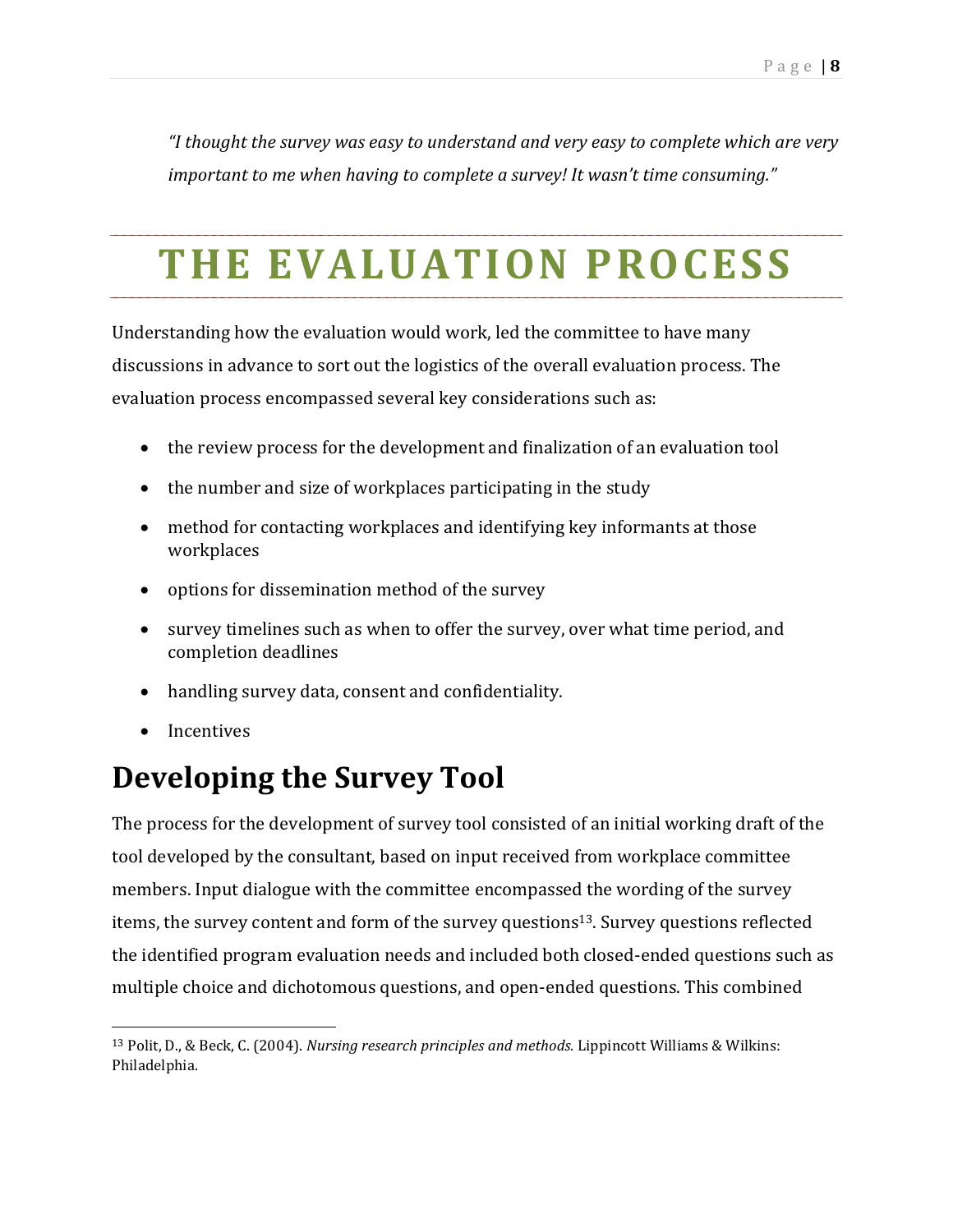*"I thought the survey was easy to understand and very easy to complete which are very important to me when having to complete a survey! It wasn't time consuming."*

# THE EVALUATION PROCESS

Understanding how the evaluation would work, led the committee to have many discussions in advance to sort out the logistics of the overall evaluation process. The evaluation process encompassed several key considerations such as:

- the review process for the development and finalization of an evaluation tool
- the number and size of workplaces participating in the study
- method for contacting workplaces and identifying key informants at those workplaces
- options for dissemination method of the survey
- survey timelines such as when to offer the survey, over what time period, and completion deadlines
- handling survey data, consent and confidentiality.
- Incentives

## Developing the Survey Tool

The process for the development of survey tool consisted of an initial working draft of the tool developed by the consultant, based on input received from workplace committee members. Input dialogue with the committee encompassed the wording of the survey items, the survey content and form of the survey questions[13]. Survey questions reflected the identified program evaluation needs and included both closed-ended questions such as multiple choice and dichotomous questions, and open-ended questions. This combined

[13] Polit, D., & Beck, C. (2004). *Nursing research principles and methods.* Lippincott Williams & Wilkins: Philadelphia.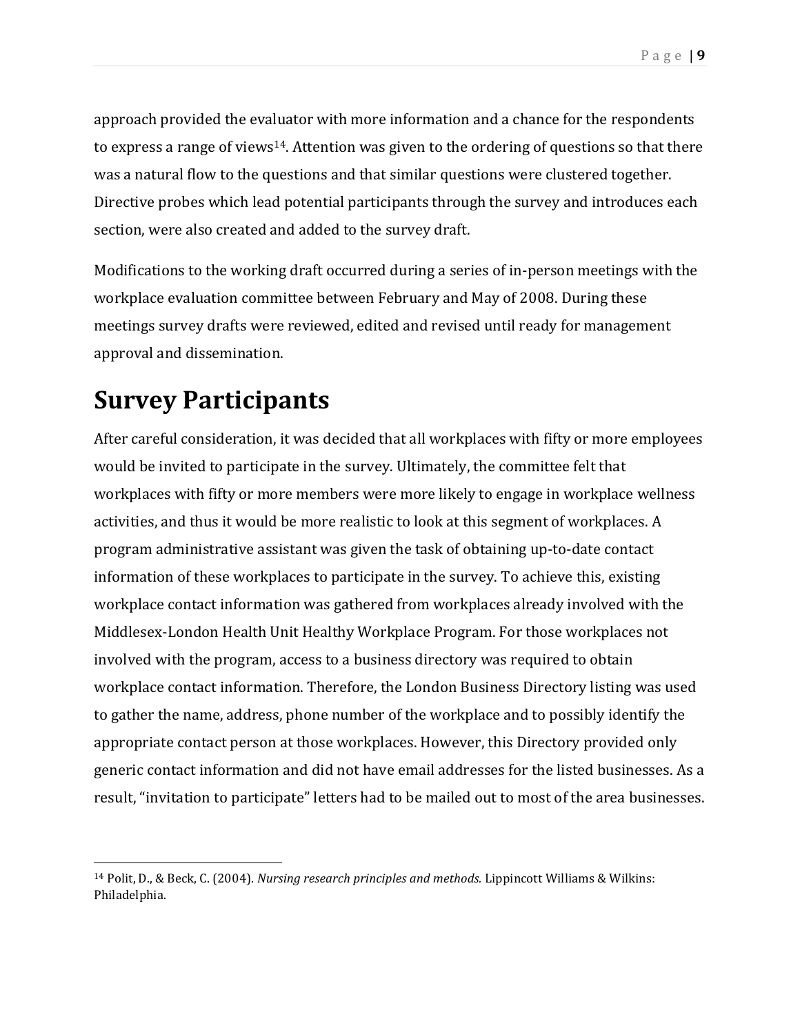approach provided the evaluator with more information and a chance for the respondents to express a range of views[14]. Attention was given to the ordering of questions so that there was a natural flow to the questions and that similar questions were clustered together. Directive probes which lead potential participants through the survey and introduces each section, were also created and added to the survey draft.

Modifications to the working draft occurred during a series of in-person meetings with the workplace evaluation committee between February and May of 2008. During these meetings survey drafts were reviewed, edited and revised until ready for management approval and dissemination.

# Survey Participants

After careful consideration, it was decided that all workplaces with fifty or more employees would be invited to participate in the survey. Ultimately, the committee felt that workplaces with fifty or more members were more likely to engage in workplace wellness activities, and thus it would be more realistic to look at this segment of workplaces. A program administrative assistant was given the task of obtaining up-to-date contact information of these workplaces to participate in the survey. To achieve this, existing workplace contact information was gathered from workplaces already involved with the Middlesex-London Health Unit Healthy Workplace Program. For those workplaces not involved with the program, access to a business directory was required to obtain workplace contact information. Therefore, the London Business Directory listing was used to gather the name, address, phone number of the workplace and to possibly identify the appropriate contact person at those workplaces. However, this Directory provided only generic contact information and did not have email addresses for the listed businesses. As a result, "invitation to participate" letters had to be mailed out to most of the area businesses.

---

[14] Polit, D., & Beck, C. (2004). *Nursing research principles and methods.* Lippincott Williams & Wilkins: Philadelphia.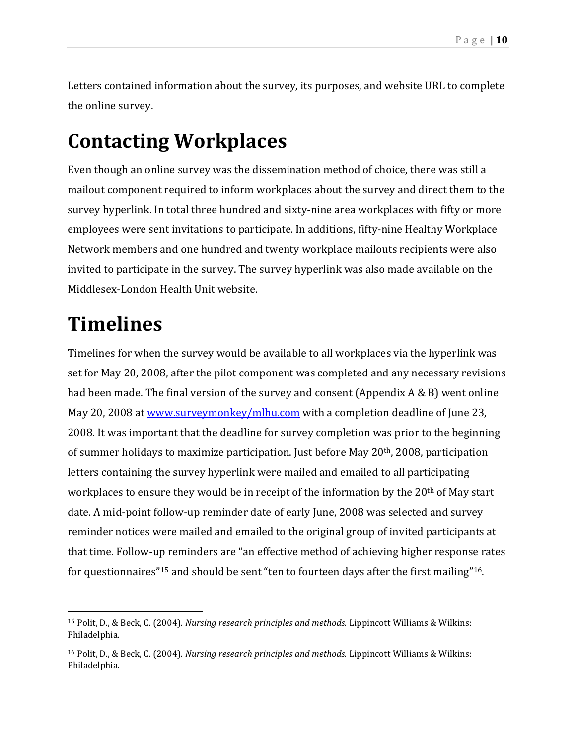Letters contained information about the survey, its purposes, and website URL to complete the online survey.

# Contacting Workplaces

Even though an online survey was the dissemination method of choice, there was still a mailout component required to inform workplaces about the survey and direct them to the survey hyperlink. In total three hundred and sixty-nine area workplaces with fifty or more employees were sent invitations to participate. In additions, fifty-nine Healthy Workplace Network members and one hundred and twenty workplace mailouts recipients were also invited to participate in the survey. The survey hyperlink was also made available on the Middlesex-London Health Unit website.

# Timelines

Timelines for when the survey would be available to all workplaces via the hyperlink was set for May 20, 2008, after the pilot component was completed and any necessary revisions had been made. The final version of the survey and consent (Appendix A & B) went online May 20, 2008 at [www.surveymonkey/mlhu.com](www.surveymonkey/mlhu.com) with a completion deadline of June 23, 2008. It was important that the deadline for survey completion was prior to the beginning of summer holidays to maximize participation. Just before May 20th, 2008, participation letters containing the survey hyperlink were mailed and emailed to all participating workplaces to ensure they would be in receipt of the information by the 20th of May start date. A mid-point follow-up reminder date of early June, 2008 was selected and survey reminder notices were mailed and emailed to the original group of invited participants at that time. Follow-up reminders are "an effective method of achieving higher response rates for questionnaires"[15] and should be sent "ten to fourteen days after the first mailing"[16].

[15] Polit, D., & Beck, C. (2004). *Nursing research principles and methods.* Lippincott Williams & Wilkins: Philadelphia.

[16] Polit, D., & Beck, C. (2004). *Nursing research principles and methods.* Lippincott Williams & Wilkins: Philadelphia.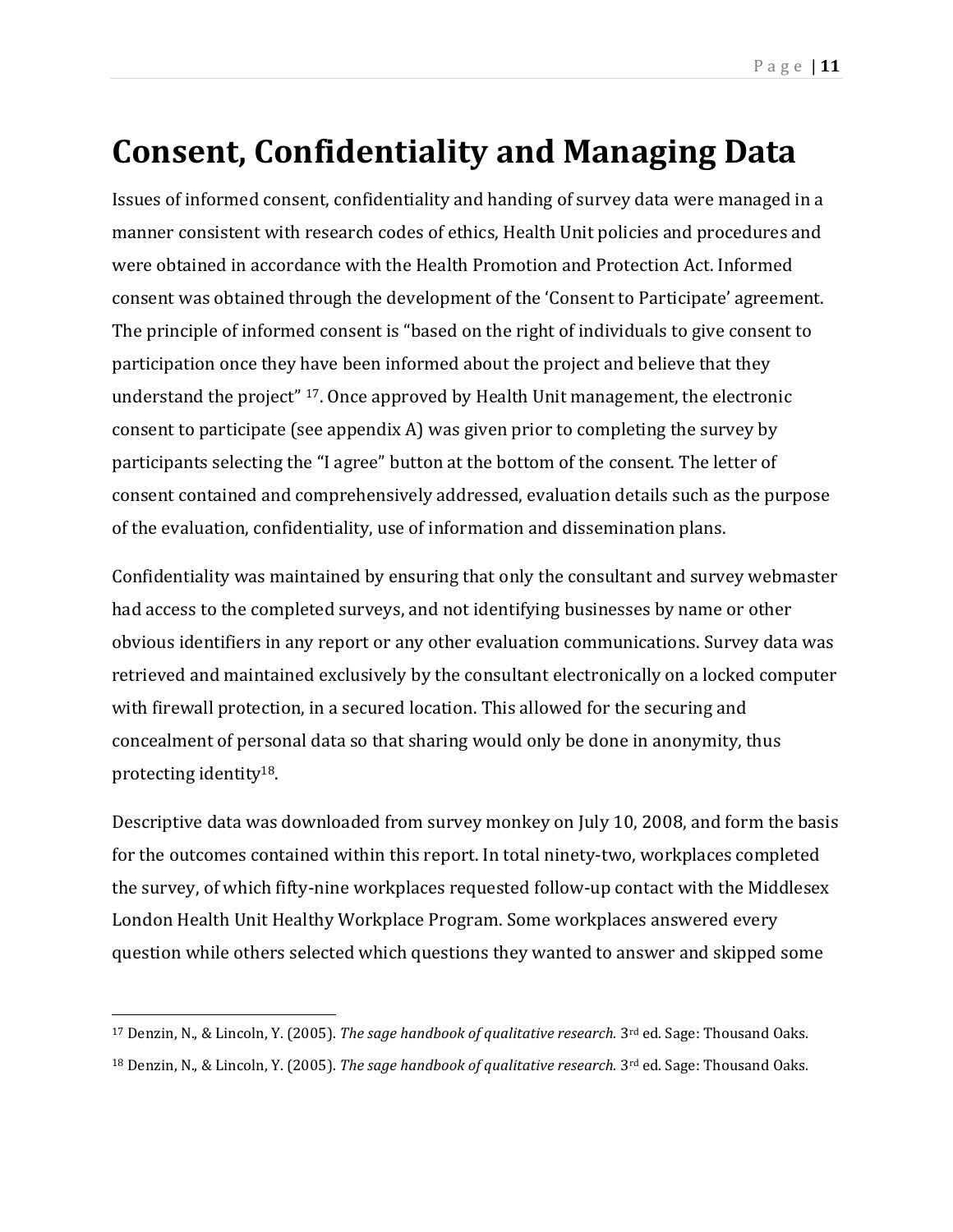# Consent, Confidentiality and Managing Data

Issues of informed consent, confidentiality and handing of survey data were managed in a manner consistent with research codes of ethics, Health Unit policies and procedures and were obtained in accordance with the Health Promotion and Protection Act. Informed consent was obtained through the development of the 'Consent to Participate' agreement. The principle of informed consent is "based on the right of individuals to give consent to participation once they have been informed about the project and believe that they understand the project" [17]. Once approved by Health Unit management, the electronic consent to participate (see appendix A) was given prior to completing the survey by participants selecting the "I agree" button at the bottom of the consent. The letter of consent contained and comprehensively addressed, evaluation details such as the purpose of the evaluation, confidentiality, use of information and dissemination plans.

Confidentiality was maintained by ensuring that only the consultant and survey webmaster had access to the completed surveys, and not identifying businesses by name or other obvious identifiers in any report or any other evaluation communications. Survey data was retrieved and maintained exclusively by the consultant electronically on a locked computer with firewall protection, in a secured location. This allowed for the securing and concealment of personal data so that sharing would only be done in anonymity, thus protecting identity[18].

Descriptive data was downloaded from survey monkey on July 10, 2008, and form the basis for the outcomes contained within this report. In total ninety-two, workplaces completed the survey, of which fifty-nine workplaces requested follow-up contact with the Middlesex London Health Unit Healthy Workplace Program. Some workplaces answered every question while others selected which questions they wanted to answer and skipped some

---

[17] Denzin, N., & Lincoln, Y. (2005). *The sage handbook of qualitative research.* 3rd ed. Sage: Thousand Oaks.

[18] Denzin, N., & Lincoln, Y. (2005). *The sage handbook of qualitative research.* 3rd ed. Sage: Thousand Oaks.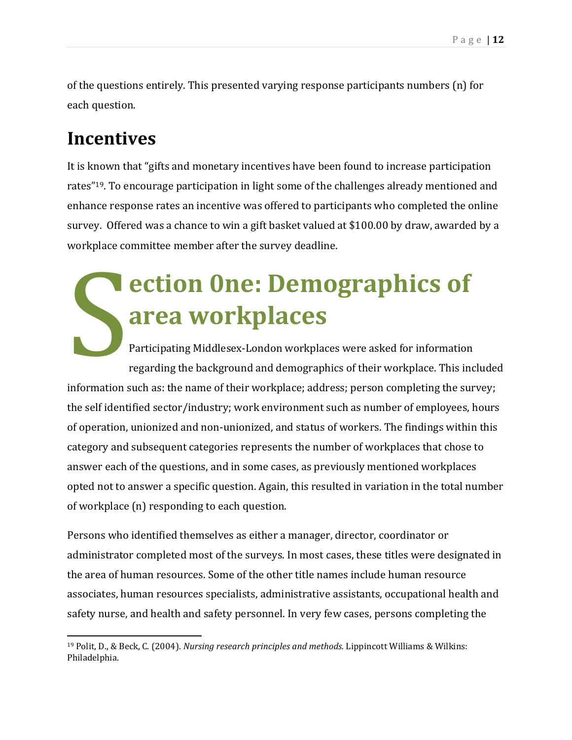of the questions entirely. This presented varying response participants numbers (n) for each question.

## Incentives

It is known that “gifts and monetary incentives have been found to increase participation rates”[19]. To encourage participation in light some of the challenges already mentioned and enhance response rates an incentive was offered to participants who completed the online survey. Offered was a chance to win a gift basket valued at $100.00 by draw, awarded by a workplace committee member after the survey deadline.

# Section 0ne: Demographics of area workplaces

Participating Middlesex-London workplaces were asked for information regarding the background and demographics of their workplace. This included information such as: the name of their workplace; address; person completing the survey; the self identified sector/industry; work environment such as number of employees, hours of operation, unionized and non-unionized, and status of workers. The findings within this category and subsequent categories represents the number of workplaces that chose to answer each of the questions, and in some cases, as previously mentioned workplaces opted not to answer a specific question. Again, this resulted in variation in the total number of workplace (n) responding to each question.

Persons who identified themselves as either a manager, director, coordinator or administrator completed most of the surveys. In most cases, these titles were designated in the area of human resources. Some of the other title names include human resource associates, human resources specialists, administrative assistants, occupational health and safety nurse, and health and safety personnel. In very few cases, persons completing the

[19] Polit, D., & Beck, C. (2004). *Nursing research principles and methods.* Lippincott Williams & Wilkins: Philadelphia.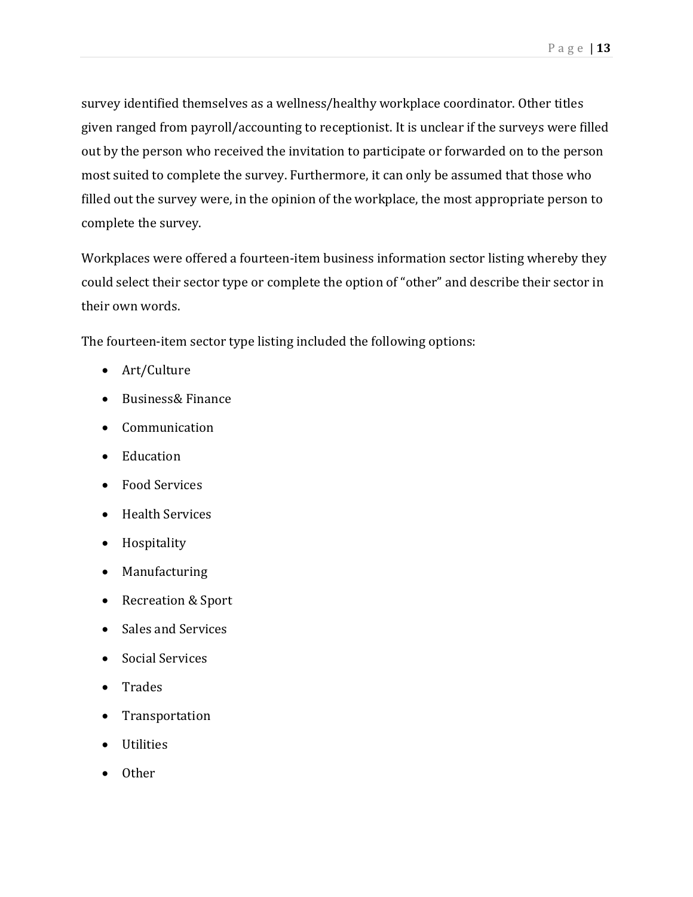survey identified themselves as a wellness/healthy workplace coordinator. Other titles given ranged from payroll/accounting to receptionist. It is unclear if the surveys were filled out by the person who received the invitation to participate or forwarded on to the person most suited to complete the survey. Furthermore, it can only be assumed that those who filled out the survey were, in the opinion of the workplace, the most appropriate person to complete the survey.

Workplaces were offered a fourteen-item business information sector listing whereby they could select their sector type or complete the option of "other" and describe their sector in their own words.

The fourteen-item sector type listing included the following options:

- Art/Culture
- Business& Finance
- Communication
- Education
- Food Services
- Health Services
- Hospitality
- Manufacturing
- Recreation & Sport
- Sales and Services
- Social Services
- Trades
- Transportation
- Utilities
- Other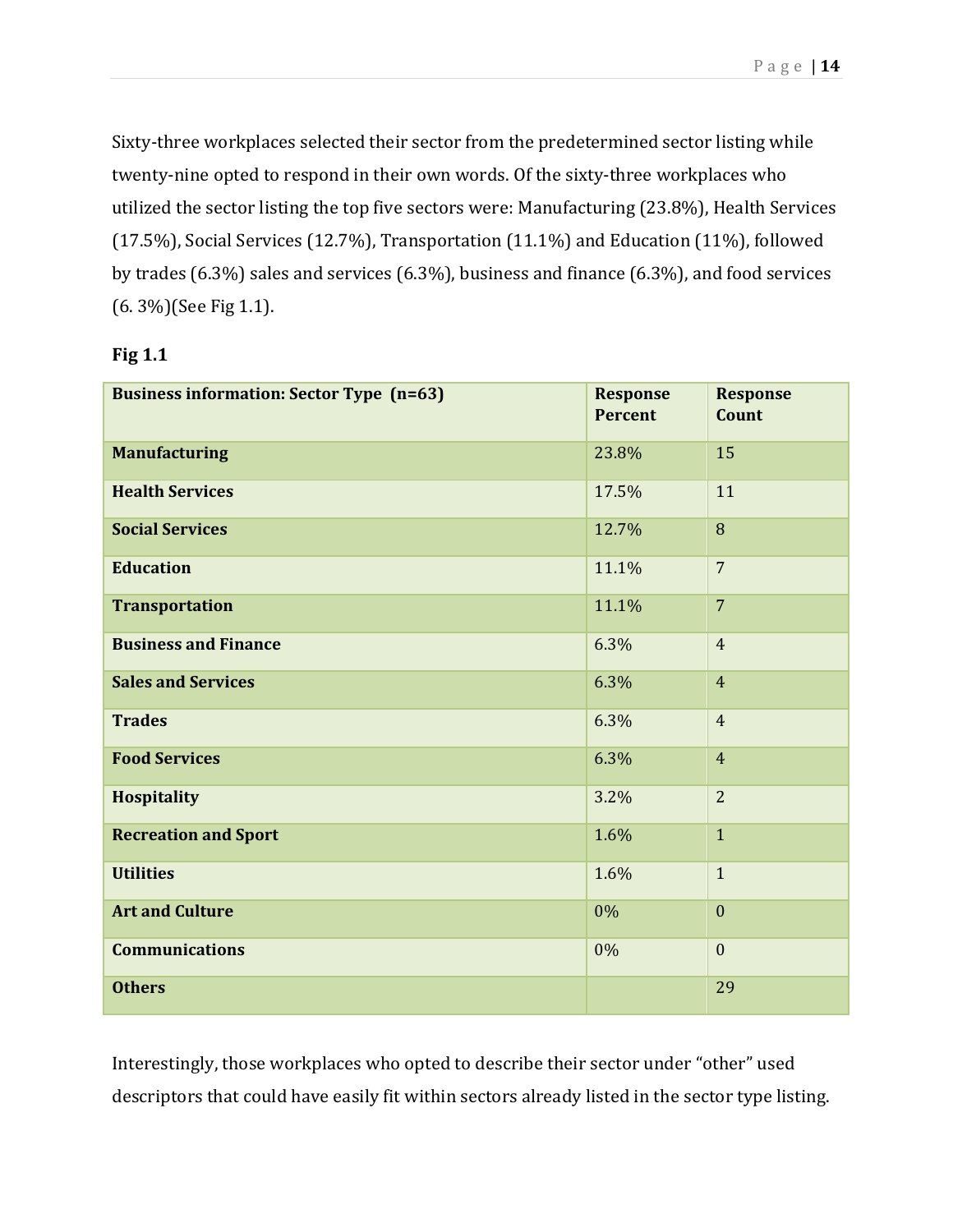Sixty-three workplaces selected their sector from the predetermined sector listing while twenty-nine opted to respond in their own words. Of the sixty-three workplaces who utilized the sector listing the top five sectors were: Manufacturing (23.8%), Health Services (17.5%), Social Services (12.7%), Transportation (11.1%) and Education (11%), followed by trades (6.3%) sales and services (6.3%), business and finance (6.3%), and food services (6. 3%)(See Fig 1.1).

**Fig 1.1**

| **Business information: Sector Type (n=63)** | **Response Percent** | **Response Count** |
|---|---|---|
| **Manufacturing** | 23.8% | 15 |
| **Health Services** | 17.5% | 11 |
| **Social Services** | 12.7% | 8 |
| **Education** | 11.1% | 7 |
| **Transportation** | 11.1% | 7 |
| **Business and Finance** | 6.3% | 4 |
| **Sales and Services** | 6.3% | 4 |
| **Trades** | 6.3% | 4 |
| **Food Services** | 6.3% | 4 |
| **Hospitality** | 3.2% | 2 |
| **Recreation and Sport** | 1.6% | 1 |
| **Utilities** | 1.6% | 1 |
| **Art and Culture** | 0% | 0 |
| **Communications** | 0% | 0 |
| **Others** | | 29 |

Interestingly, those workplaces who opted to describe their sector under "other" used descriptors that could have easily fit within sectors already listed in the sector type listing.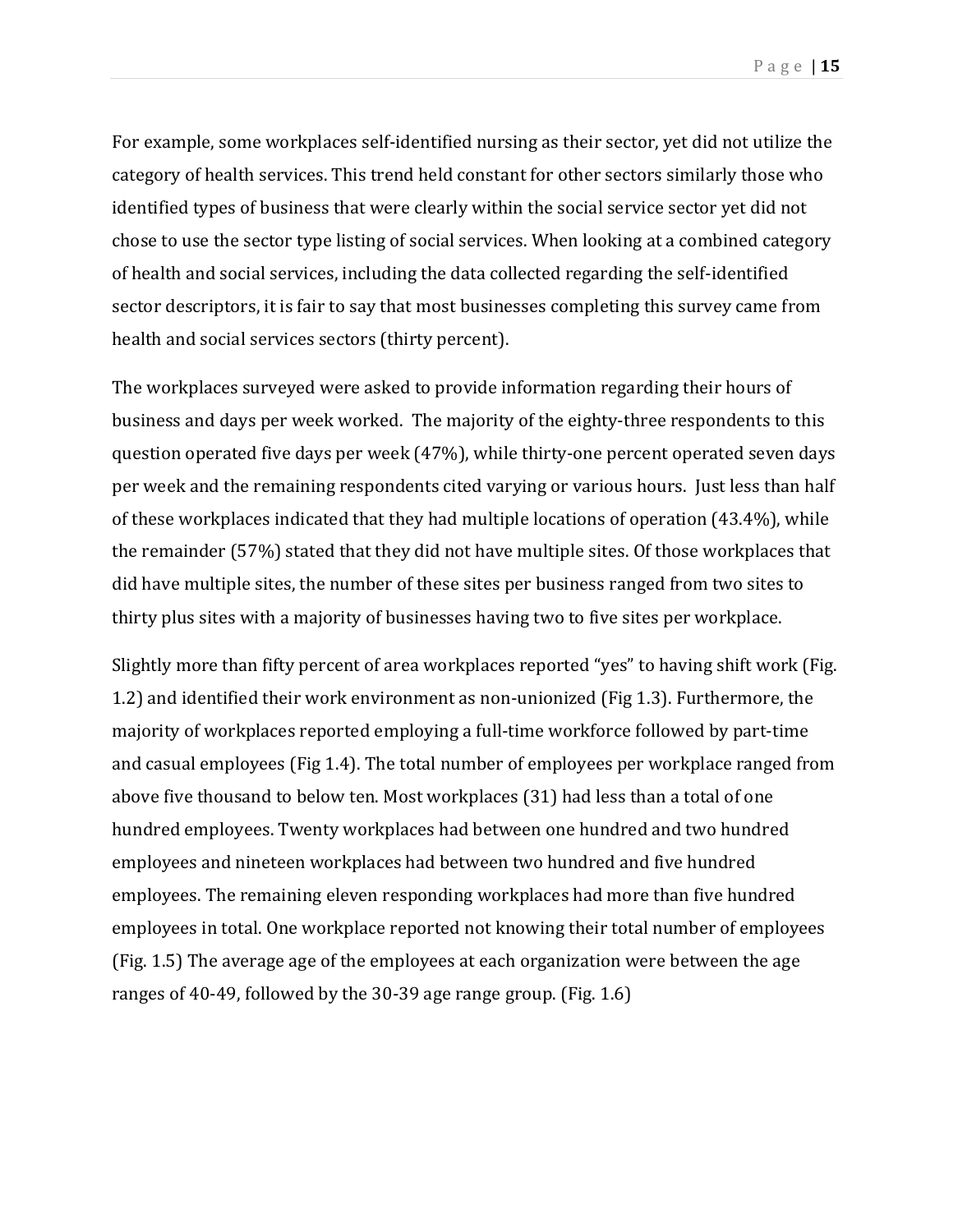For example, some workplaces self-identified nursing as their sector, yet did not utilize the category of health services. This trend held constant for other sectors similarly those who identified types of business that were clearly within the social service sector yet did not chose to use the sector type listing of social services. When looking at a combined category of health and social services, including the data collected regarding the self-identified sector descriptors, it is fair to say that most businesses completing this survey came from health and social services sectors (thirty percent).

The workplaces surveyed were asked to provide information regarding their hours of business and days per week worked. The majority of the eighty-three respondents to this question operated five days per week (47%), while thirty-one percent operated seven days per week and the remaining respondents cited varying or various hours. Just less than half of these workplaces indicated that they had multiple locations of operation (43.4%), while the remainder (57%) stated that they did not have multiple sites. Of those workplaces that did have multiple sites, the number of these sites per business ranged from two sites to thirty plus sites with a majority of businesses having two to five sites per workplace.

Slightly more than fifty percent of area workplaces reported "yes" to having shift work (Fig. 1.2) and identified their work environment as non-unionized (Fig 1.3). Furthermore, the majority of workplaces reported employing a full-time workforce followed by part-time and casual employees (Fig 1.4). The total number of employees per workplace ranged from above five thousand to below ten. Most workplaces (31) had less than a total of one hundred employees. Twenty workplaces had between one hundred and two hundred employees and nineteen workplaces had between two hundred and five hundred employees. The remaining eleven responding workplaces had more than five hundred employees in total. One workplace reported not knowing their total number of employees (Fig. 1.5) The average age of the employees at each organization were between the age ranges of 40-49, followed by the 30-39 age range group. (Fig. 1.6)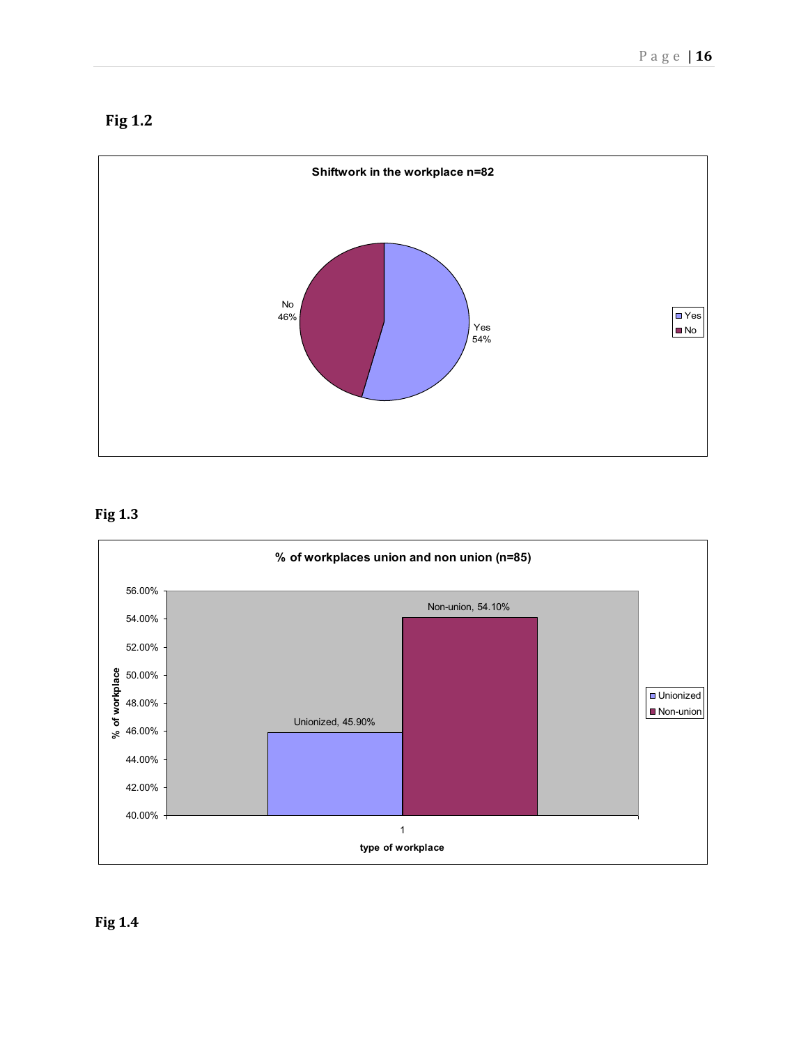**Fig 1.2**

Shiftwork in the workplace n=82

| Response | Percentage |
|---|---|
| Yes | 54% |
| No | 46% |

**Fig 1.3**

% of workplaces union and non union (n=85)

| type of workplace | % of workplace |
|---|---|
| Unionized | 45.90% |
| Non-union | 54.10% |

**Fig 1.4**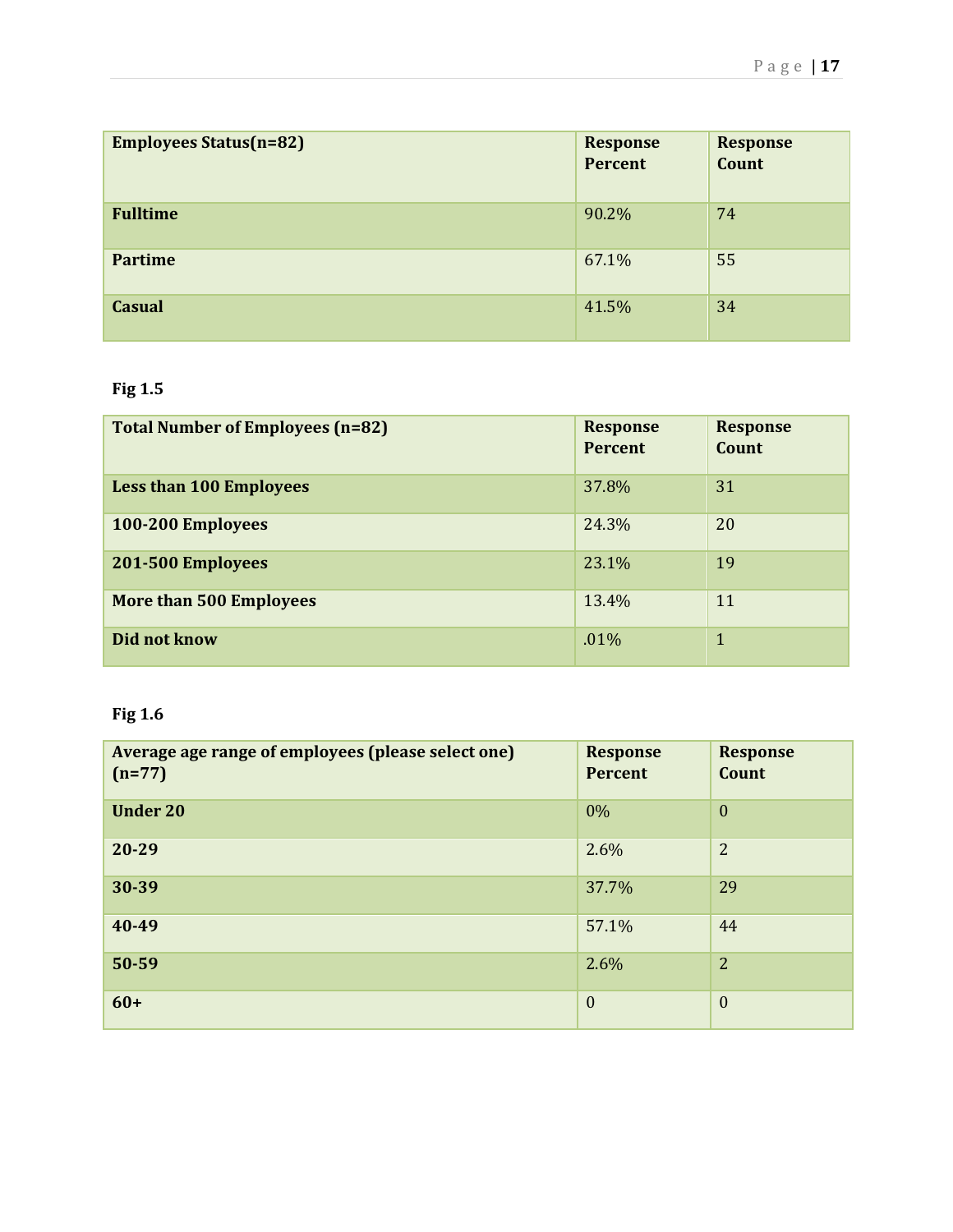| Employees Status(n=82) | Response Percent | Response Count |
|---|---|---|
| **Fulltime** | 90.2% | 74 |
| **Partime** | 67.1% | 55 |
| **Casual** | 41.5% | 34 |

**Fig 1.5**

| Total Number of Employees (n=82) | Response Percent | Response Count |
|---|---|---|
| **Less than 100 Employees** | 37.8% | 31 |
| **100-200 Employees** | 24.3% | 20 |
| **201-500 Employees** | 23.1% | 19 |
| **More than 500 Employees** | 13.4% | 11 |
| **Did not know** | .01% | 1 |

**Fig 1.6**

| Average age range of employees (please select one) (n=77) | Response Percent | Response Count |
|---|---|---|
| **Under 20** | 0% | 0 |
| **20-29** | 2.6% | 2 |
| **30-39** | 37.7% | 29 |
| **40-49** | 57.1% | 44 |
| **50-59** | 2.6% | 2 |
| **60+** | 0 | 0 |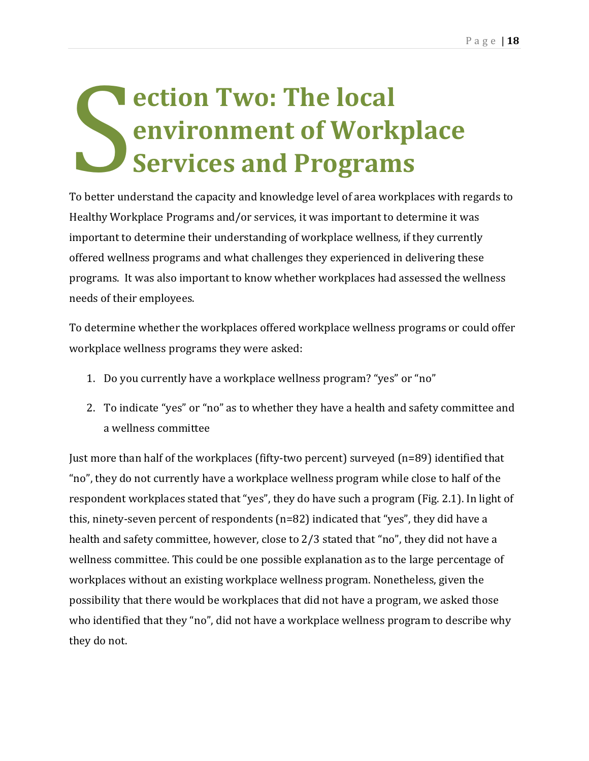# Section Two: The local environment of Workplace Services and Programs

To better understand the capacity and knowledge level of area workplaces with regards to Healthy Workplace Programs and/or services, it was important to determine it was important to determine their understanding of workplace wellness, if they currently offered wellness programs and what challenges they experienced in delivering these programs. It was also important to know whether workplaces had assessed the wellness needs of their employees.

To determine whether the workplaces offered workplace wellness programs or could offer workplace wellness programs they were asked:

1. Do you currently have a workplace wellness program? "yes" or "no"
2. To indicate "yes" or "no" as to whether they have a health and safety committee and a wellness committee

Just more than half of the workplaces (fifty-two percent) surveyed (n=89) identified that "no", they do not currently have a workplace wellness program while close to half of the respondent workplaces stated that "yes", they do have such a program (Fig. 2.1). In light of this, ninety-seven percent of respondents (n=82) indicated that "yes", they did have a health and safety committee, however, close to 2/3 stated that "no", they did not have a wellness committee. This could be one possible explanation as to the large percentage of workplaces without an existing workplace wellness program. Nonetheless, given the possibility that there would be workplaces that did not have a program, we asked those who identified that they "no", did not have a workplace wellness program to describe why they do not.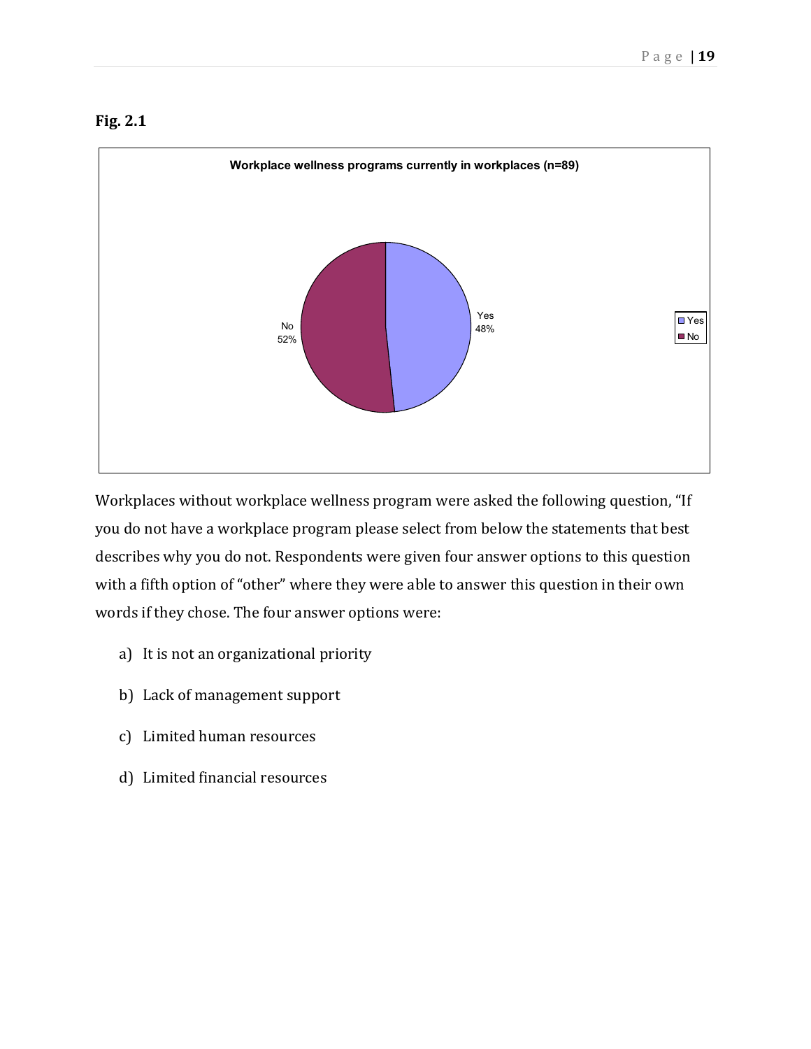**Fig. 2.1**

**Workplace wellness programs currently in workplaces (n=89)**

| | |
|---|---|
| Yes | 48% |
| No | 52% |

Workplaces without workplace wellness program were asked the following question, "If you do not have a workplace program please select from below the statements that best describes why you do not. Respondents were given four answer options to this question with a fifth option of "other" where they were able to answer this question in their own words if they chose. The four answer options were:

a) It is not an organizational priority

b) Lack of management support

c) Limited human resources

d) Limited financial resources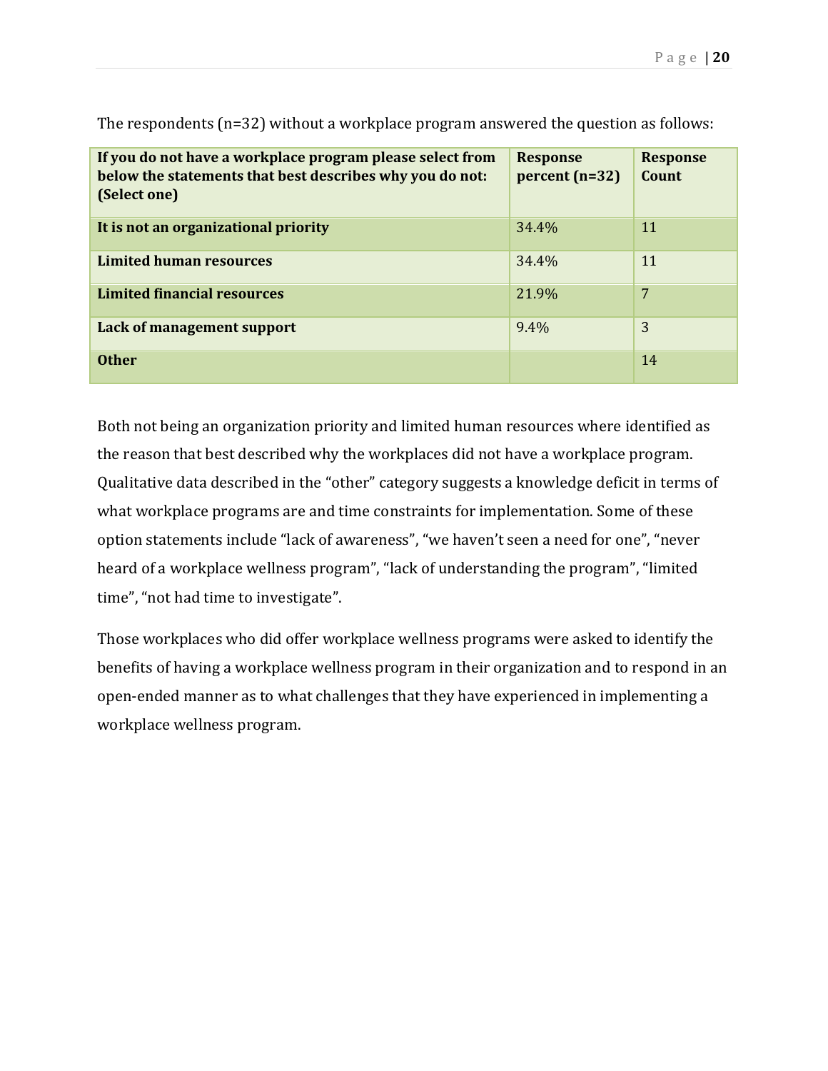The respondents (n=32) without a workplace program answered the question as follows:

| **If you do not have a workplace program please select from below the statements that best describes why you do not: (Select one)** | **Response percent (n=32)** | **Response Count** |
|---|---|---|
| **It is not an organizational priority** | 34.4% | 11 |
| **Limited human resources** | 34.4% | 11 |
| **Limited financial resources** | 21.9% | 7 |
| **Lack of management support** | 9.4% | 3 |
| **Other** | | 14 |

Both not being an organization priority and limited human resources where identified as the reason that best described why the workplaces did not have a workplace program. Qualitative data described in the "other" category suggests a knowledge deficit in terms of what workplace programs are and time constraints for implementation. Some of these option statements include "lack of awareness", "we haven't seen a need for one", "never heard of a workplace wellness program", "lack of understanding the program", "limited time", "not had time to investigate".

Those workplaces who did offer workplace wellness programs were asked to identify the benefits of having a workplace wellness program in their organization and to respond in an open-ended manner as to what challenges that they have experienced in implementing a workplace wellness program.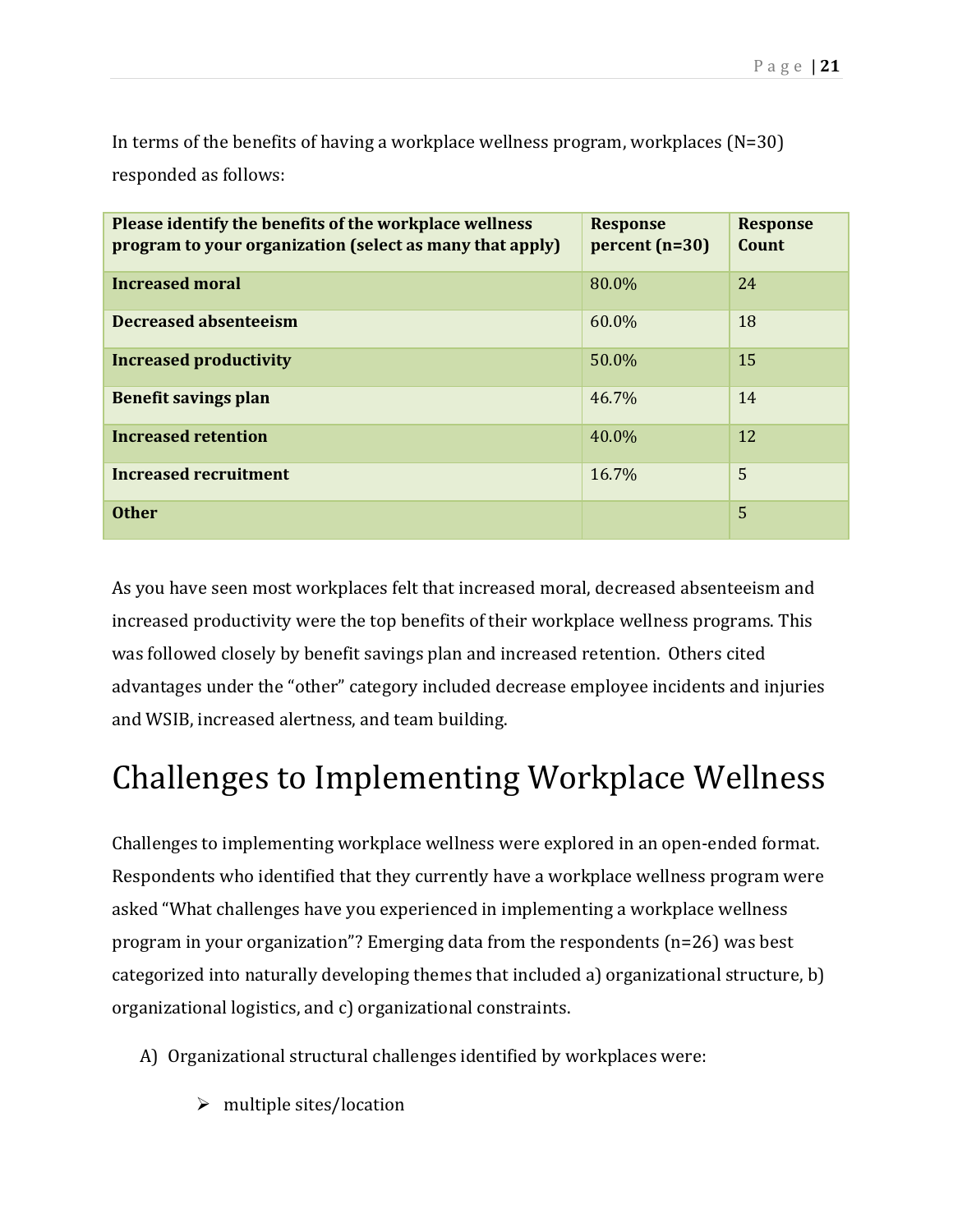In terms of the benefits of having a workplace wellness program, workplaces (N=30) responded as follows:

| Please identify the benefits of the workplace wellness program to your organization (select as many that apply) | Response percent (n=30) | Response Count |
|---|---|---|
| **Increased moral** | 80.0% | 24 |
| **Decreased absenteeism** | 60.0% | 18 |
| **Increased productivity** | 50.0% | 15 |
| **Benefit savings plan** | 46.7% | 14 |
| **Increased retention** | 40.0% | 12 |
| **Increased recruitment** | 16.7% | 5 |
| **Other** | | 5 |

As you have seen most workplaces felt that increased moral, decreased absenteeism and increased productivity were the top benefits of their workplace wellness programs. This was followed closely by benefit savings plan and increased retention. Others cited advantages under the "other" category included decrease employee incidents and injuries and WSIB, increased alertness, and team building.

# Challenges to Implementing Workplace Wellness

Challenges to implementing workplace wellness were explored in an open-ended format. Respondents who identified that they currently have a workplace wellness program were asked "What challenges have you experienced in implementing a workplace wellness program in your organization"? Emerging data from the respondents (n=26) was best categorized into naturally developing themes that included a) organizational structure, b) organizational logistics, and c) organizational constraints.

A) Organizational structural challenges identified by workplaces were:

- multiple sites/location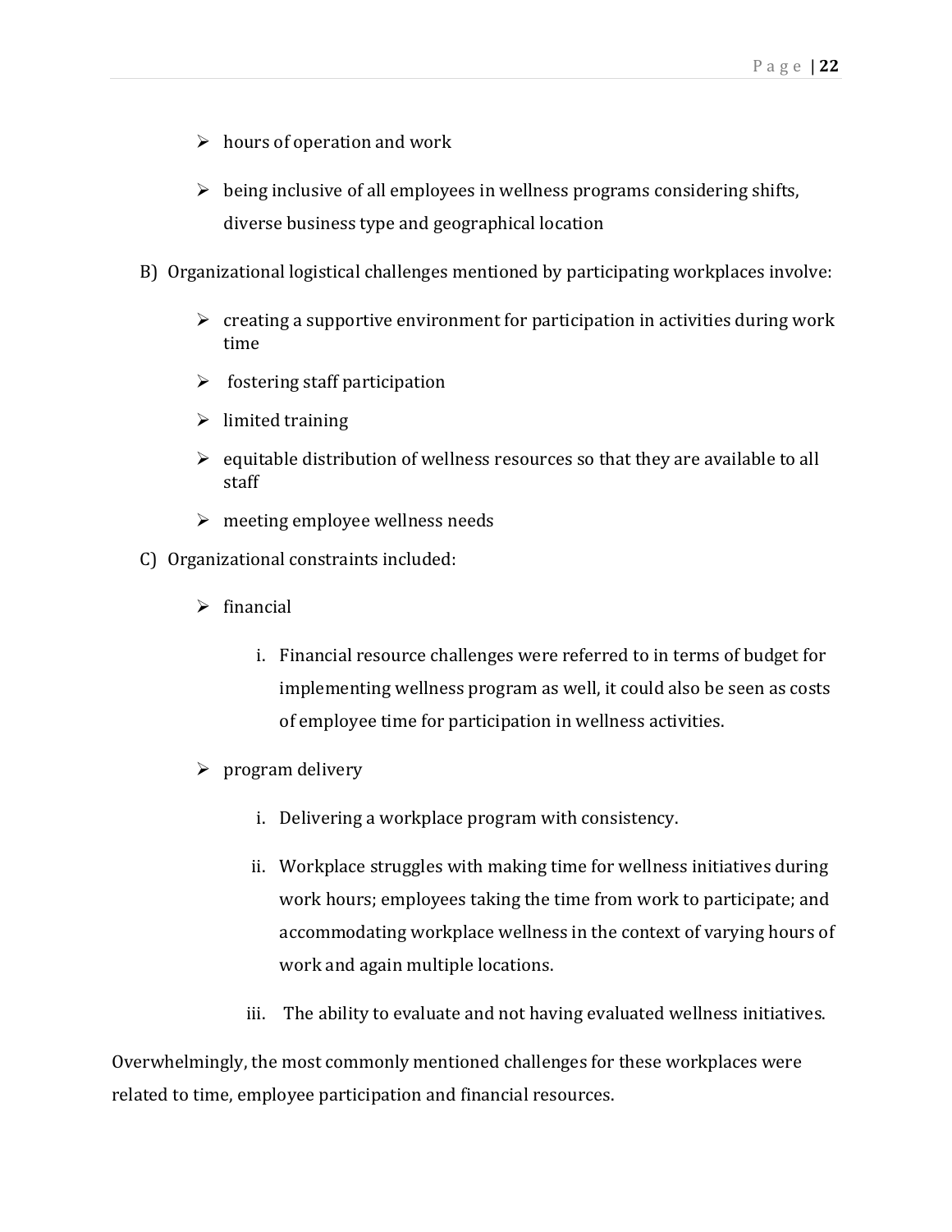- hours of operation and work
- being inclusive of all employees in wellness programs considering shifts, diverse business type and geographical location

B) Organizational logistical challenges mentioned by participating workplaces involve:

- creating a supportive environment for participation in activities during work time
- fostering staff participation
- limited training
- equitable distribution of wellness resources so that they are available to all staff
- meeting employee wellness needs

C) Organizational constraints included:

- financial
    i. Financial resource challenges were referred to in terms of budget for implementing wellness program as well, it could also be seen as costs of employee time for participation in wellness activities.
- program delivery
    i. Delivering a workplace program with consistency.
    ii. Workplace struggles with making time for wellness initiatives during work hours; employees taking the time from work to participate; and accommodating workplace wellness in the context of varying hours of work and again multiple locations.
    iii. The ability to evaluate and not having evaluated wellness initiatives.

Overwhelmingly, the most commonly mentioned challenges for these workplaces were related to time, employee participation and financial resources.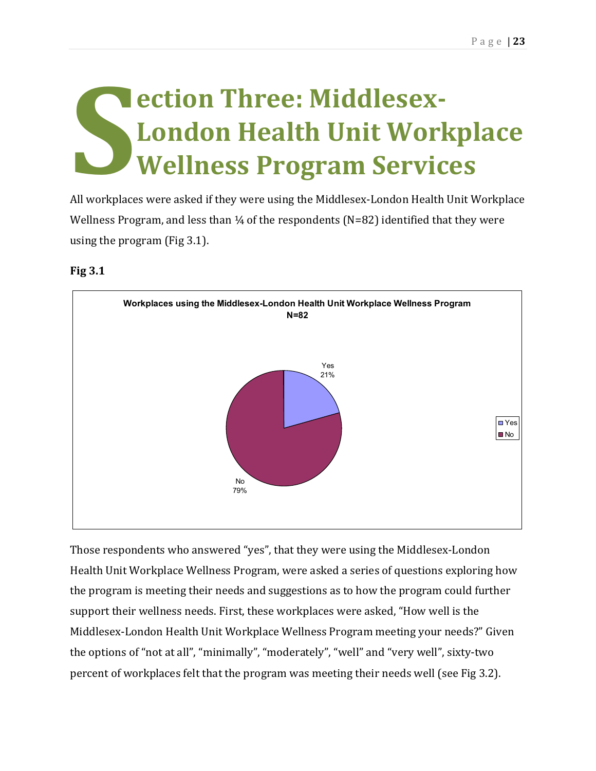# Section Three: Middlesex-London Health Unit Workplace Wellness Program Services

All workplaces were asked if they were using the Middlesex-London Health Unit Workplace Wellness Program, and less than ¼ of the respondents (N=82) identified that they were using the program (Fig 3.1).

**Fig 3.1**

**Workplaces using the Middlesex-London Health Unit Workplace Wellness Program**
**N=82**

| Response | Percent |
|---|---|
| Yes | 21% |
| No | 79% |

Those respondents who answered "yes", that they were using the Middlesex-London Health Unit Workplace Wellness Program, were asked a series of questions exploring how the program is meeting their needs and suggestions as to how the program could further support their wellness needs. First, these workplaces were asked, "How well is the Middlesex-London Health Unit Workplace Wellness Program meeting your needs?" Given the options of "not at all", "minimally", "moderately", "well" and "very well", sixty-two percent of workplaces felt that the program was meeting their needs well (see Fig 3.2).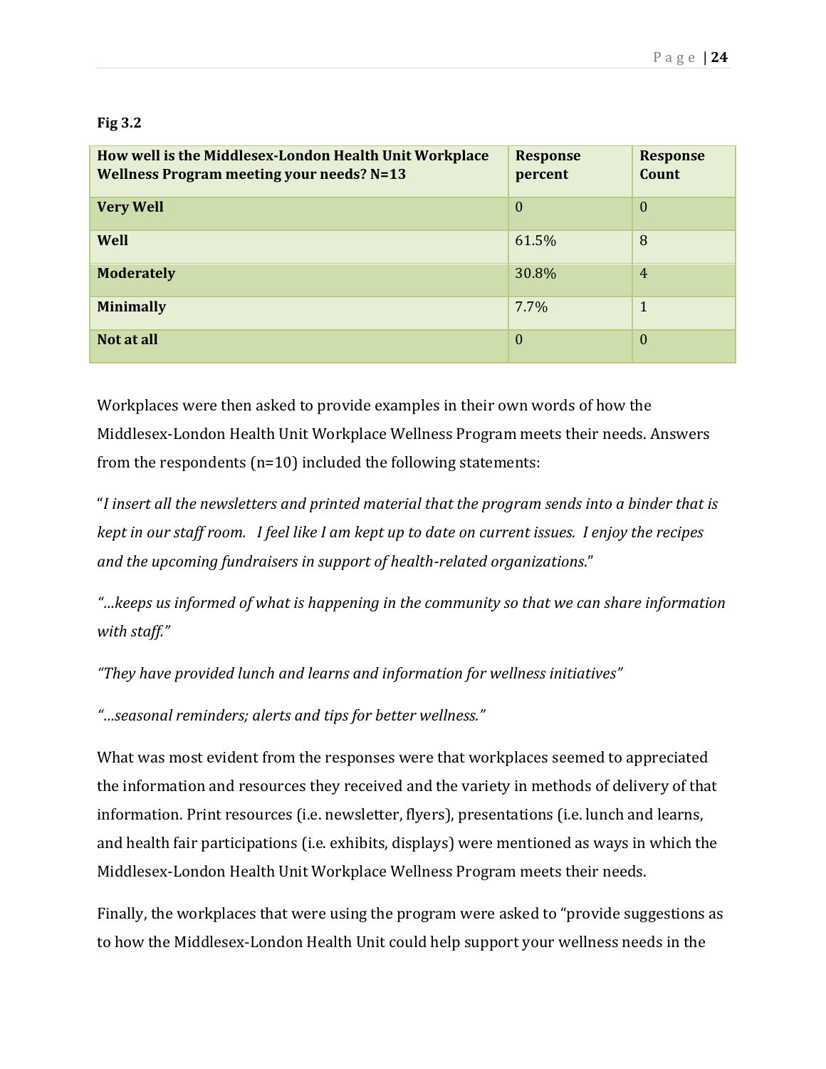**Fig 3.2**

| How well is the Middlesex-London Health Unit Workplace Wellness Program meeting your needs? N=13 | Response percent | Response Count |
|---|---|---|
| **Very Well** | 0 | 0 |
| **Well** | 61.5% | 8 |
| **Moderately** | 30.8% | 4 |
| **Minimally** | 7.7% | 1 |
| **Not at all** | 0 | 0 |

Workplaces were then asked to provide examples in their own words of how the Middlesex-London Health Unit Workplace Wellness Program meets their needs. Answers from the respondents (n=10) included the following statements:

"*I insert all the newsletters and printed material that the program sends into a binder that is kept in our staff room. I feel like I am kept up to date on current issues. I enjoy the recipes and the upcoming fundraisers in support of health-related organizations.*"

*"…keeps us informed of what is happening in the community so that we can share information with staff."*

*"They have provided lunch and learns and information for wellness initiatives"*

*"…seasonal reminders; alerts and tips for better wellness."*

What was most evident from the responses were that workplaces seemed to appreciated the information and resources they received and the variety in methods of delivery of that information. Print resources (i.e. newsletter, flyers), presentations (i.e. lunch and learns, and health fair participations (i.e. exhibits, displays) were mentioned as ways in which the Middlesex-London Health Unit Workplace Wellness Program meets their needs.

Finally, the workplaces that were using the program were asked to "provide suggestions as to how the Middlesex-London Health Unit could help support your wellness needs in the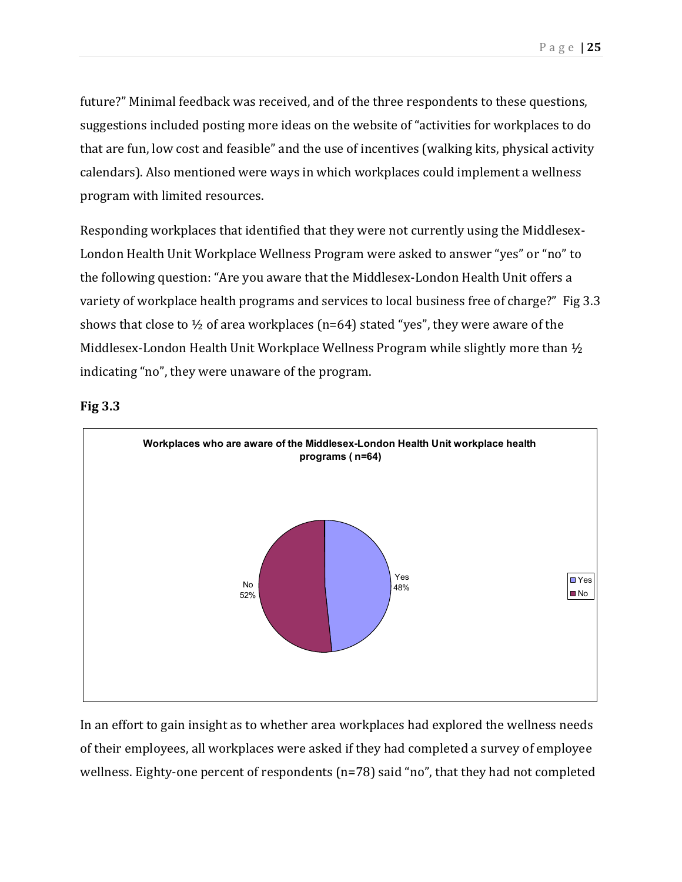future?" Minimal feedback was received, and of the three respondents to these questions, suggestions included posting more ideas on the website of "activities for workplaces to do that are fun, low cost and feasible" and the use of incentives (walking kits, physical activity calendars). Also mentioned were ways in which workplaces could implement a wellness program with limited resources.

Responding workplaces that identified that they were not currently using the Middlesex-London Health Unit Workplace Wellness Program were asked to answer "yes" or "no" to the following question: "Are you aware that the Middlesex-London Health Unit offers a variety of workplace health programs and services to local business free of charge?" Fig 3.3 shows that close to ½ of area workplaces (n=64) stated "yes", they were aware of the Middlesex-London Health Unit Workplace Wellness Program while slightly more than ½ indicating "no", they were unaware of the program.

**Fig 3.3**

**Workplaces who are aware of the Middlesex-London Health Unit workplace health programs ( n=64)**

| Response | Percentage |
| --- | --- |
| Yes | 48% |
| No | 52% |

In an effort to gain insight as to whether area workplaces had explored the wellness needs of their employees, all workplaces were asked if they had completed a survey of employee wellness. Eighty-one percent of respondents (n=78) said "no", that they had not completed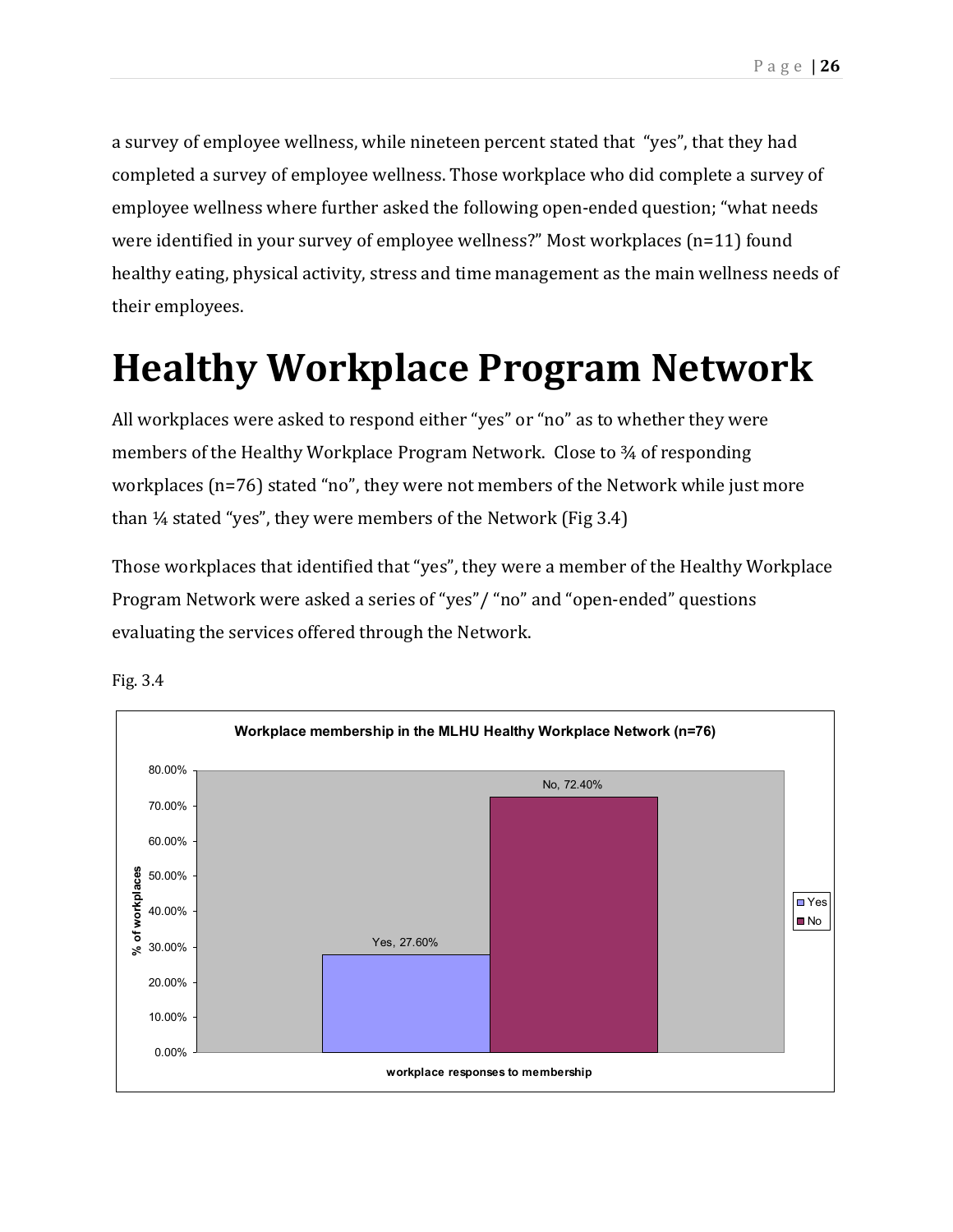a survey of employee wellness, while nineteen percent stated that "yes", that they had completed a survey of employee wellness. Those workplace who did complete a survey of employee wellness where further asked the following open-ended question; "what needs were identified in your survey of employee wellness?" Most workplaces (n=11) found healthy eating, physical activity, stress and time management as the main wellness needs of their employees.

# Healthy Workplace Program Network

All workplaces were asked to respond either "yes" or "no" as to whether they were members of the Healthy Workplace Program Network. Close to ¾ of responding workplaces (n=76) stated "no", they were not members of the Network while just more than ¼ stated "yes", they were members of the Network (Fig 3.4)

Those workplaces that identified that "yes", they were a member of the Healthy Workplace Program Network were asked a series of "yes"/ "no" and "open-ended" questions evaluating the services offered through the Network.

Fig. 3.4

**Workplace membership in the MLHU Healthy Workplace Network (n=76)**

| workplace responses to membership | % of workplaces |
| --- | --- |
| Yes | 27.60% |
| No | 72.40% |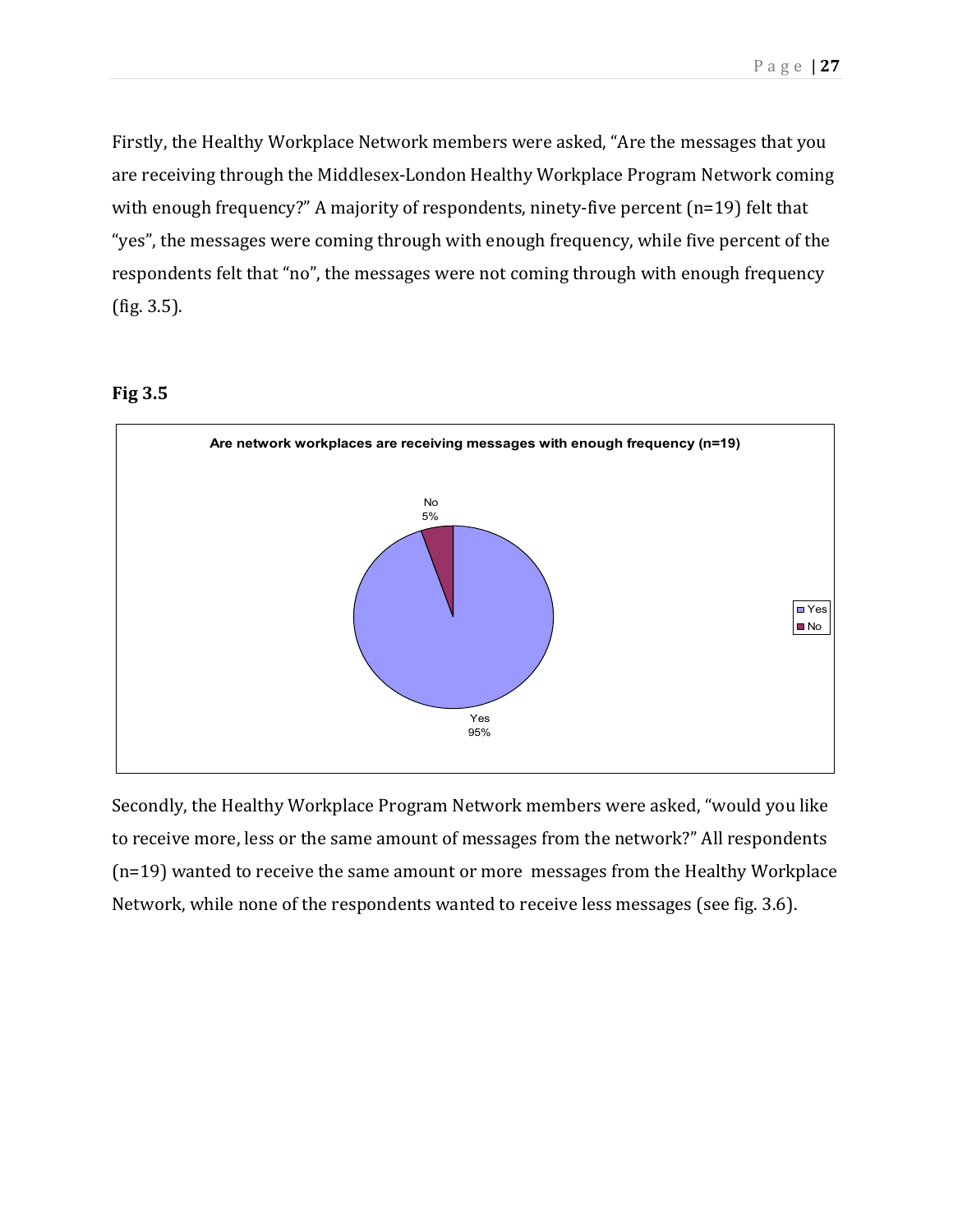Firstly, the Healthy Workplace Network members were asked, "Are the messages that you are receiving through the Middlesex-London Healthy Workplace Program Network coming with enough frequency?" A majority of respondents, ninety-five percent (n=19) felt that "yes", the messages were coming through with enough frequency, while five percent of the respondents felt that "no", the messages were not coming through with enough frequency (fig. 3.5).

**Fig 3.5**

Are network workplaces are receiving messages with enough frequency (n=19)

Secondly, the Healthy Workplace Program Network members were asked, "would you like to receive more, less or the same amount of messages from the network?" All respondents (n=19) wanted to receive the same amount or more messages from the Healthy Workplace Network, while none of the respondents wanted to receive less messages (see fig. 3.6).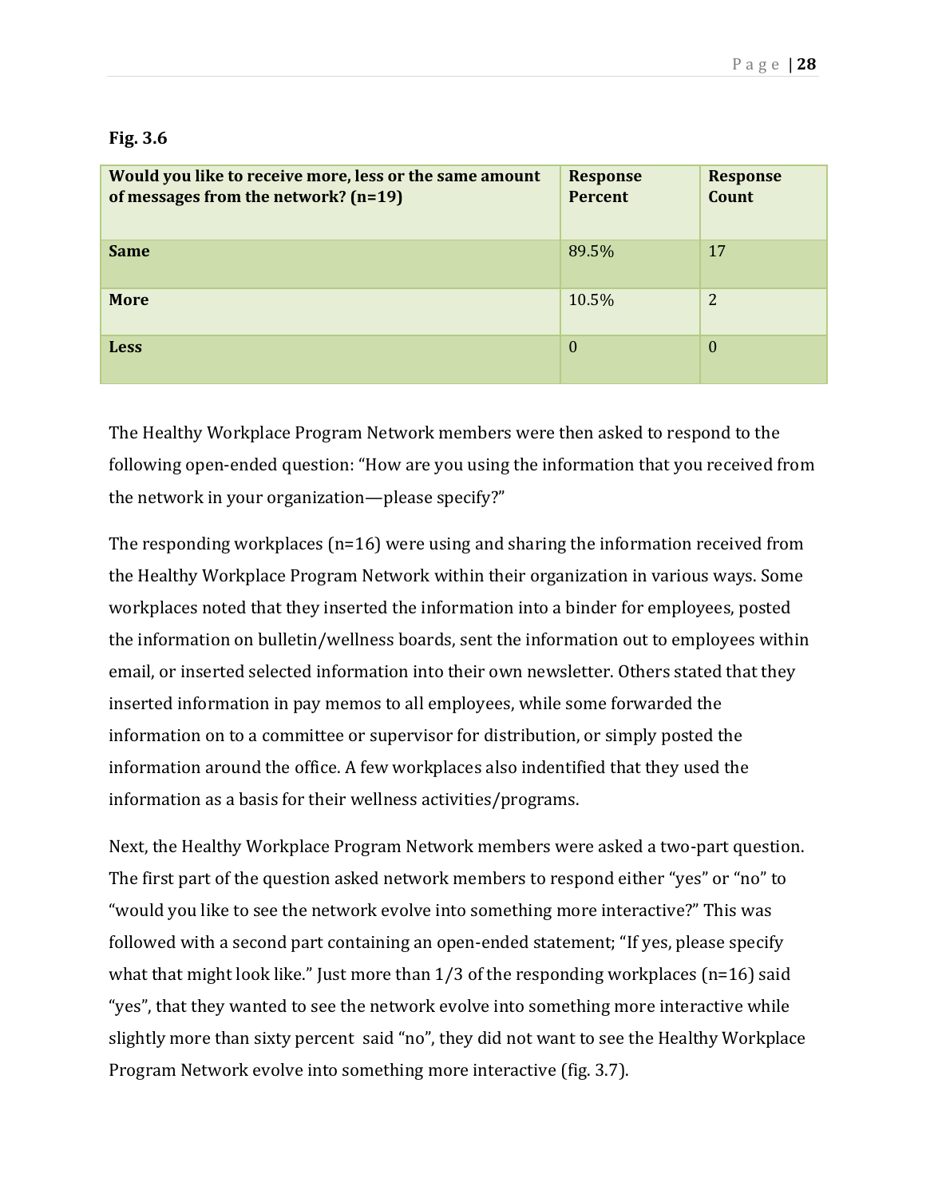**Fig. 3.6**

| Would you like to receive more, less or the same amount of messages from the network? (n=19) | Response Percent | Response Count |
| --- | --- | --- |
| **Same** | 89.5% | 17 |
| **More** | 10.5% | 2 |
| **Less** | 0 | 0 |

The Healthy Workplace Program Network members were then asked to respond to the following open-ended question: "How are you using the information that you received from the network in your organization—please specify?"

The responding workplaces (n=16) were using and sharing the information received from the Healthy Workplace Program Network within their organization in various ways. Some workplaces noted that they inserted the information into a binder for employees, posted the information on bulletin/wellness boards, sent the information out to employees within email, or inserted selected information into their own newsletter. Others stated that they inserted information in pay memos to all employees, while some forwarded the information on to a committee or supervisor for distribution, or simply posted the information around the office. A few workplaces also indentified that they used the information as a basis for their wellness activities/programs.

Next, the Healthy Workplace Program Network members were asked a two-part question. The first part of the question asked network members to respond either "yes" or "no" to "would you like to see the network evolve into something more interactive?" This was followed with a second part containing an open-ended statement; "If yes, please specify what that might look like." Just more than 1/3 of the responding workplaces (n=16) said "yes", that they wanted to see the network evolve into something more interactive while slightly more than sixty percent said "no", they did not want to see the Healthy Workplace Program Network evolve into something more interactive (fig. 3.7).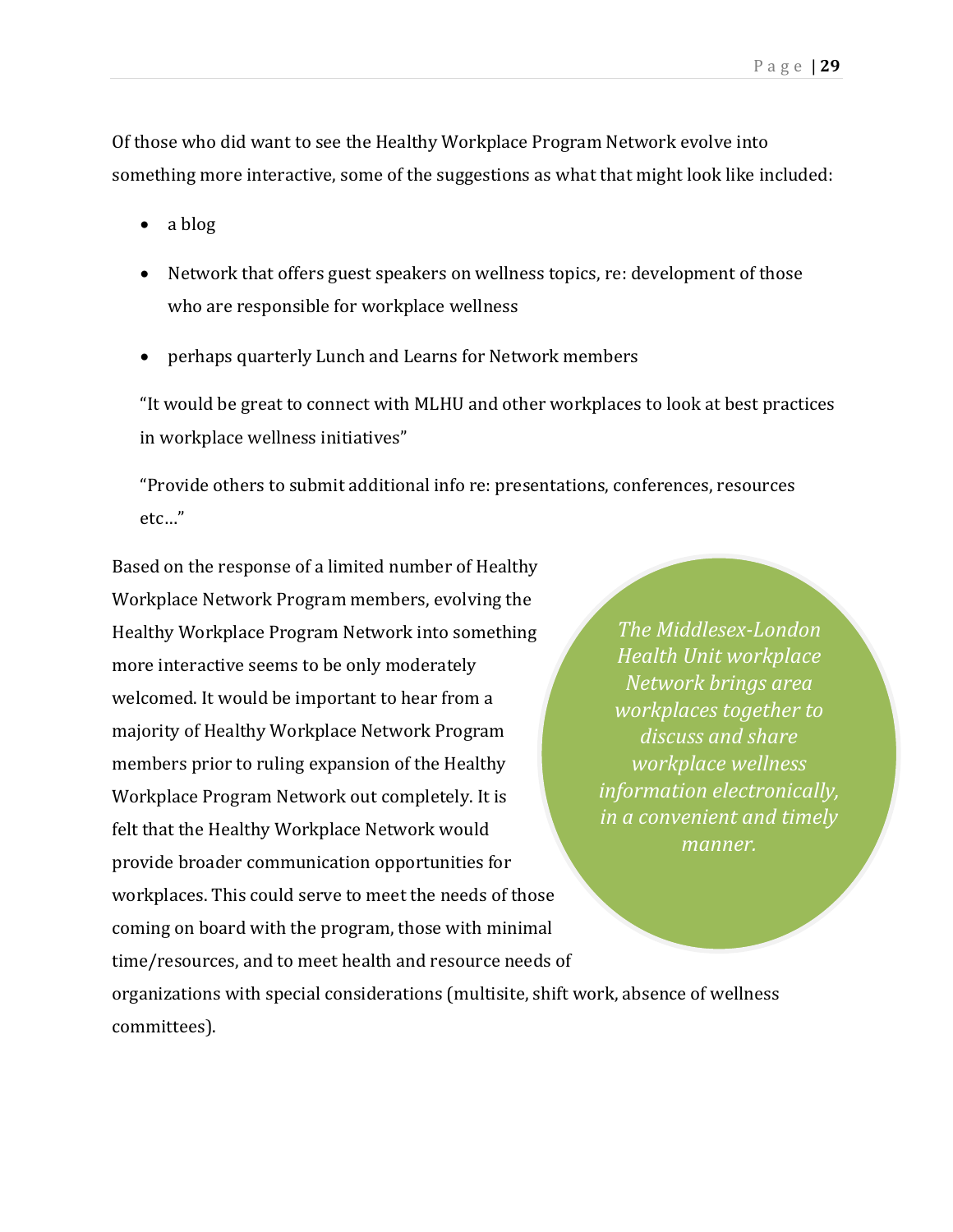Of those who did want to see the Healthy Workplace Program Network evolve into something more interactive, some of the suggestions as what that might look like included:

- a blog
- Network that offers guest speakers on wellness topics, re: development of those who are responsible for workplace wellness
- perhaps quarterly Lunch and Learns for Network members

> "It would be great to connect with MLHU and other workplaces to look at best practices in workplace wellness initiatives"
>
> "Provide others to submit additional info re: presentations, conferences, resources etc…"

Based on the response of a limited number of Healthy Workplace Network Program members, evolving the Healthy Workplace Program Network into something more interactive seems to be only moderately welcomed. It would be important to hear from a majority of Healthy Workplace Network Program members prior to ruling expansion of the Healthy Workplace Program Network out completely. It is felt that the Healthy Workplace Network would provide broader communication opportunities for workplaces. This could serve to meet the needs of those coming on board with the program, those with minimal time/resources, and to meet health and resource needs of organizations with special considerations (multisite, shift work, absence of wellness committees).

*The Middlesex-London Health Unit workplace Network brings area workplaces together to discuss and share workplace wellness information electronically, in a convenient and timely manner.*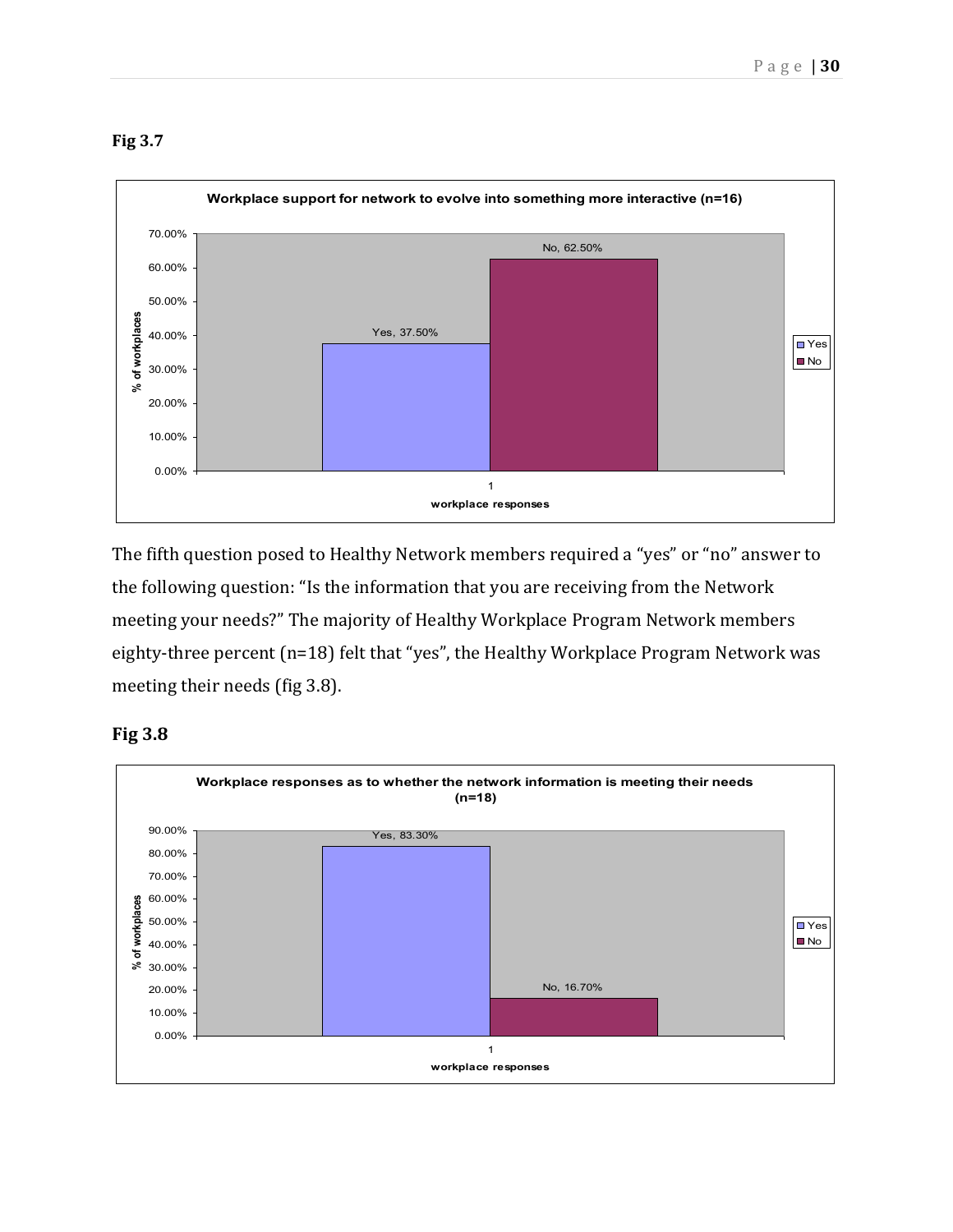**Fig 3.7**

| | Yes | No |
|---|---|---|
| Workplace support for network to evolve into something more interactive (n=16) | 37.50% | 62.50% |

The fifth question posed to Healthy Network members required a "yes" or "no" answer to the following question: "Is the information that you are receiving from the Network meeting your needs?" The majority of Healthy Workplace Program Network members eighty-three percent (n=18) felt that "yes", the Healthy Workplace Program Network was meeting their needs (fig 3.8).

**Fig 3.8**

| | Yes | No |
|---|---|---|
| Workplace responses as to whether the network information is meeting their needs (n=18) | 83.30% | 16.70% |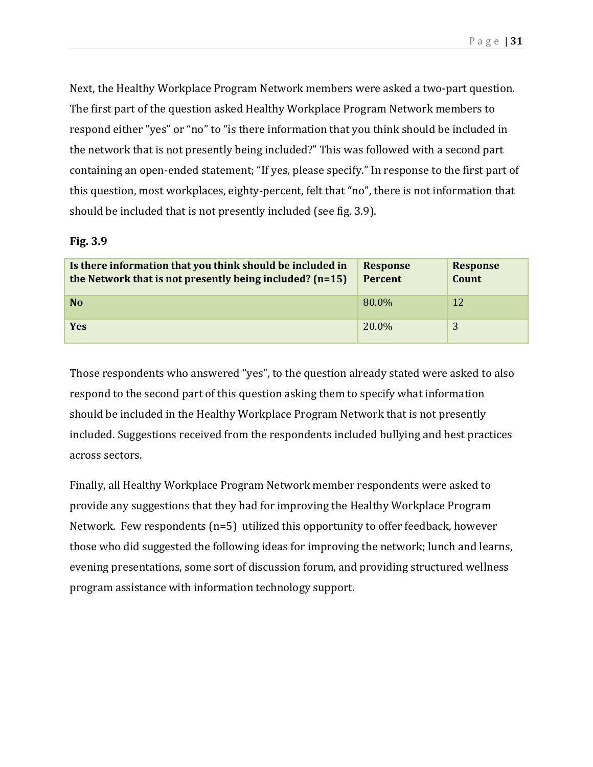Next, the Healthy Workplace Program Network members were asked a two-part question. The first part of the question asked Healthy Workplace Program Network members to respond either "yes" or "no" to "is there information that you think should be included in the network that is not presently being included?" This was followed with a second part containing an open-ended statement; "If yes, please specify." In response to the first part of this question, most workplaces, eighty-percent, felt that "no", there is not information that should be included that is not presently included (see fig. 3.9).

**Fig. 3.9**

| Is there information that you think should be included in the Network that is not presently being included? (n=15) | Response Percent | Response Count |
|---|---|---|
| **No** | 80.0% | 12 |
| **Yes** | 20.0% | 3 |

Those respondents who answered "yes", to the question already stated were asked to also respond to the second part of this question asking them to specify what information should be included in the Healthy Workplace Program Network that is not presently included. Suggestions received from the respondents included bullying and best practices across sectors.

Finally, all Healthy Workplace Program Network member respondents were asked to provide any suggestions that they had for improving the Healthy Workplace Program Network. Few respondents (n=5) utilized this opportunity to offer feedback, however those who did suggested the following ideas for improving the network; lunch and learns, evening presentations, some sort of discussion forum, and providing structured wellness program assistance with information technology support.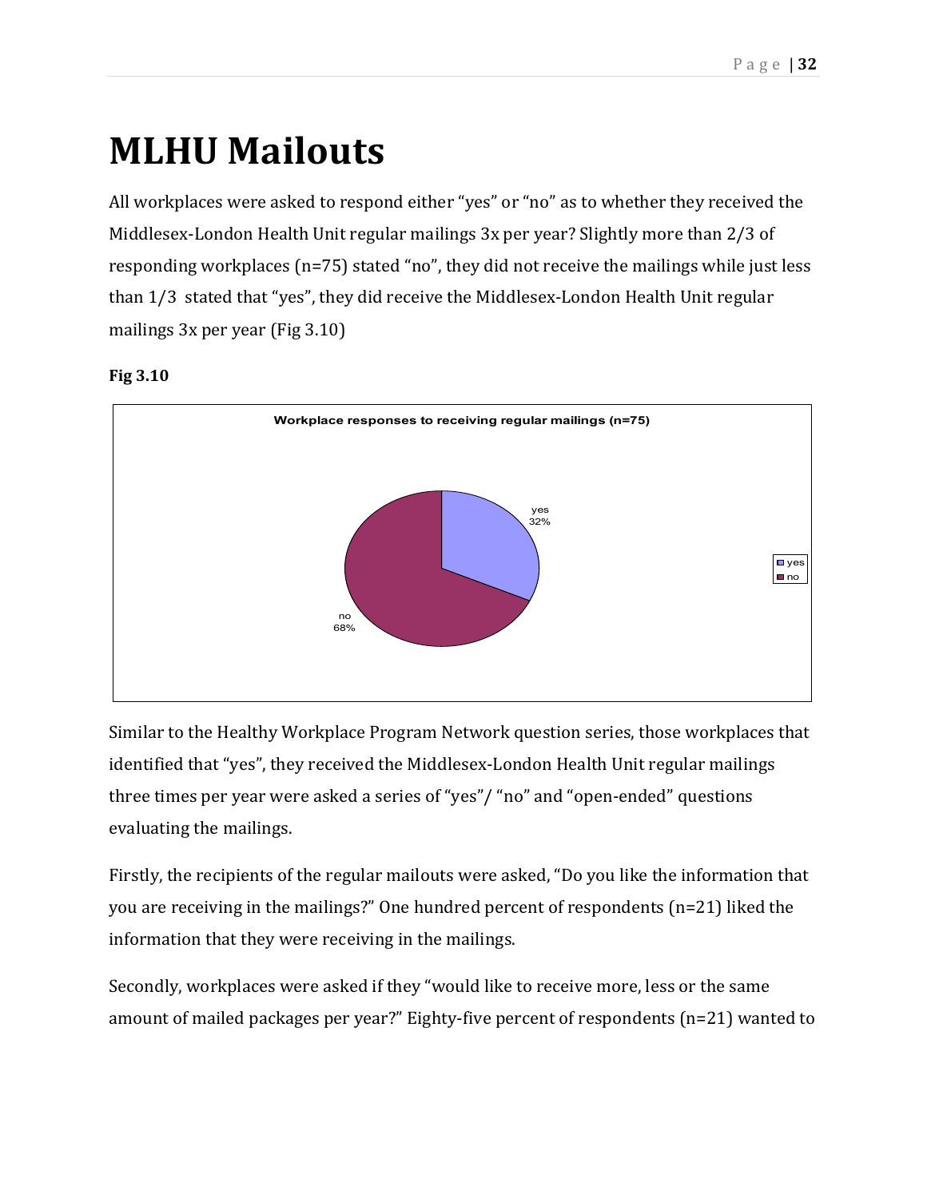# MLHU Mailouts

All workplaces were asked to respond either "yes" or "no" as to whether they received the Middlesex-London Health Unit regular mailings 3x per year? Slightly more than 2/3 of responding workplaces (n=75) stated "no", they did not receive the mailings while just less than 1/3 stated that "yes", they did receive the Middlesex-London Health Unit regular mailings 3x per year (Fig 3.10)

**Fig 3.10**

Workplace responses to receiving regular mailings (n=75)

yes 32%

no 68%

Similar to the Healthy Workplace Program Network question series, those workplaces that identified that "yes", they received the Middlesex-London Health Unit regular mailings three times per year were asked a series of "yes"/ "no" and "open-ended" questions evaluating the mailings.

Firstly, the recipients of the regular mailouts were asked, "Do you like the information that you are receiving in the mailings?" One hundred percent of respondents (n=21) liked the information that they were receiving in the mailings.

Secondly, workplaces were asked if they "would like to receive more, less or the same amount of mailed packages per year?" Eighty-five percent of respondents (n=21) wanted to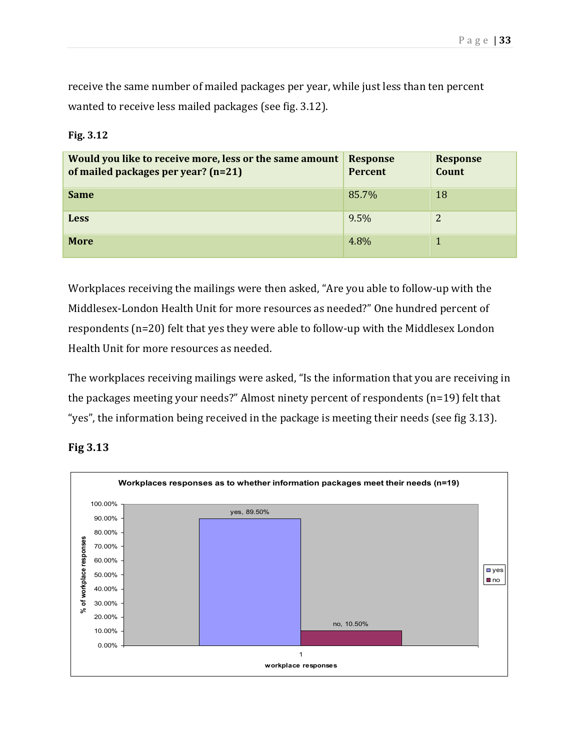receive the same number of mailed packages per year, while just less than ten percent wanted to receive less mailed packages (see fig. 3.12).

**Fig. 3.12**

| Would you like to receive more, less or the same amount of mailed packages per year? (n=21) | Response Percent | Response Count |
|---|---|---|
| **Same** | 85.7% | 18 |
| **Less** | 9.5% | 2 |
| **More** | 4.8% | 1 |

Workplaces receiving the mailings were then asked, "Are you able to follow-up with the Middlesex-London Health Unit for more resources as needed?" One hundred percent of respondents (n=20) felt that yes they were able to follow-up with the Middlesex London Health Unit for more resources as needed.

The workplaces receiving mailings were asked, "Is the information that you are receiving in the packages meeting your needs?" Almost ninety percent of respondents (n=19) felt that "yes", the information being received in the package is meeting their needs (see fig 3.13).

**Fig 3.13**

**Workplaces responses as to whether information packages meet their needs (n=19)**

| Response | % of workplace responses |
|---|---|
| yes | 89.50% |
| no | 10.50% |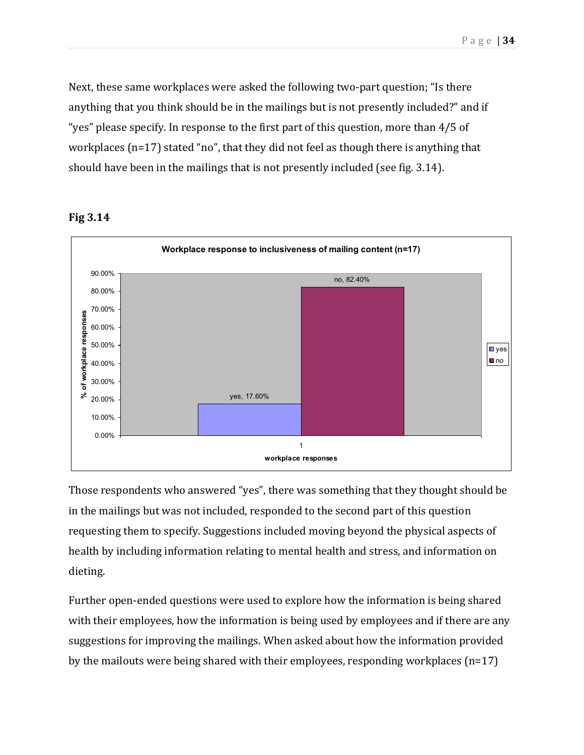Next, these same workplaces were asked the following two-part question; "Is there anything that you think should be in the mailings but is not presently included?" and if "yes" please specify. In response to the first part of this question, more than 4/5 of workplaces (n=17) stated "no", that they did not feel as though there is anything that should have been in the mailings that is not presently included (see fig. 3.14).

**Fig 3.14**

**Workplace response to inclusiveness of mailing content (n=17)**

| Response | % of workplace responses |
|---|---|
| yes | 17.60% |
| no | 82.40% |

Those respondents who answered "yes", there was something that they thought should be in the mailings but was not included, responded to the second part of this question requesting them to specify. Suggestions included moving beyond the physical aspects of health by including information relating to mental health and stress, and information on dieting.

Further open-ended questions were used to explore how the information is being shared with their employees, how the information is being used by employees and if there are any suggestions for improving the mailings. When asked about how the information provided by the mailouts were being shared with their employees, responding workplaces (n=17)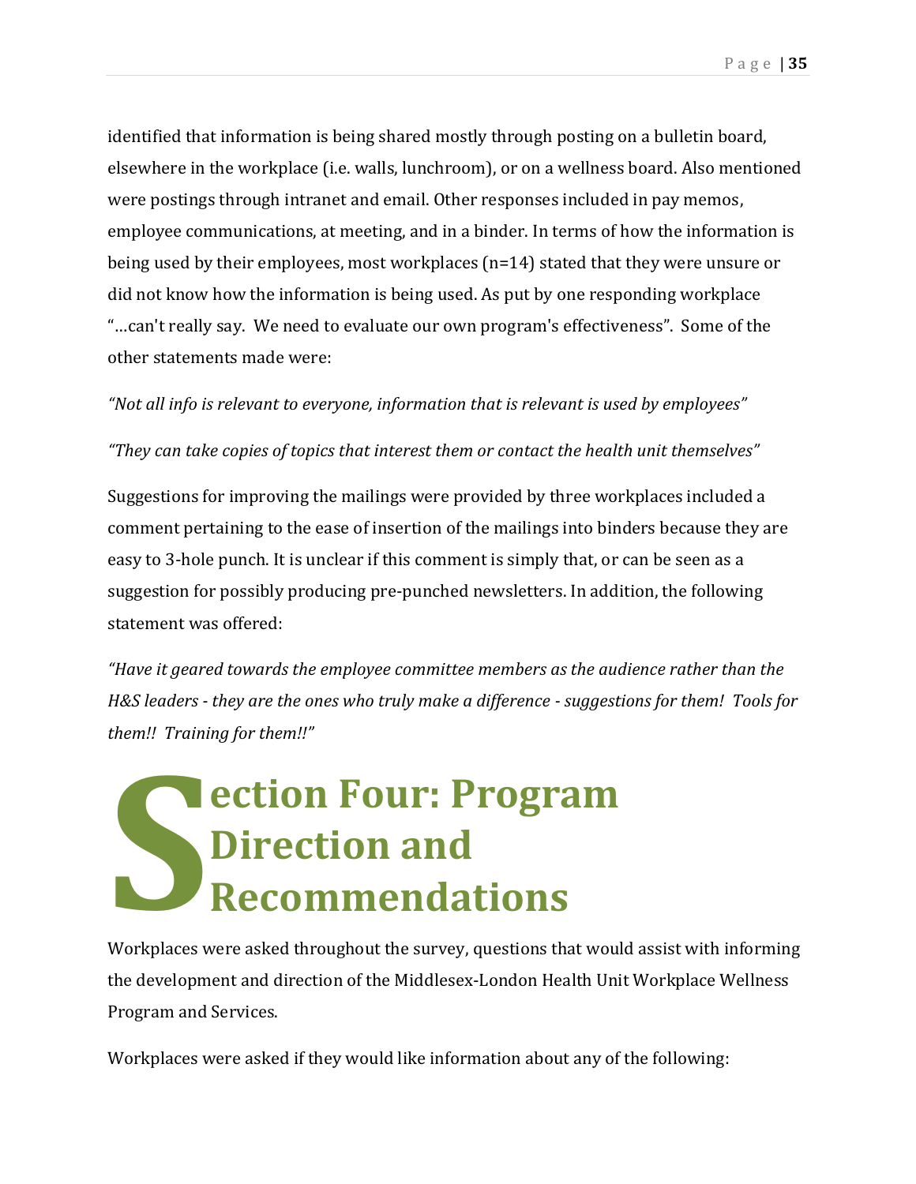identified that information is being shared mostly through posting on a bulletin board, elsewhere in the workplace (i.e. walls, lunchroom), or on a wellness board. Also mentioned were postings through intranet and email. Other responses included in pay memos, employee communications, at meeting, and in a binder. In terms of how the information is being used by their employees, most workplaces (n=14) stated that they were unsure or did not know how the information is being used. As put by one responding workplace "…can't really say. We need to evaluate our own program's effectiveness". Some of the other statements made were:

*"Not all info is relevant to everyone, information that is relevant is used by employees"*

*"They can take copies of topics that interest them or contact the health unit themselves"*

Suggestions for improving the mailings were provided by three workplaces included a comment pertaining to the ease of insertion of the mailings into binders because they are easy to 3-hole punch. It is unclear if this comment is simply that, or can be seen as a suggestion for possibly producing pre-punched newsletters. In addition, the following statement was offered:

*"Have it geared towards the employee committee members as the audience rather than the H&S leaders - they are the ones who truly make a difference - suggestions for them! Tools for them!! Training for them!!"*

# Section Four: Program Direction and Recommendations

Workplaces were asked throughout the survey, questions that would assist with informing the development and direction of the Middlesex-London Health Unit Workplace Wellness Program and Services.

Workplaces were asked if they would like information about any of the following: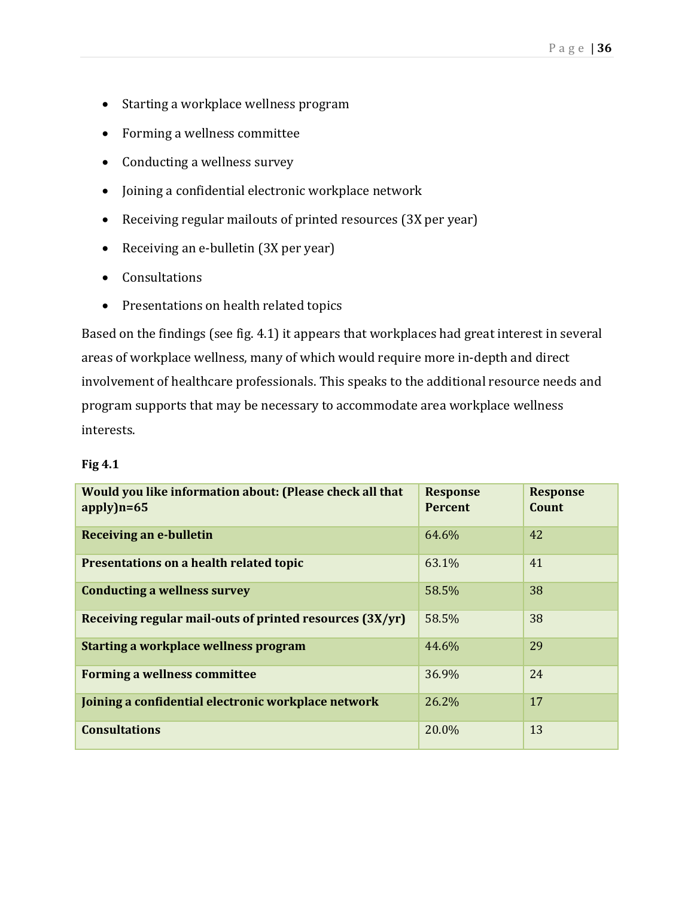- Starting a workplace wellness program
- Forming a wellness committee
- Conducting a wellness survey
- Joining a confidential electronic workplace network
- Receiving regular mailouts of printed resources (3X per year)
- Receiving an e-bulletin (3X per year)
- Consultations
- Presentations on health related topics

Based on the findings (see fig. 4.1) it appears that workplaces had great interest in several areas of workplace wellness, many of which would require more in-depth and direct involvement of healthcare professionals. This speaks to the additional resource needs and program supports that may be necessary to accommodate area workplace wellness interests.

**Fig 4.1**

| Would you like information about: (Please check all that apply)n=65 | Response Percent | Response Count |
|---|---|---|
| **Receiving an e-bulletin** | 64.6% | 42 |
| **Presentations on a health related topic** | 63.1% | 41 |
| **Conducting a wellness survey** | 58.5% | 38 |
| **Receiving regular mail-outs of printed resources (3X/yr)** | 58.5% | 38 |
| **Starting a workplace wellness program** | 44.6% | 29 |
| **Forming a wellness committee** | 36.9% | 24 |
| **Joining a confidential electronic workplace network** | 26.2% | 17 |
| **Consultations** | 20.0% | 13 |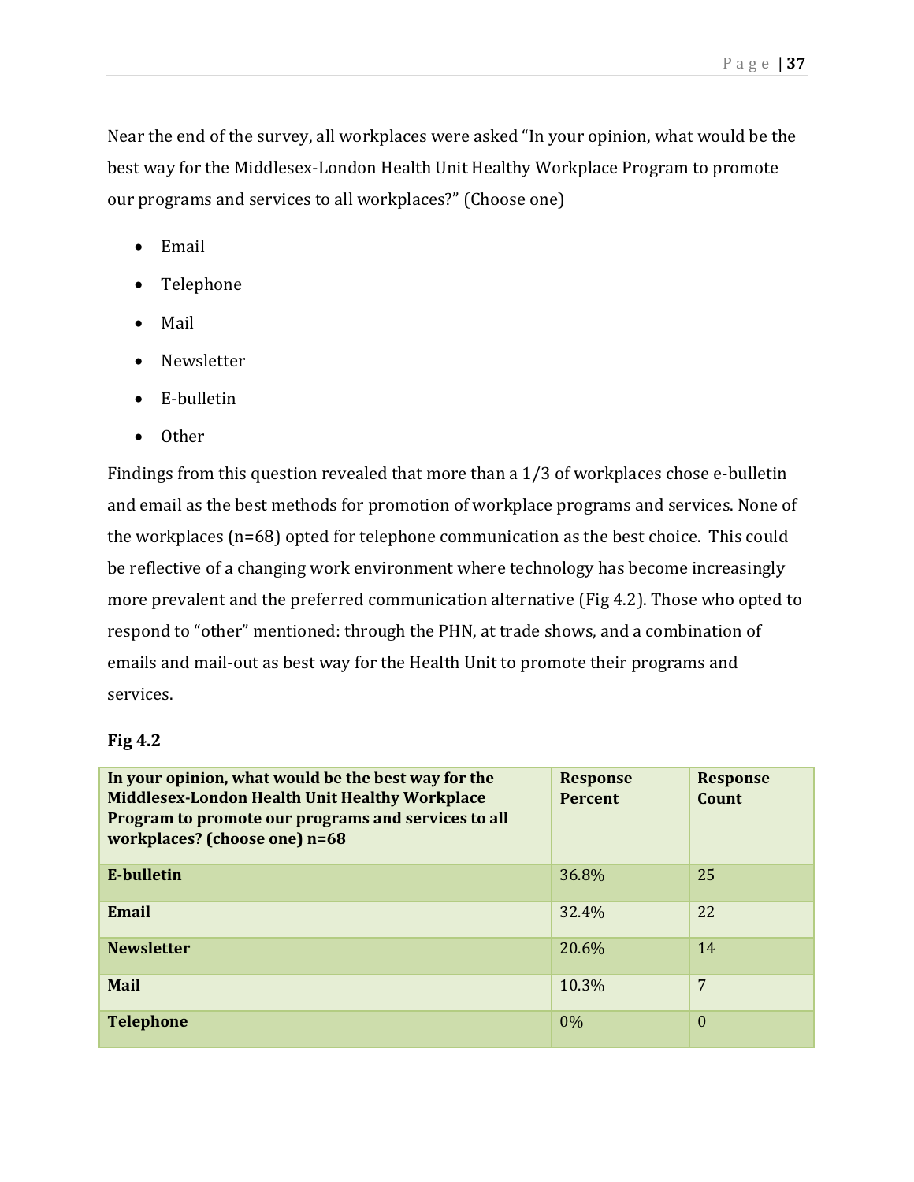Near the end of the survey, all workplaces were asked "In your opinion, what would be the best way for the Middlesex-London Health Unit Healthy Workplace Program to promote our programs and services to all workplaces?" (Choose one)

- Email
- Telephone
- Mail
- Newsletter
- E-bulletin
- Other

Findings from this question revealed that more than a 1/3 of workplaces chose e-bulletin and email as the best methods for promotion of workplace programs and services. None of the workplaces (n=68) opted for telephone communication as the best choice. This could be reflective of a changing work environment where technology has become increasingly more prevalent and the preferred communication alternative (Fig 4.2). Those who opted to respond to "other" mentioned: through the PHN, at trade shows, and a combination of emails and mail-out as best way for the Health Unit to promote their programs and services.

**Fig 4.2**

| In your opinion, what would be the best way for the Middlesex-London Health Unit Healthy Workplace Program to promote our programs and services to all workplaces? (choose one) n=68 | Response Percent | Response Count |
|---|---|---|
| **E-bulletin** | 36.8% | 25 |
| **Email** | 32.4% | 22 |
| **Newsletter** | 20.6% | 14 |
| **Mail** | 10.3% | 7 |
| **Telephone** | 0% | 0 |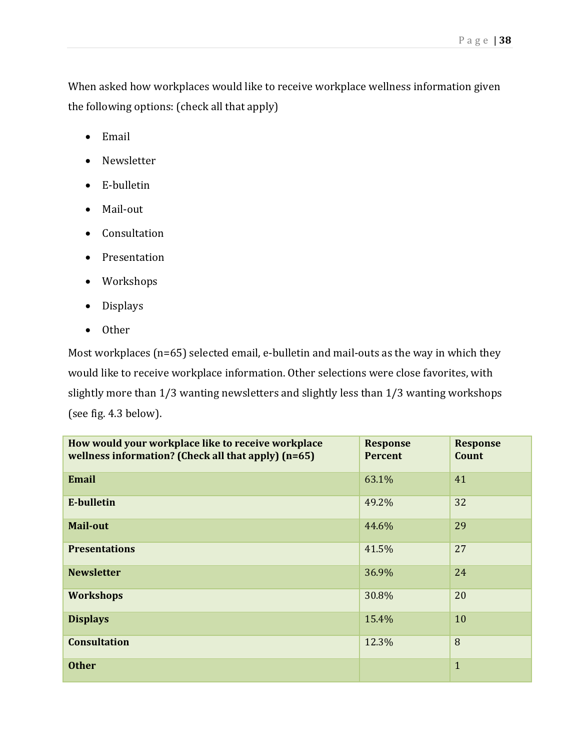When asked how workplaces would like to receive workplace wellness information given the following options: (check all that apply)

- Email
- Newsletter
- E-bulletin
- Mail-out
- Consultation
- Presentation
- Workshops
- Displays
- Other

Most workplaces (n=65) selected email, e-bulletin and mail-outs as the way in which they would like to receive workplace information. Other selections were close favorites, with slightly more than 1/3 wanting newsletters and slightly less than 1/3 wanting workshops (see fig. 4.3 below).

| How would your workplace like to receive workplace wellness information? (Check all that apply) (n=65) | Response Percent | Response Count |
|---|---|---|
| **Email** | 63.1% | 41 |
| **E-bulletin** | 49.2% | 32 |
| **Mail-out** | 44.6% | 29 |
| **Presentations** | 41.5% | 27 |
| **Newsletter** | 36.9% | 24 |
| **Workshops** | 30.8% | 20 |
| **Displays** | 15.4% | 10 |
| **Consultation** | 12.3% | 8 |
| **Other** | | 1 |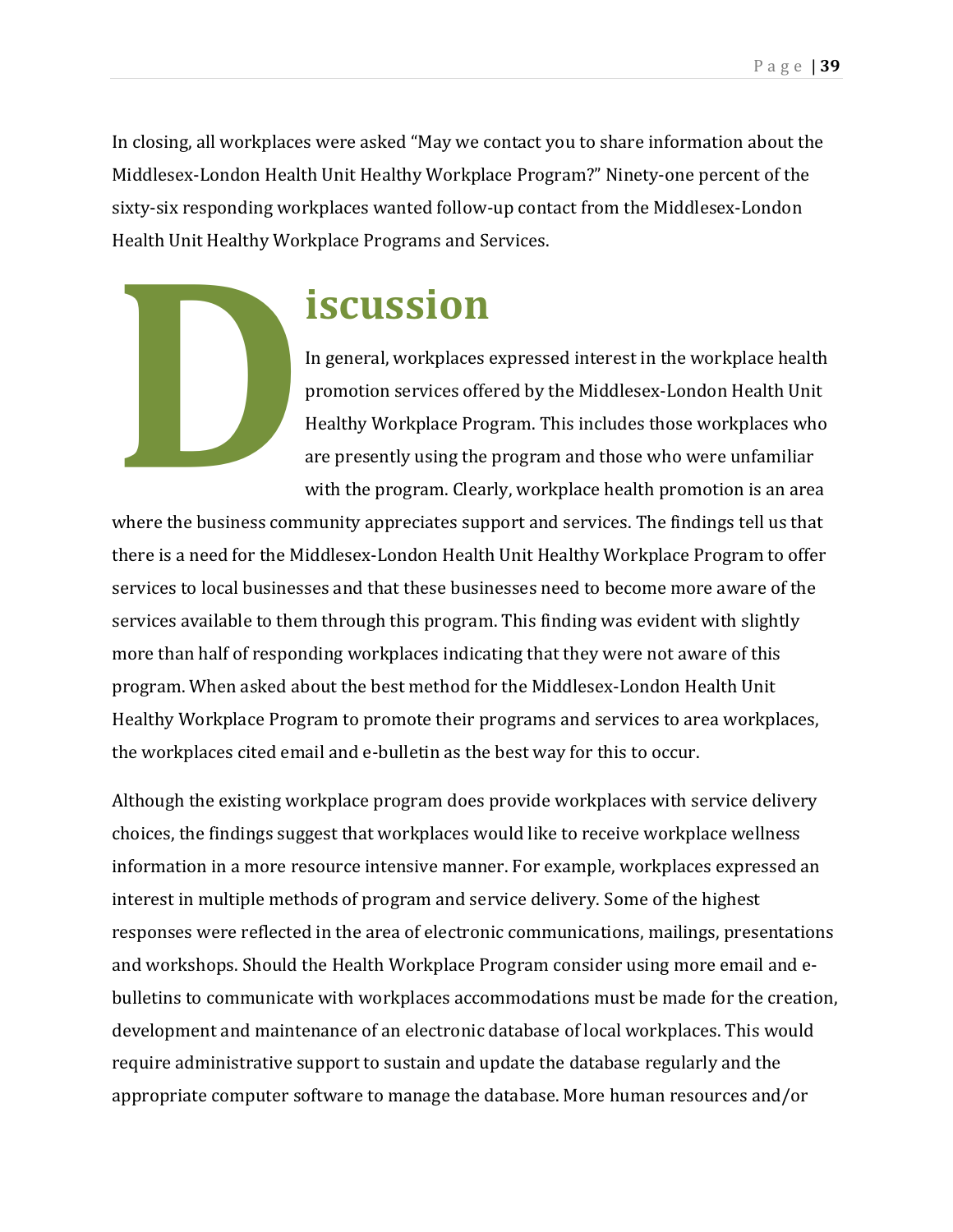In closing, all workplaces were asked “May we contact you to share information about the Middlesex-London Health Unit Healthy Workplace Program?” Ninety-one percent of the sixty-six responding workplaces wanted follow-up contact from the Middlesex-London Health Unit Healthy Workplace Programs and Services.

# Discussion

In general, workplaces expressed interest in the workplace health promotion services offered by the Middlesex-London Health Unit Healthy Workplace Program. This includes those workplaces who are presently using the program and those who were unfamiliar with the program. Clearly, workplace health promotion is an area where the business community appreciates support and services. The findings tell us that there is a need for the Middlesex-London Health Unit Healthy Workplace Program to offer services to local businesses and that these businesses need to become more aware of the services available to them through this program. This finding was evident with slightly more than half of responding workplaces indicating that they were not aware of this program. When asked about the best method for the Middlesex-London Health Unit Healthy Workplace Program to promote their programs and services to area workplaces, the workplaces cited email and e-bulletin as the best way for this to occur.

Although the existing workplace program does provide workplaces with service delivery choices, the findings suggest that workplaces would like to receive workplace wellness information in a more resource intensive manner. For example, workplaces expressed an interest in multiple methods of program and service delivery. Some of the highest responses were reflected in the area of electronic communications, mailings, presentations and workshops. Should the Health Workplace Program consider using more email and e-bulletins to communicate with workplaces accommodations must be made for the creation, development and maintenance of an electronic database of local workplaces. This would require administrative support to sustain and update the database regularly and the appropriate computer software to manage the database. More human resources and/or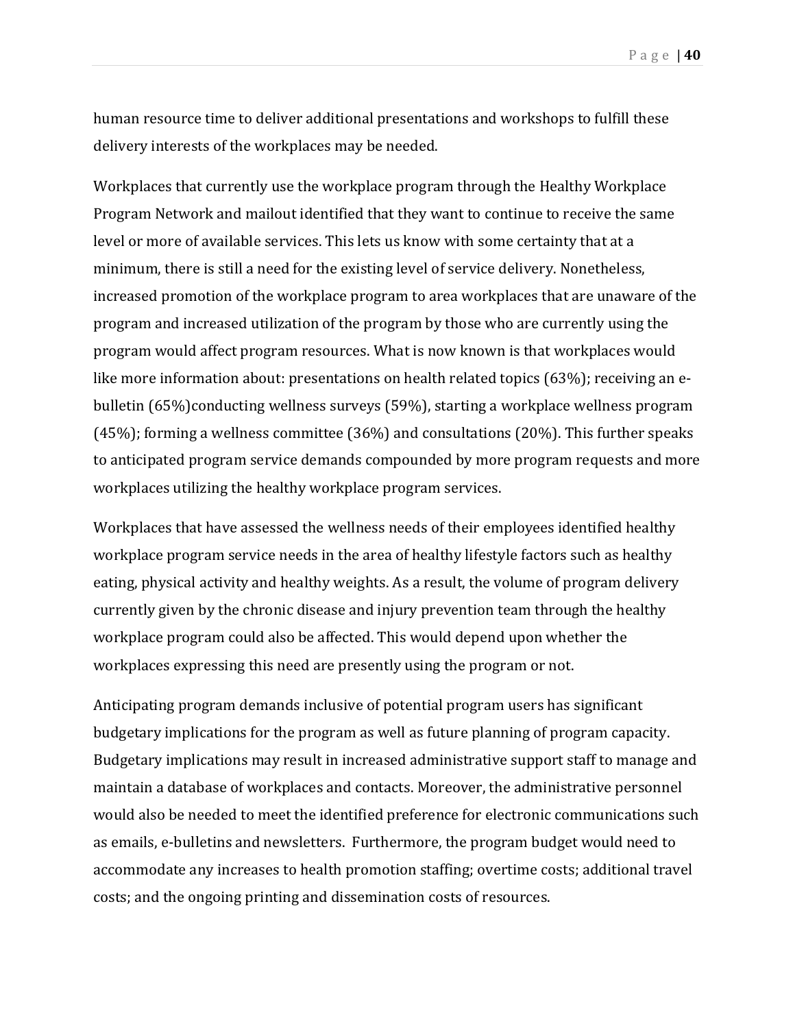human resource time to deliver additional presentations and workshops to fulfill these delivery interests of the workplaces may be needed.

Workplaces that currently use the workplace program through the Healthy Workplace Program Network and mailout identified that they want to continue to receive the same level or more of available services. This lets us know with some certainty that at a minimum, there is still a need for the existing level of service delivery. Nonetheless, increased promotion of the workplace program to area workplaces that are unaware of the program and increased utilization of the program by those who are currently using the program would affect program resources. What is now known is that workplaces would like more information about: presentations on health related topics (63%); receiving an e-bulletin (65%)conducting wellness surveys (59%), starting a workplace wellness program (45%); forming a wellness committee (36%) and consultations (20%). This further speaks to anticipated program service demands compounded by more program requests and more workplaces utilizing the healthy workplace program services.

Workplaces that have assessed the wellness needs of their employees identified healthy workplace program service needs in the area of healthy lifestyle factors such as healthy eating, physical activity and healthy weights. As a result, the volume of program delivery currently given by the chronic disease and injury prevention team through the healthy workplace program could also be affected. This would depend upon whether the workplaces expressing this need are presently using the program or not.

Anticipating program demands inclusive of potential program users has significant budgetary implications for the program as well as future planning of program capacity. Budgetary implications may result in increased administrative support staff to manage and maintain a database of workplaces and contacts. Moreover, the administrative personnel would also be needed to meet the identified preference for electronic communications such as emails, e-bulletins and newsletters. Furthermore, the program budget would need to accommodate any increases to health promotion staffing; overtime costs; additional travel costs; and the ongoing printing and dissemination costs of resources.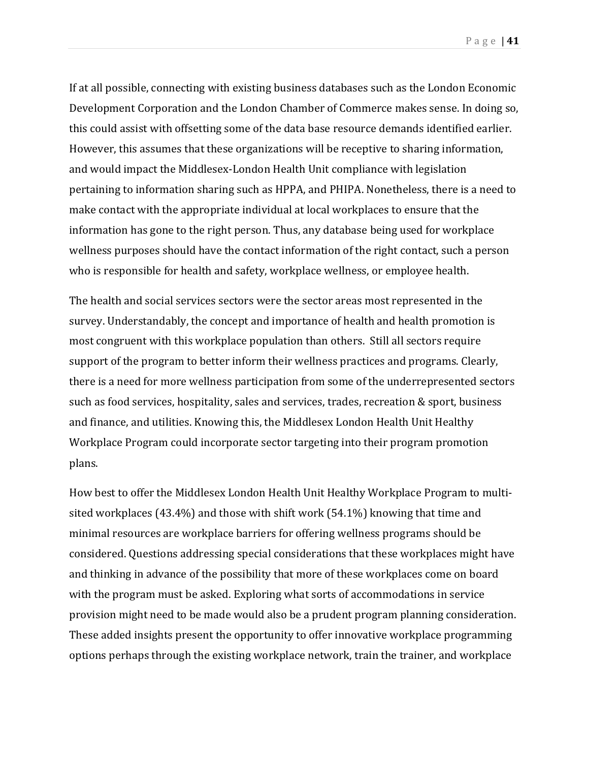If at all possible, connecting with existing business databases such as the London Economic Development Corporation and the London Chamber of Commerce makes sense. In doing so, this could assist with offsetting some of the data base resource demands identified earlier. However, this assumes that these organizations will be receptive to sharing information, and would impact the Middlesex-London Health Unit compliance with legislation pertaining to information sharing such as HPPA, and PHIPA. Nonetheless, there is a need to make contact with the appropriate individual at local workplaces to ensure that the information has gone to the right person. Thus, any database being used for workplace wellness purposes should have the contact information of the right contact, such a person who is responsible for health and safety, workplace wellness, or employee health.

The health and social services sectors were the sector areas most represented in the survey. Understandably, the concept and importance of health and health promotion is most congruent with this workplace population than others. Still all sectors require support of the program to better inform their wellness practices and programs. Clearly, there is a need for more wellness participation from some of the underrepresented sectors such as food services, hospitality, sales and services, trades, recreation & sport, business and finance, and utilities. Knowing this, the Middlesex London Health Unit Healthy Workplace Program could incorporate sector targeting into their program promotion plans.

How best to offer the Middlesex London Health Unit Healthy Workplace Program to multi-sited workplaces (43.4%) and those with shift work (54.1%) knowing that time and minimal resources are workplace barriers for offering wellness programs should be considered. Questions addressing special considerations that these workplaces might have and thinking in advance of the possibility that more of these workplaces come on board with the program must be asked. Exploring what sorts of accommodations in service provision might need to be made would also be a prudent program planning consideration. These added insights present the opportunity to offer innovative workplace programming options perhaps through the existing workplace network, train the trainer, and workplace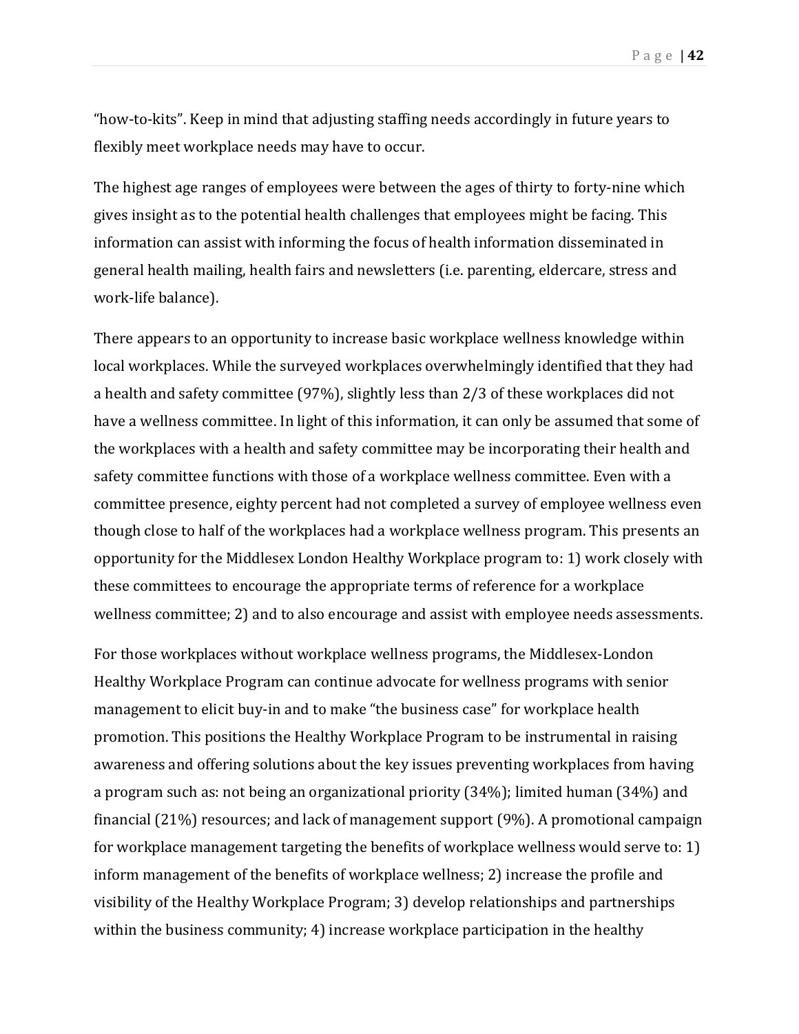"how-to-kits". Keep in mind that adjusting staffing needs accordingly in future years to flexibly meet workplace needs may have to occur.

The highest age ranges of employees were between the ages of thirty to forty-nine which gives insight as to the potential health challenges that employees might be facing. This information can assist with informing the focus of health information disseminated in general health mailing, health fairs and newsletters (i.e. parenting, eldercare, stress and work-life balance).

There appears to an opportunity to increase basic workplace wellness knowledge within local workplaces. While the surveyed workplaces overwhelmingly identified that they had a health and safety committee (97%), slightly less than 2/3 of these workplaces did not have a wellness committee. In light of this information, it can only be assumed that some of the workplaces with a health and safety committee may be incorporating their health and safety committee functions with those of a workplace wellness committee. Even with a committee presence, eighty percent had not completed a survey of employee wellness even though close to half of the workplaces had a workplace wellness program. This presents an opportunity for the Middlesex London Healthy Workplace program to: 1) work closely with these committees to encourage the appropriate terms of reference for a workplace wellness committee; 2) and to also encourage and assist with employee needs assessments.

For those workplaces without workplace wellness programs, the Middlesex-London Healthy Workplace Program can continue advocate for wellness programs with senior management to elicit buy-in and to make "the business case" for workplace health promotion. This positions the Healthy Workplace Program to be instrumental in raising awareness and offering solutions about the key issues preventing workplaces from having a program such as: not being an organizational priority (34%); limited human (34%) and financial (21%) resources; and lack of management support (9%). A promotional campaign for workplace management targeting the benefits of workplace wellness would serve to: 1) inform management of the benefits of workplace wellness; 2) increase the profile and visibility of the Healthy Workplace Program; 3) develop relationships and partnerships within the business community; 4) increase workplace participation in the healthy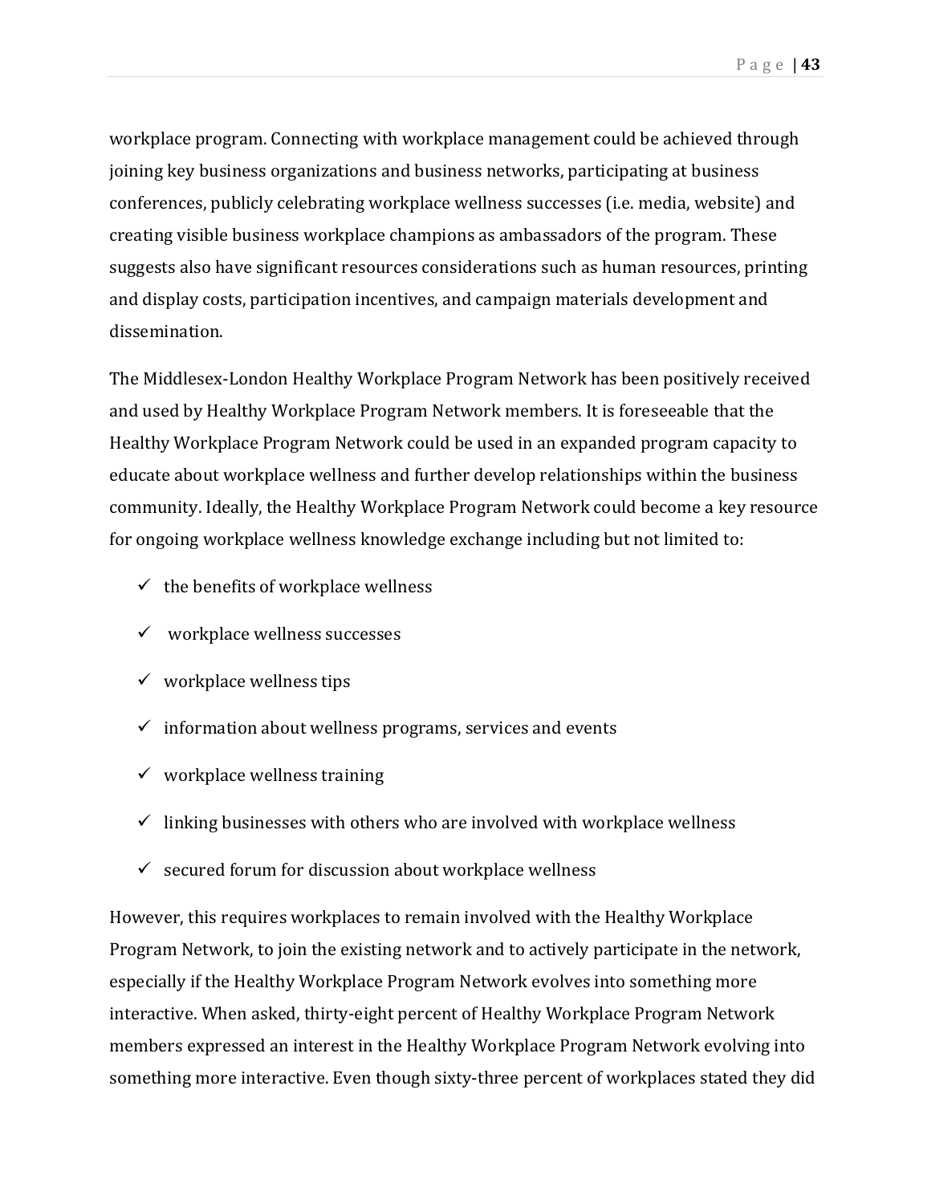workplace program. Connecting with workplace management could be achieved through joining key business organizations and business networks, participating at business conferences, publicly celebrating workplace wellness successes (i.e. media, website) and creating visible business workplace champions as ambassadors of the program. These suggests also have significant resources considerations such as human resources, printing and display costs, participation incentives, and campaign materials development and dissemination.

The Middlesex-London Healthy Workplace Program Network has been positively received and used by Healthy Workplace Program Network members. It is foreseeable that the Healthy Workplace Program Network could be used in an expanded program capacity to educate about workplace wellness and further develop relationships within the business community. Ideally, the Healthy Workplace Program Network could become a key resource for ongoing workplace wellness knowledge exchange including but not limited to:

- ✓ the benefits of workplace wellness
- ✓ workplace wellness successes
- ✓ workplace wellness tips
- ✓ information about wellness programs, services and events
- ✓ workplace wellness training
- ✓ linking businesses with others who are involved with workplace wellness
- ✓ secured forum for discussion about workplace wellness

However, this requires workplaces to remain involved with the Healthy Workplace Program Network, to join the existing network and to actively participate in the network, especially if the Healthy Workplace Program Network evolves into something more interactive. When asked, thirty-eight percent of Healthy Workplace Program Network members expressed an interest in the Healthy Workplace Program Network evolving into something more interactive. Even though sixty-three percent of workplaces stated they did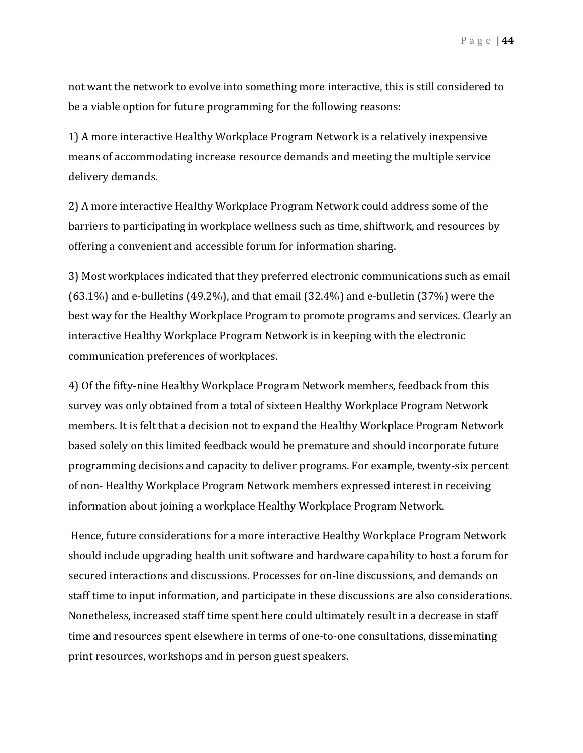not want the network to evolve into something more interactive, this is still considered to be a viable option for future programming for the following reasons:

1) A more interactive Healthy Workplace Program Network is a relatively inexpensive means of accommodating increase resource demands and meeting the multiple service delivery demands.

2) A more interactive Healthy Workplace Program Network could address some of the barriers to participating in workplace wellness such as time, shiftwork, and resources by offering a convenient and accessible forum for information sharing.

3) Most workplaces indicated that they preferred electronic communications such as email (63.1%) and e-bulletins (49.2%), and that email (32.4%) and e-bulletin (37%) were the best way for the Healthy Workplace Program to promote programs and services. Clearly an interactive Healthy Workplace Program Network is in keeping with the electronic communication preferences of workplaces.

4) Of the fifty-nine Healthy Workplace Program Network members, feedback from this survey was only obtained from a total of sixteen Healthy Workplace Program Network members. It is felt that a decision not to expand the Healthy Workplace Program Network based solely on this limited feedback would be premature and should incorporate future programming decisions and capacity to deliver programs. For example, twenty-six percent of non- Healthy Workplace Program Network members expressed interest in receiving information about joining a workplace Healthy Workplace Program Network.

Hence, future considerations for a more interactive Healthy Workplace Program Network should include upgrading health unit software and hardware capability to host a forum for secured interactions and discussions. Processes for on-line discussions, and demands on staff time to input information, and participate in these discussions are also considerations. Nonetheless, increased staff time spent here could ultimately result in a decrease in staff time and resources spent elsewhere in terms of one-to-one consultations, disseminating print resources, workshops and in person guest speakers.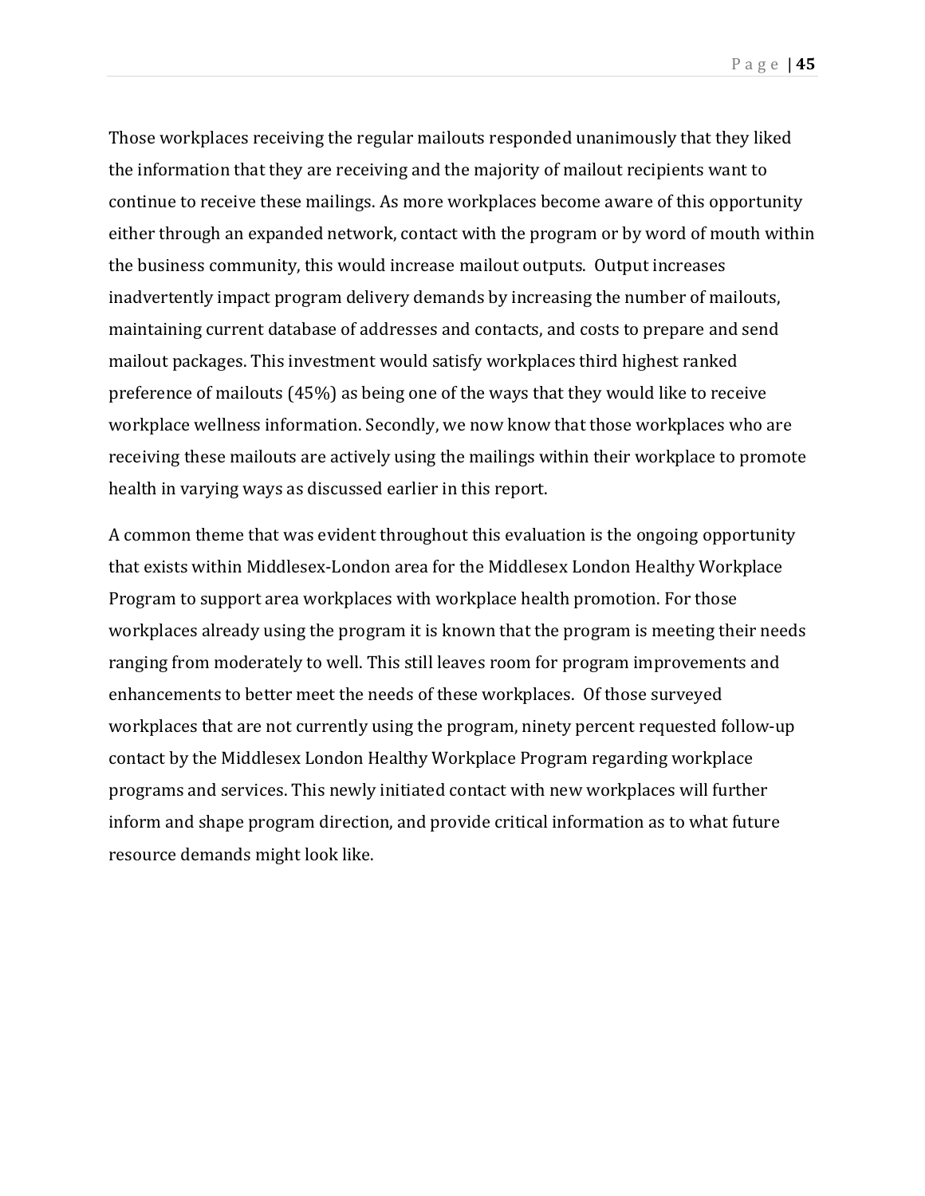Those workplaces receiving the regular mailouts responded unanimously that they liked the information that they are receiving and the majority of mailout recipients want to continue to receive these mailings. As more workplaces become aware of this opportunity either through an expanded network, contact with the program or by word of mouth within the business community, this would increase mailout outputs. Output increases inadvertently impact program delivery demands by increasing the number of mailouts, maintaining current database of addresses and contacts, and costs to prepare and send mailout packages. This investment would satisfy workplaces third highest ranked preference of mailouts (45%) as being one of the ways that they would like to receive workplace wellness information. Secondly, we now know that those workplaces who are receiving these mailouts are actively using the mailings within their workplace to promote health in varying ways as discussed earlier in this report.

A common theme that was evident throughout this evaluation is the ongoing opportunity that exists within Middlesex-London area for the Middlesex London Healthy Workplace Program to support area workplaces with workplace health promotion. For those workplaces already using the program it is known that the program is meeting their needs ranging from moderately to well. This still leaves room for program improvements and enhancements to better meet the needs of these workplaces. Of those surveyed workplaces that are not currently using the program, ninety percent requested follow-up contact by the Middlesex London Healthy Workplace Program regarding workplace programs and services. This newly initiated contact with new workplaces will further inform and shape program direction, and provide critical information as to what future resource demands might look like.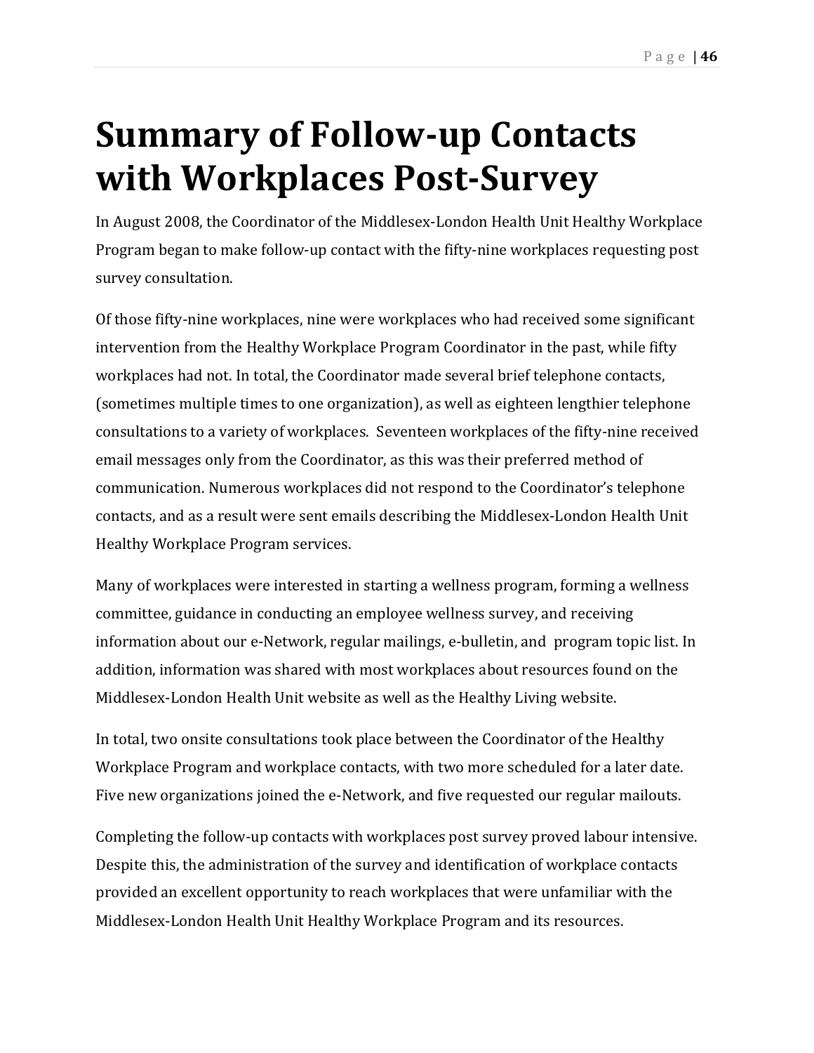# Summary of Follow-up Contacts with Workplaces Post-Survey

In August 2008, the Coordinator of the Middlesex-London Health Unit Healthy Workplace Program began to make follow-up contact with the fifty-nine workplaces requesting post survey consultation.

Of those fifty-nine workplaces, nine were workplaces who had received some significant intervention from the Healthy Workplace Program Coordinator in the past, while fifty workplaces had not. In total, the Coordinator made several brief telephone contacts, (sometimes multiple times to one organization), as well as eighteen lengthier telephone consultations to a variety of workplaces. Seventeen workplaces of the fifty-nine received email messages only from the Coordinator, as this was their preferred method of communication. Numerous workplaces did not respond to the Coordinator's telephone contacts, and as a result were sent emails describing the Middlesex-London Health Unit Healthy Workplace Program services.

Many of workplaces were interested in starting a wellness program, forming a wellness committee, guidance in conducting an employee wellness survey, and receiving information about our e-Network, regular mailings, e-bulletin, and program topic list. In addition, information was shared with most workplaces about resources found on the Middlesex-London Health Unit website as well as the Healthy Living website.

In total, two onsite consultations took place between the Coordinator of the Healthy Workplace Program and workplace contacts, with two more scheduled for a later date. Five new organizations joined the e-Network, and five requested our regular mailouts.

Completing the follow-up contacts with workplaces post survey proved labour intensive. Despite this, the administration of the survey and identification of workplace contacts provided an excellent opportunity to reach workplaces that were unfamiliar with the Middlesex-London Health Unit Healthy Workplace Program and its resources.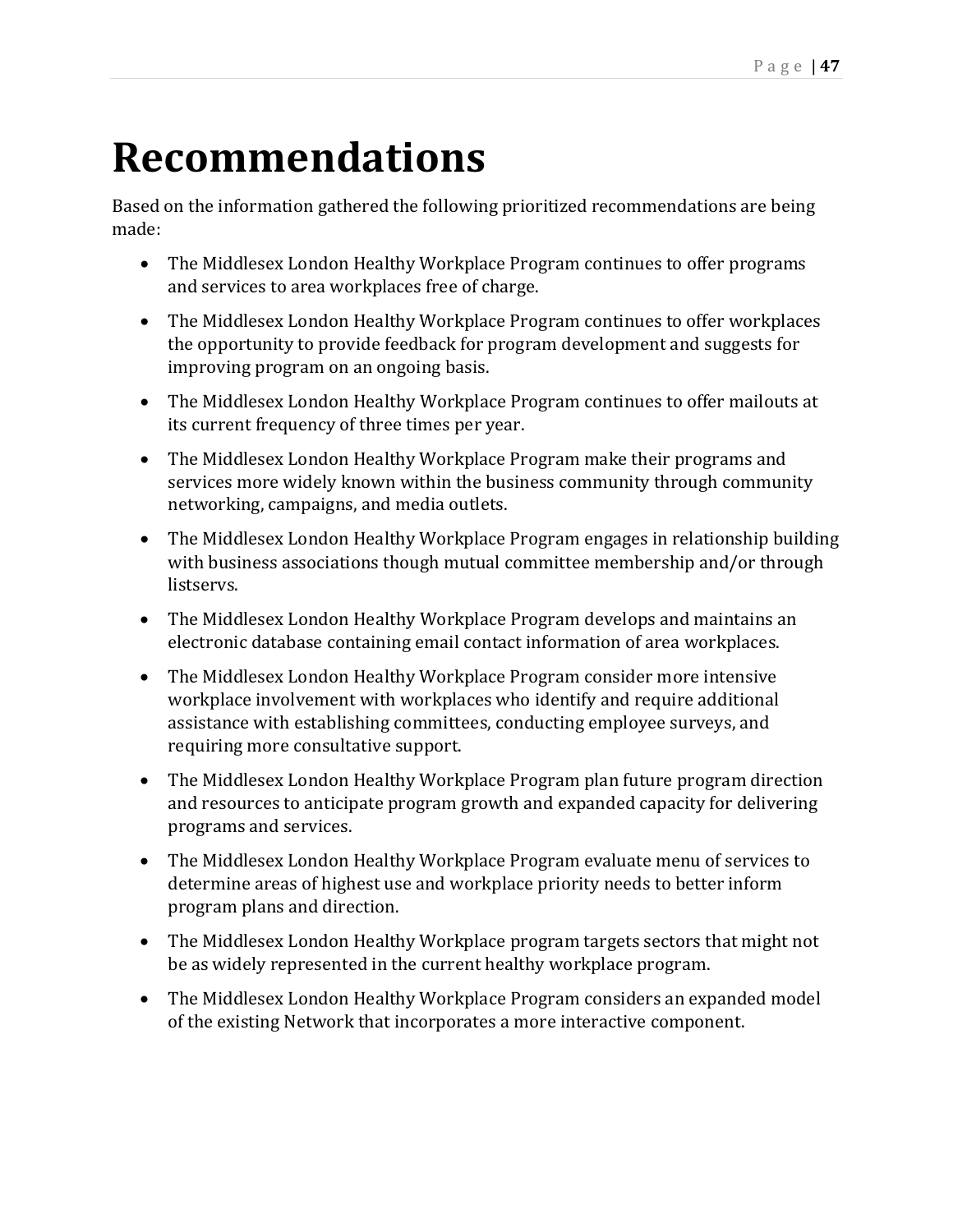# Recommendations

Based on the information gathered the following prioritized recommendations are being made:

- The Middlesex London Healthy Workplace Program continues to offer programs and services to area workplaces free of charge.
- The Middlesex London Healthy Workplace Program continues to offer workplaces the opportunity to provide feedback for program development and suggests for improving program on an ongoing basis.
- The Middlesex London Healthy Workplace Program continues to offer mailouts at its current frequency of three times per year.
- The Middlesex London Healthy Workplace Program make their programs and services more widely known within the business community through community networking, campaigns, and media outlets.
- The Middlesex London Healthy Workplace Program engages in relationship building with business associations though mutual committee membership and/or through listservs.
- The Middlesex London Healthy Workplace Program develops and maintains an electronic database containing email contact information of area workplaces.
- The Middlesex London Healthy Workplace Program consider more intensive workplace involvement with workplaces who identify and require additional assistance with establishing committees, conducting employee surveys, and requiring more consultative support.
- The Middlesex London Healthy Workplace Program plan future program direction and resources to anticipate program growth and expanded capacity for delivering programs and services.
- The Middlesex London Healthy Workplace Program evaluate menu of services to determine areas of highest use and workplace priority needs to better inform program plans and direction.
- The Middlesex London Healthy Workplace program targets sectors that might not be as widely represented in the current healthy workplace program.
- The Middlesex London Healthy Workplace Program considers an expanded model of the existing Network that incorporates a more interactive component.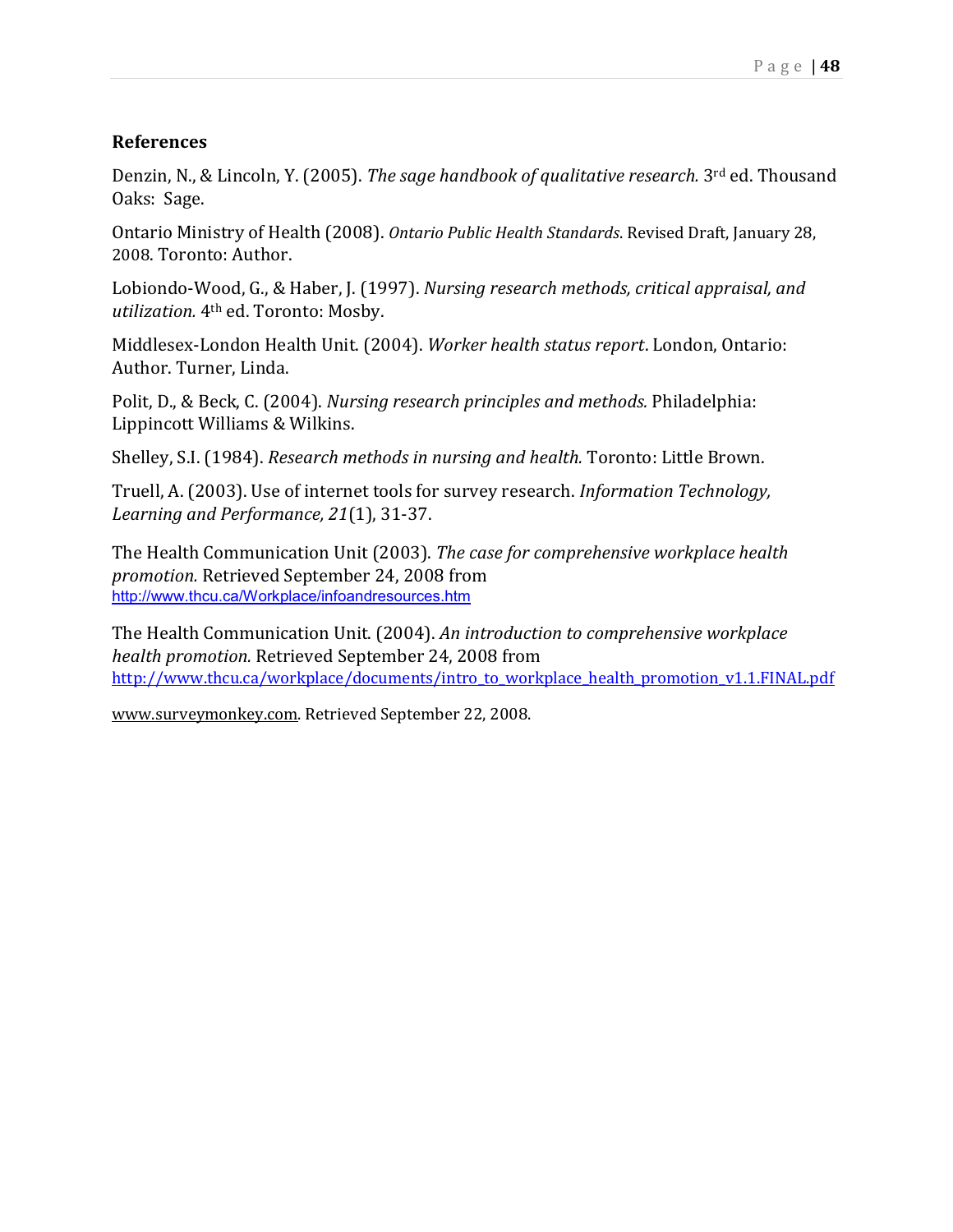## References

Denzin, N., & Lincoln, Y. (2005). *The sage handbook of qualitative research.* 3rd ed. Thousand Oaks: Sage.

Ontario Ministry of Health (2008). *Ontario Public Health Standards*. Revised Draft, January 28, 2008. Toronto: Author.

Lobiondo-Wood, G., & Haber, J. (1997). *Nursing research methods, critical appraisal, and utilization.* 4th ed. Toronto: Mosby.

Middlesex-London Health Unit. (2004). *Worker health status report*. London, Ontario: Author. Turner, Linda.

Polit, D., & Beck, C. (2004). *Nursing research principles and methods.* Philadelphia: Lippincott Williams & Wilkins.

Shelley, S.I. (1984). *Research methods in nursing and health.* Toronto: Little Brown.

Truell, A. (2003). Use of internet tools for survey research. *Information Technology, Learning and Performance, 21*(1), 31-37.

The Health Communication Unit (2003). *The case for comprehensive workplace health promotion.* Retrieved September 24, 2008 from http://www.thcu.ca/Workplace/infoandresources.htm

The Health Communication Unit. (2004). *An introduction to comprehensive workplace health promotion.* Retrieved September 24, 2008 from http://www.thcu.ca/workplace/documents/intro_to_workplace_health_promotion_v1.1.FINAL.pdf

www.surveymonkey.com. Retrieved September 22, 2008.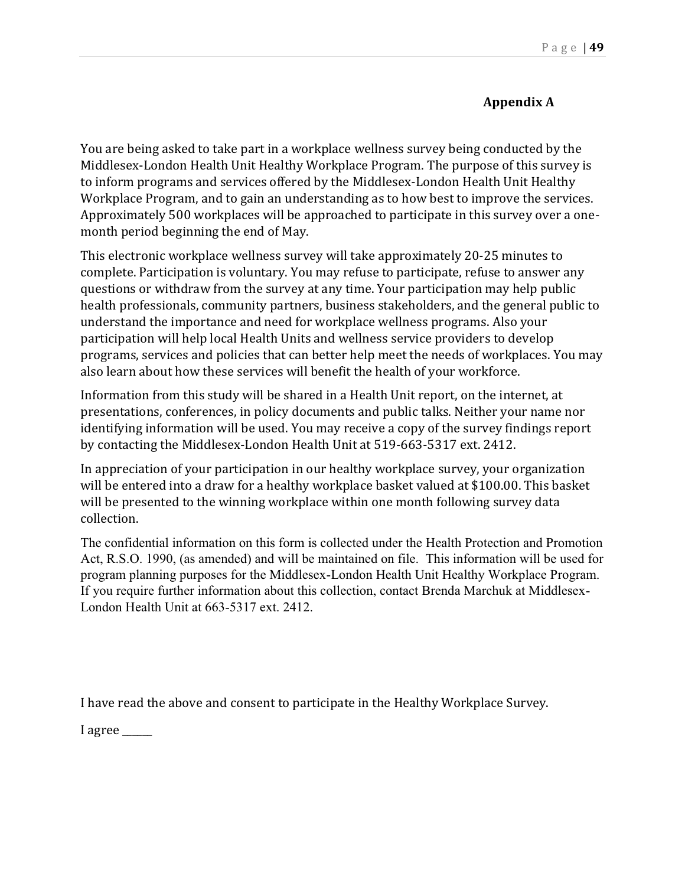## Appendix A

You are being asked to take part in a workplace wellness survey being conducted by the Middlesex-London Health Unit Healthy Workplace Program. The purpose of this survey is to inform programs and services offered by the Middlesex-London Health Unit Healthy Workplace Program, and to gain an understanding as to how best to improve the services. Approximately 500 workplaces will be approached to participate in this survey over a one-month period beginning the end of May.

This electronic workplace wellness survey will take approximately 20-25 minutes to complete. Participation is voluntary. You may refuse to participate, refuse to answer any questions or withdraw from the survey at any time. Your participation may help public health professionals, community partners, business stakeholders, and the general public to understand the importance and need for workplace wellness programs. Also your participation will help local Health Units and wellness service providers to develop programs, services and policies that can better help meet the needs of workplaces. You may also learn about how these services will benefit the health of your workforce.

Information from this study will be shared in a Health Unit report, on the internet, at presentations, conferences, in policy documents and public talks. Neither your name nor identifying information will be used. You may receive a copy of the survey findings report by contacting the Middlesex-London Health Unit at 519-663-5317 ext. 2412.

In appreciation of your participation in our healthy workplace survey, your organization will be entered into a draw for a healthy workplace basket valued at $100.00. This basket will be presented to the winning workplace within one month following survey data collection.

The confidential information on this form is collected under the Health Protection and Promotion Act, R.S.O. 1990, (as amended) and will be maintained on file. This information will be used for program planning purposes for the Middlesex-London Health Unit Healthy Workplace Program. If you require further information about this collection, contact Brenda Marchuk at Middlesex-London Health Unit at 663-5317 ext. 2412.

I have read the above and consent to participate in the Healthy Workplace Survey.

I agree _____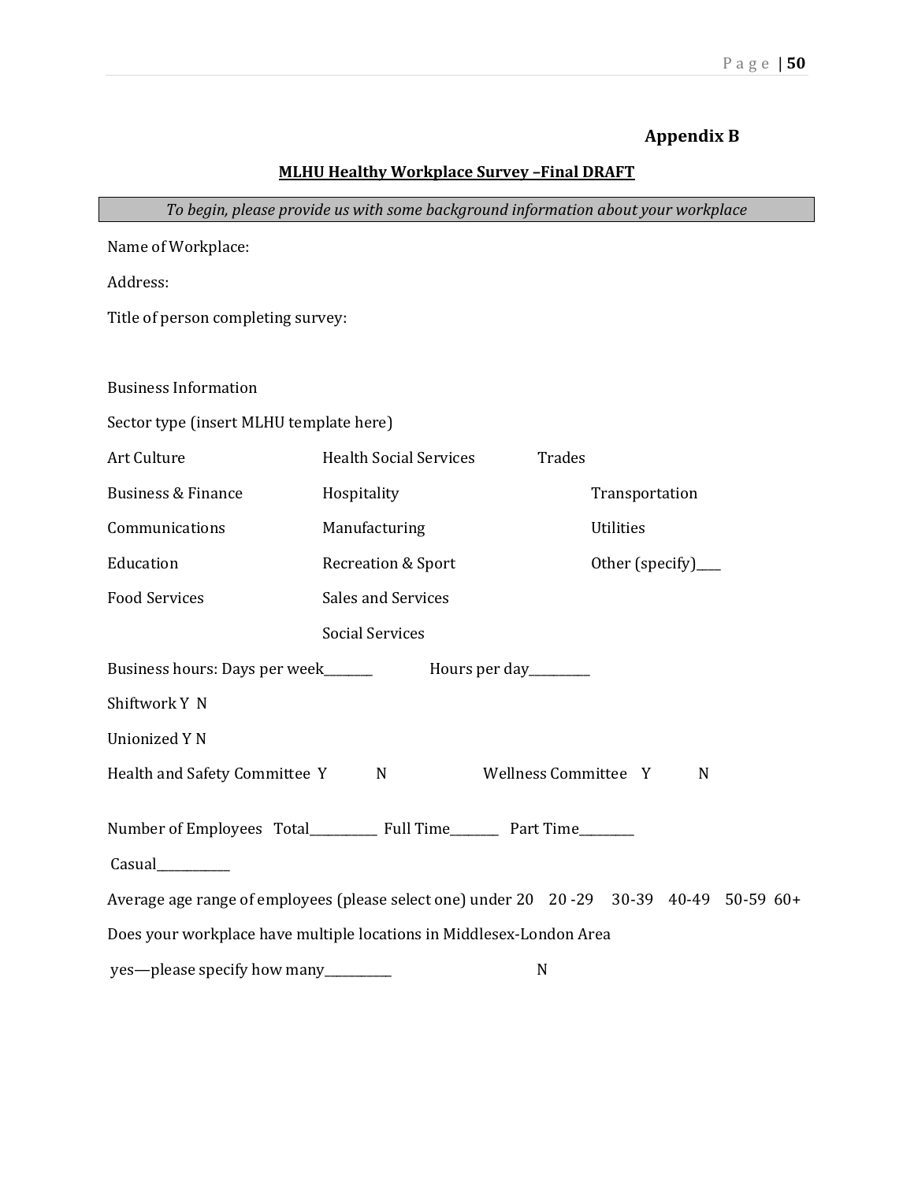## Appendix B

**MLHU Healthy Workplace Survey –Final DRAFT**

*To begin, please provide us with some background information about your workplace*

Name of Workplace:

Address:

Title of person completing survey:

Business Information

Sector type (insert MLHU template here)

| | | |
|---|---|---|
| Art Culture | Health Social Services | Trades |
| Business & Finance | Hospitality | Transportation |
| Communications | Manufacturing | Utilities |
| Education | Recreation & Sport | Other (specify)____ |
| Food Services | Sales and Services | |
| | Social Services | |

Business hours: Days per week_______ Hours per day_________

Shiftwork Y N

Unionized Y N

Health and Safety Committee Y N Wellness Committee Y N

Number of Employees Total__________ Full Time_______ Part Time________

Casual___________

Average age range of employees (please select one) under 20 20 -29 30-39 40-49 50-59 60+

Does your workplace have multiple locations in Middlesex-London Area

yes—please specify how many__________ N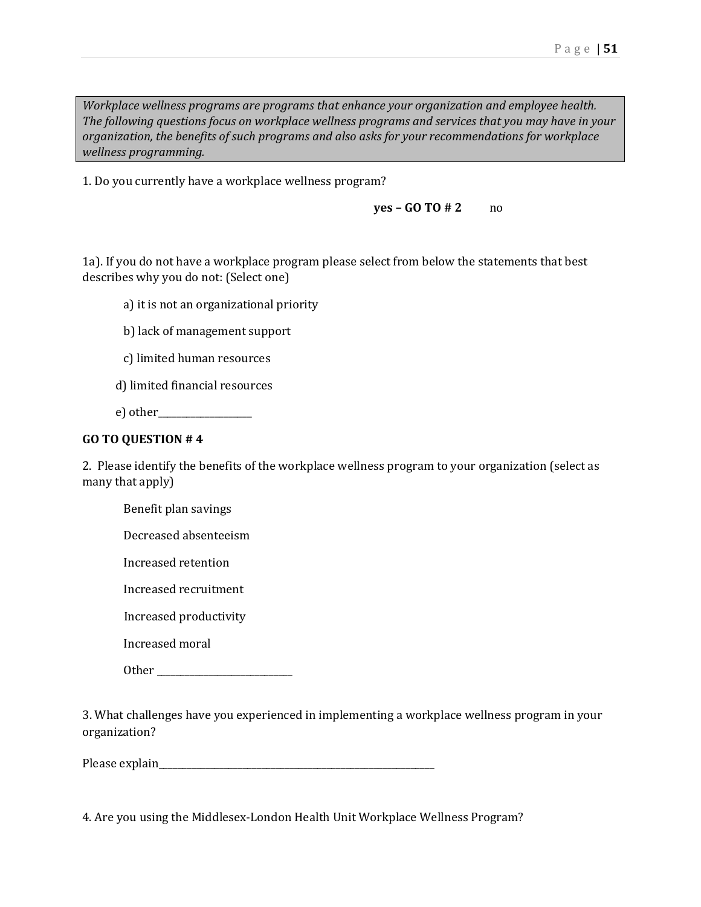*Workplace wellness programs are programs that enhance your organization and employee health. The following questions focus on workplace wellness programs and services that you may have in your organization, the benefits of such programs and also asks for your recommendations for workplace wellness programming.*

1. Do you currently have a workplace wellness program?

**yes – GO TO # 2** no

1a). If you do not have a workplace program please select from below the statements that best describes why you do not: (Select one)

a) it is not an organizational priority

b) lack of management support

c) limited human resources

d) limited financial resources

e) other___________________

**GO TO QUESTION # 4**

2. Please identify the benefits of the workplace wellness program to your organization (select as many that apply)

Benefit plan savings

Decreased absenteeism

Increased retention

Increased recruitment

Increased productivity

Increased moral

Other ___________________________

3. What challenges have you experienced in implementing a workplace wellness program in your organization?

Please explain_________________________________________________________

4. Are you using the Middlesex-London Health Unit Workplace Wellness Program?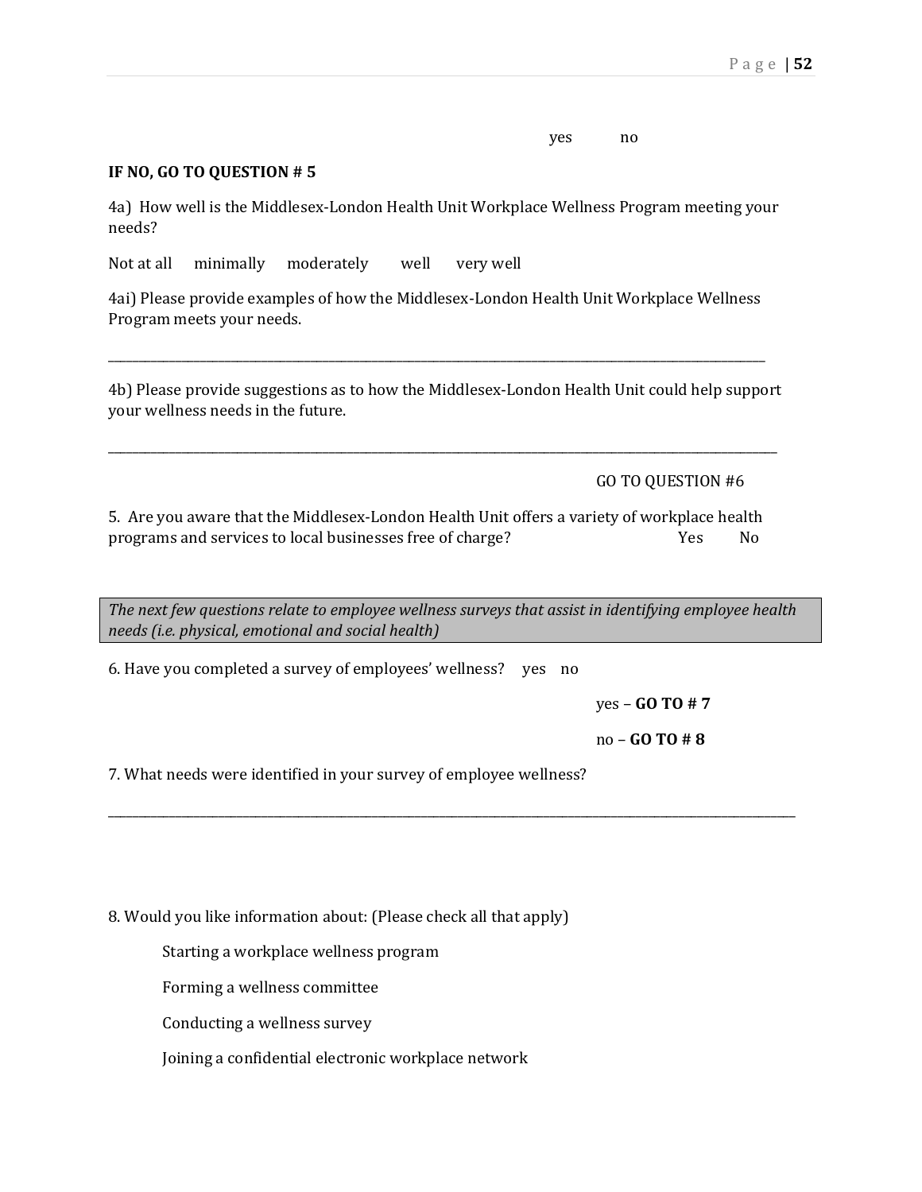yes     no

**IF NO, GO TO QUESTION # 5**

4a) How well is the Middlesex-London Health Unit Workplace Wellness Program meeting your needs?

Not at all     minimally     moderately     well     very well

4ai) Please provide examples of how the Middlesex-London Health Unit Workplace Wellness Program meets your needs.

______________________________________________________________________________

4b) Please provide suggestions as to how the Middlesex-London Health Unit could help support your wellness needs in the future.

______________________________________________________________________________

GO TO QUESTION #6

5. Are you aware that the Middlesex-London Health Unit offers a variety of workplace health programs and services to local businesses free of charge?     Yes     No

*The next few questions relate to employee wellness surveys that assist in identifying employee health needs (i.e. physical, emotional and social health)*

6. Have you completed a survey of employees' wellness?   yes   no

yes – **GO TO # 7**

no – **GO TO # 8**

7. What needs were identified in your survey of employee wellness?

______________________________________________________________________________

8. Would you like information about: (Please check all that apply)

Starting a workplace wellness program

Forming a wellness committee

Conducting a wellness survey

Joining a confidential electronic workplace network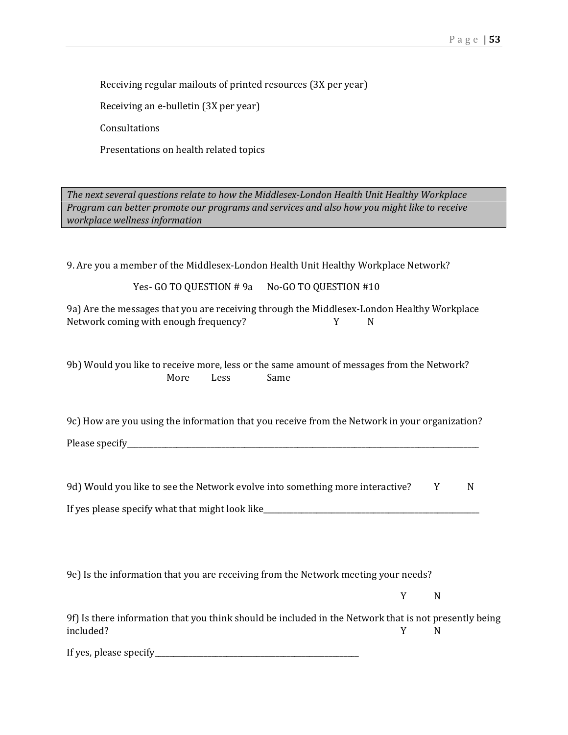Receiving regular mailouts of printed resources (3X per year)

Receiving an e-bulletin (3X per year)

Consultations

Presentations on health related topics

*The next several questions relate to how the Middlesex-London Health Unit Healthy Workplace Program can better promote our programs and services and also how you might like to receive workplace wellness information*

9. Are you a member of the Middlesex-London Health Unit Healthy Workplace Network?

Yes- GO TO QUESTION # 9a No-GO TO QUESTION #10

9a) Are the messages that you are receiving through the Middlesex-London Healthy Workplace Network coming with enough frequency? Y N

9b) Would you like to receive more, less or the same amount of messages from the Network?

More Less Same

9c) How are you using the information that you receive from the Network in your organization?

Please specify_______________________________________________________________________________

9d) Would you like to see the Network evolve into something more interactive? Y N

If yes please specify what that might look like______________________________________________

9e) Is the information that you are receiving from the Network meeting your needs?

Y N

9f) Is there information that you think should be included in the Network that is not presently being included? Y N

If yes, please specify___________________________________________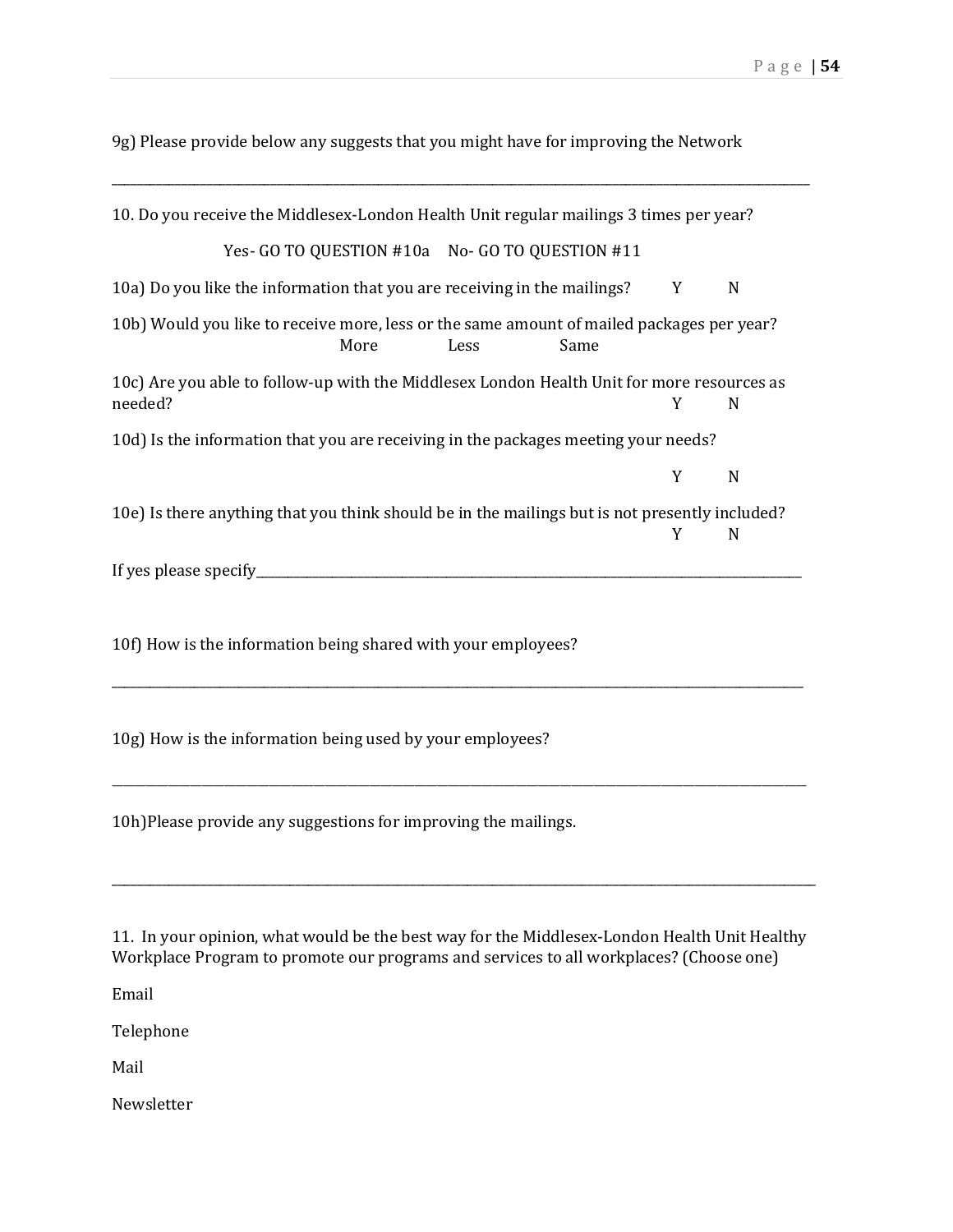9g) Please provide below any suggests that you might have for improving the Network

______________________________________________________________________________

10. Do you receive the Middlesex-London Health Unit regular mailings 3 times per year?

Yes- GO TO QUESTION #10a    No- GO TO QUESTION #11

10a) Do you like the information that you are receiving in the mailings?    Y    N

10b) Would you like to receive more, less or the same amount of mailed packages per year?

More    Less    Same

10c) Are you able to follow-up with the Middlesex London Health Unit for more resources as needed?    Y    N

10d) Is the information that you are receiving in the packages meeting your needs?

Y    N

10e) Is there anything that you think should be in the mailings but is not presently included?

Y    N

If yes please specify______________________________________________________________

10f) How is the information being shared with your employees?

______________________________________________________________________________

10g) How is the information being used by your employees?

______________________________________________________________________________

10h)Please provide any suggestions for improving the mailings.

______________________________________________________________________________

11. In your opinion, what would be the best way for the Middlesex-London Health Unit Healthy Workplace Program to promote our programs and services to all workplaces? (Choose one)

Email

Telephone

Mail

Newsletter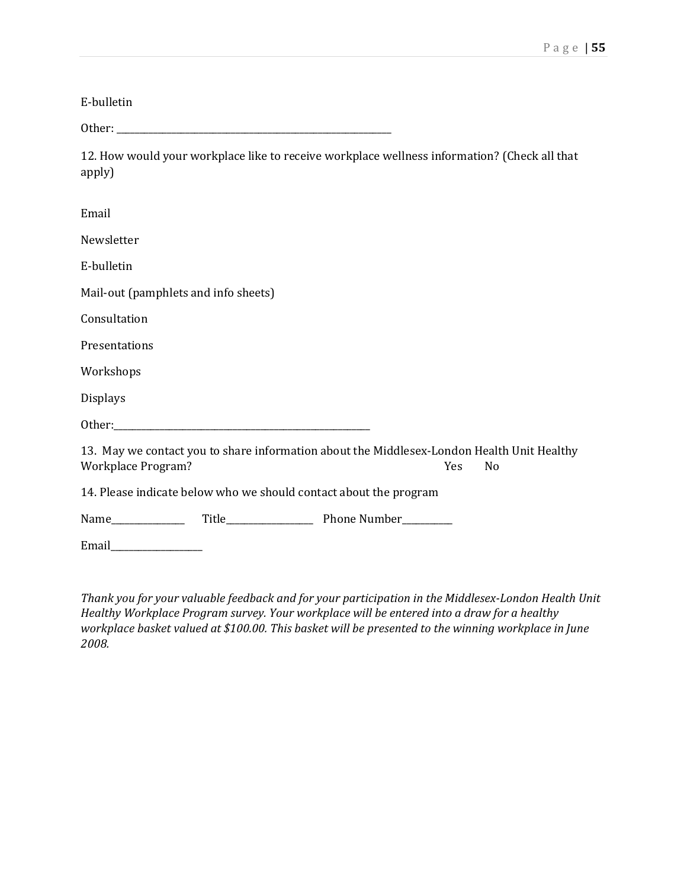E-bulletin

Other: ___________________________________________________________

12. How would your workplace like to receive workplace wellness information? (Check all that apply)

Email

Newsletter

E-bulletin

Mail-out (pamphlets and info sheets)

Consultation

Presentations

Workshops

Displays

Other:_______________________________________________________

13. May we contact you to share information about the Middlesex-London Health Unit Healthy Workplace Program? Yes No

14. Please indicate below who we should contact about the program

Name______________ Title_________________ Phone Number__________

Email__________________

*Thank you for your valuable feedback and for your participation in the Middlesex-London Health Unit Healthy Workplace Program survey. Your workplace will be entered into a draw for a healthy workplace basket valued at $100.00. This basket will be presented to the winning workplace in June 2008.*